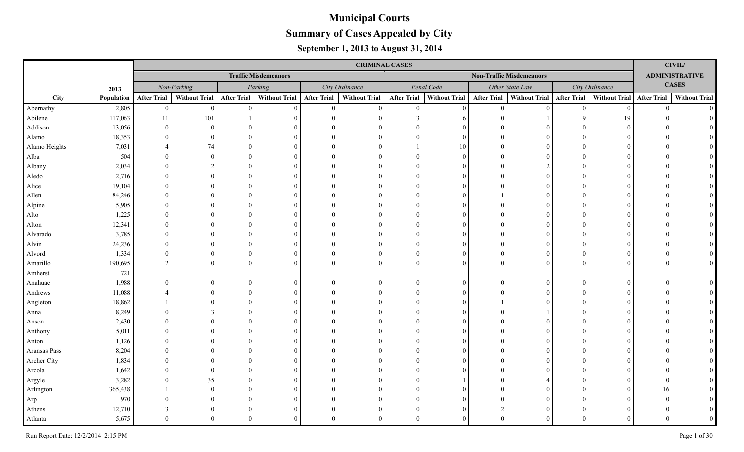# Municipal Courts

## Summary of Cases Appealed by City

### September 1, 2013 to August 31, 2014

| | | CRIMINAL CASES | | | | | | | | | | | | CIVIL/ ADMINISTRATIVE CASES | |
|---|---|---|---|---|---|---|---|---|---|---|---|---|---|---|---|
| | | Traffic Misdemeanors | | | | | | Non-Traffic Misdemeanors | | | | | | | |
| | 2013 | Non-Parking | | Parking | | City Ordinance | | Penal Code | | Other State Law | | City Ordinance | | | |
| City | Population | After Trial | Without Trial | After Trial | Without Trial | After Trial | Without Trial | After Trial | Without Trial | After Trial | Without Trial | After Trial | Without Trial | After Trial | Without Trial |
| Abernathy | 2,805 | 0 | 0 | 0 | 0 | 0 | 0 | 0 | 0 | 0 | 0 | 0 | 0 | 0 | 0 |
| Abilene | 117,063 | 11 | 101 | 1 | 0 | 0 | 0 | 3 | 6 | 0 | 1 | 9 | 19 | 0 | 0 |
| Addison | 13,056 | 0 | 0 | 0 | 0 | 0 | 0 | 0 | 0 | 0 | 0 | 0 | 0 | 0 | 0 |
| Alamo | 18,353 | 0 | 0 | 0 | 0 | 0 | 0 | 0 | 0 | 0 | 0 | 0 | 0 | 0 | 0 |
| Alamo Heights | 7,031 | 4 | 74 | 0 | 0 | 0 | 0 | 1 | 10 | 0 | 0 | 0 | 0 | 0 | 0 |
| Alba | 504 | 0 | 0 | 0 | 0 | 0 | 0 | 0 | 0 | 0 | 0 | 0 | 0 | 0 | 0 |
| Albany | 2,034 | 0 | 2 | 0 | 0 | 0 | 0 | 0 | 0 | 0 | 2 | 0 | 0 | 0 | 0 |
| Aledo | 2,716 | 0 | 0 | 0 | 0 | 0 | 0 | 0 | 0 | 0 | 0 | 0 | 0 | 0 | 0 |
| Alice | 19,104 | 0 | 0 | 0 | 0 | 0 | 0 | 0 | 0 | 0 | 0 | 0 | 0 | 0 | 0 |
| Allen | 84,246 | 0 | 0 | 0 | 0 | 0 | 0 | 0 | 0 | 1 | 0 | 0 | 0 | 0 | 0 |
| Alpine | 5,905 | 0 | 0 | 0 | 0 | 0 | 0 | 0 | 0 | 0 | 0 | 0 | 0 | 0 | 0 |
| Alto | 1,225 | 0 | 0 | 0 | 0 | 0 | 0 | 0 | 0 | 0 | 0 | 0 | 0 | 0 | 0 |
| Alton | 12,341 | 0 | 0 | 0 | 0 | 0 | 0 | 0 | 0 | 0 | 0 | 0 | 0 | 0 | 0 |
| Alvarado | 3,785 | 0 | 0 | 0 | 0 | 0 | 0 | 0 | 0 | 0 | 0 | 0 | 0 | 0 | 0 |
| Alvin | 24,236 | 0 | 0 | 0 | 0 | 0 | 0 | 0 | 0 | 0 | 0 | 0 | 0 | 0 | 0 |
| Alvord | 1,334 | 0 | 0 | 0 | 0 | 0 | 0 | 0 | 0 | 0 | 0 | 0 | 0 | 0 | 0 |
| Amarillo | 190,695 | 2 | 0 | 0 | 0 | 0 | 0 | 0 | 0 | 0 | 0 | 0 | 0 | 0 | 0 |
| Amherst | 721 | | | | | | | | | | | | | | |
| Anahuac | 1,988 | 0 | 0 | 0 | 0 | 0 | 0 | 0 | 0 | 0 | 0 | 0 | 0 | 0 | 0 |
| Andrews | 11,088 | 4 | 0 | 0 | 0 | 0 | 0 | 0 | 0 | 0 | 0 | 0 | 0 | 0 | 0 |
| Angleton | 18,862 | 1 | 0 | 0 | 0 | 0 | 0 | 0 | 0 | 1 | 0 | 0 | 0 | 0 | 0 |
| Anna | 8,249 | 0 | 3 | 0 | 0 | 0 | 0 | 0 | 0 | 0 | 1 | 0 | 0 | 0 | 0 |
| Anson | 2,430 | 0 | 0 | 0 | 0 | 0 | 0 | 0 | 0 | 0 | 0 | 0 | 0 | 0 | 0 |
| Anthony | 5,011 | 0 | 0 | 0 | 0 | 0 | 0 | 0 | 0 | 0 | 0 | 0 | 0 | 0 | 0 |
| Anton | 1,126 | 0 | 0 | 0 | 0 | 0 | 0 | 0 | 0 | 0 | 0 | 0 | 0 | 0 | 0 |
| Aransas Pass | 8,204 | 0 | 0 | 0 | 0 | 0 | 0 | 0 | 0 | 0 | 0 | 0 | 0 | 0 | 0 |
| Archer City | 1,834 | 0 | 0 | 0 | 0 | 0 | 0 | 0 | 0 | 0 | 0 | 0 | 0 | 0 | 0 |
| Arcola | 1,642 | 0 | 0 | 0 | 0 | 0 | 0 | 0 | 0 | 0 | 0 | 0 | 0 | 0 | 0 |
| Argyle | 3,282 | 0 | 35 | 0 | 0 | 0 | 0 | 0 | 1 | 0 | 4 | 0 | 0 | 0 | 0 |
| Arlington | 365,438 | 1 | 0 | 0 | 0 | 0 | 0 | 0 | 0 | 0 | 0 | 0 | 0 | 16 | 0 |
| Arp | 970 | 0 | 0 | 0 | 0 | 0 | 0 | 0 | 0 | 0 | 0 | 0 | 0 | 0 | 0 |
| Athens | 12,710 | 3 | 0 | 0 | 0 | 0 | 0 | 0 | 0 | 2 | 0 | 0 | 0 | 0 | 0 |
| Atlanta | 5,675 | 0 | 0 | 0 | 0 | 0 | 0 | 0 | 0 | 0 | 0 | 0 | 0 | 0 | 0 |

Run Report Date: 12/2/2014 2:15 PM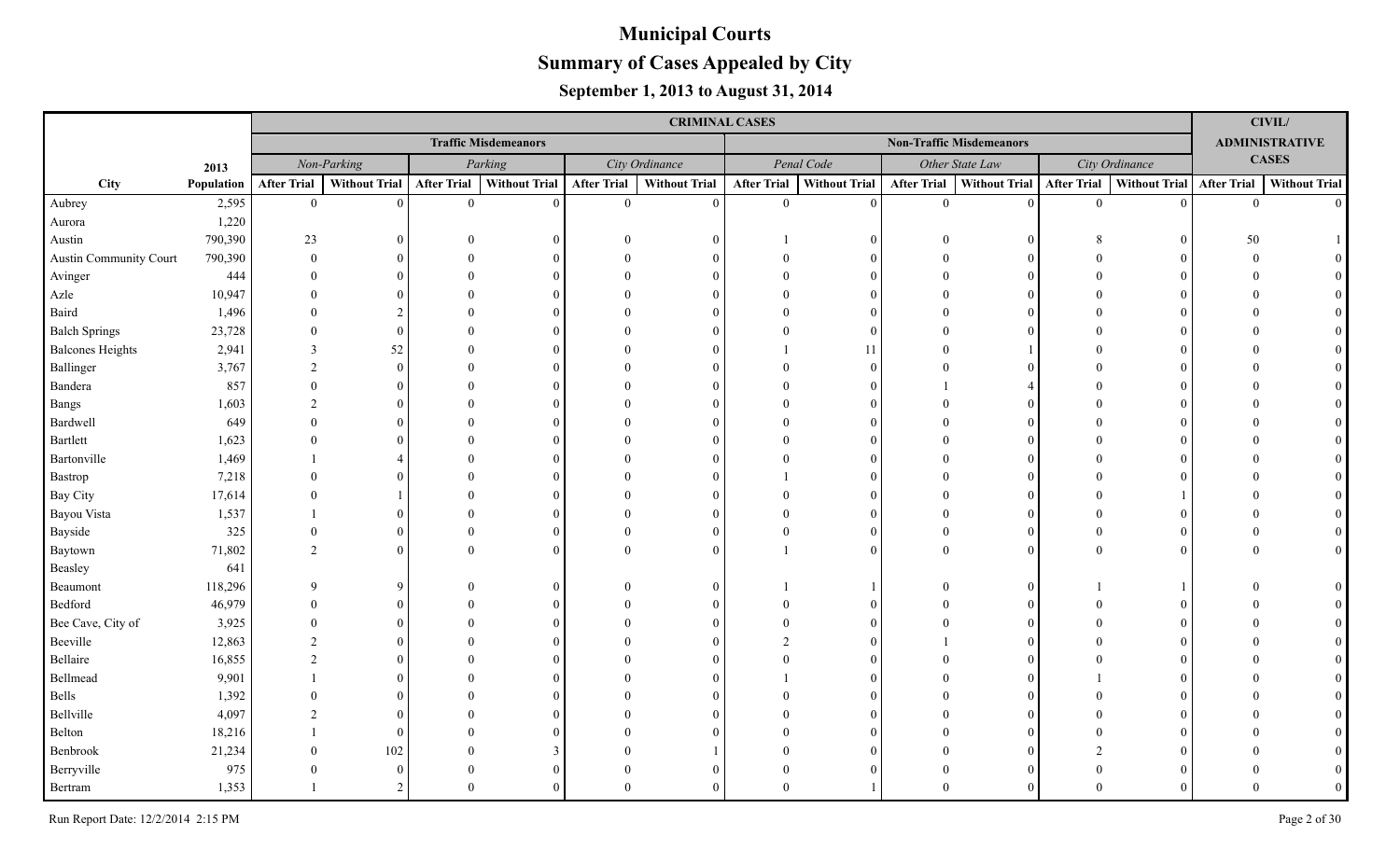# Municipal Courts

## Summary of Cases Appealed by City

### September 1, 2013 to August 31, 2014

| | | CRIMINAL CASES | | | | | | | | | | | | CIVIL/ ADMINISTRATIVE CASES | |
|---|---|---|---|---|---|---|---|---|---|---|---|---|---|---|---|
| | | Traffic Misdemeanors | | | | | | Non-Traffic Misdemeanors | | | | | | | |
| | 2013 | *Non-Parking* | | *Parking* | | *City Ordinance* | | *Penal Code* | | *Other State Law* | | *City Ordinance* | | | |
| City | Population | After Trial | Without Trial | After Trial | Without Trial | After Trial | Without Trial | After Trial | Without Trial | After Trial | Without Trial | After Trial | Without Trial | After Trial | Without Trial |
| Aubrey | 2,595 | 0 | 0 | 0 | 0 | 0 | 0 | 0 | 0 | 0 | 0 | 0 | 0 | 0 | 0 |
| Aurora | 1,220 | | | | | | | | | | | | | | |
| Austin | 790,390 | 23 | 0 | 0 | 0 | 0 | 0 | 1 | 0 | 0 | 0 | 8 | 0 | 50 | 1 |
| Austin Community Court | 790,390 | 0 | 0 | 0 | 0 | 0 | 0 | 0 | 0 | 0 | 0 | 0 | 0 | 0 | 0 |
| Avinger | 444 | 0 | 0 | 0 | 0 | 0 | 0 | 0 | 0 | 0 | 0 | 0 | 0 | 0 | 0 |
| Azle | 10,947 | 0 | 0 | 0 | 0 | 0 | 0 | 0 | 0 | 0 | 0 | 0 | 0 | 0 | 0 |
| Baird | 1,496 | 0 | 2 | 0 | 0 | 0 | 0 | 0 | 0 | 0 | 0 | 0 | 0 | 0 | 0 |
| Balch Springs | 23,728 | 0 | 0 | 0 | 0 | 0 | 0 | 0 | 0 | 0 | 0 | 0 | 0 | 0 | 0 |
| Balcones Heights | 2,941 | 3 | 52 | 0 | 0 | 0 | 0 | 1 | 11 | 0 | 1 | 0 | 0 | 0 | 0 |
| Ballinger | 3,767 | 2 | 0 | 0 | 0 | 0 | 0 | 0 | 0 | 0 | 0 | 0 | 0 | 0 | 0 |
| Bandera | 857 | 0 | 0 | 0 | 0 | 0 | 0 | 0 | 0 | 1 | 4 | 0 | 0 | 0 | 0 |
| Bangs | 1,603 | 2 | 0 | 0 | 0 | 0 | 0 | 0 | 0 | 0 | 0 | 0 | 0 | 0 | 0 |
| Bardwell | 649 | 0 | 0 | 0 | 0 | 0 | 0 | 0 | 0 | 0 | 0 | 0 | 0 | 0 | 0 |
| Bartlett | 1,623 | 0 | 0 | 0 | 0 | 0 | 0 | 0 | 0 | 0 | 0 | 0 | 0 | 0 | 0 |
| Bartonville | 1,469 | 1 | 4 | 0 | 0 | 0 | 0 | 0 | 0 | 0 | 0 | 0 | 0 | 0 | 0 |
| Bastrop | 7,218 | 0 | 0 | 0 | 0 | 0 | 0 | 1 | 0 | 0 | 0 | 0 | 0 | 0 | 0 |
| Bay City | 17,614 | 0 | 1 | 0 | 0 | 0 | 0 | 0 | 0 | 0 | 0 | 0 | 1 | 0 | 0 |
| Bayou Vista | 1,537 | 1 | 0 | 0 | 0 | 0 | 0 | 0 | 0 | 0 | 0 | 0 | 0 | 0 | 0 |
| Bayside | 325 | 0 | 0 | 0 | 0 | 0 | 0 | 0 | 0 | 0 | 0 | 0 | 0 | 0 | 0 |
| Baytown | 71,802 | 2 | 0 | 0 | 0 | 0 | 0 | 1 | 0 | 0 | 0 | 0 | 0 | 0 | 0 |
| Beasley | 641 | | | | | | | | | | | | | | |
| Beaumont | 118,296 | 9 | 9 | 0 | 0 | 0 | 0 | 1 | 1 | 0 | 0 | 1 | 1 | 0 | 0 |
| Bedford | 46,979 | 0 | 0 | 0 | 0 | 0 | 0 | 0 | 0 | 0 | 0 | 0 | 0 | 0 | 0 |
| Bee Cave, City of | 3,925 | 0 | 0 | 0 | 0 | 0 | 0 | 0 | 0 | 0 | 0 | 0 | 0 | 0 | 0 |
| Beeville | 12,863 | 2 | 0 | 0 | 0 | 0 | 0 | 2 | 0 | 1 | 0 | 0 | 0 | 0 | 0 |
| Bellaire | 16,855 | 2 | 0 | 0 | 0 | 0 | 0 | 0 | 0 | 0 | 0 | 0 | 0 | 0 | 0 |
| Bellmead | 9,901 | 1 | 0 | 0 | 0 | 0 | 0 | 1 | 0 | 0 | 0 | 1 | 0 | 0 | 0 |
| Bells | 1,392 | 0 | 0 | 0 | 0 | 0 | 0 | 0 | 0 | 0 | 0 | 0 | 0 | 0 | 0 |
| Bellville | 4,097 | 2 | 0 | 0 | 0 | 0 | 0 | 0 | 0 | 0 | 0 | 0 | 0 | 0 | 0 |
| Belton | 18,216 | 1 | 0 | 0 | 0 | 0 | 0 | 0 | 0 | 0 | 0 | 0 | 0 | 0 | 0 |
| Benbrook | 21,234 | 0 | 102 | 0 | 3 | 0 | 1 | 0 | 0 | 0 | 0 | 2 | 0 | 0 | 0 |
| Berryville | 975 | 0 | 0 | 0 | 0 | 0 | 0 | 0 | 0 | 0 | 0 | 0 | 0 | 0 | 0 |
| Bertram | 1,353 | 1 | 2 | 0 | 0 | 0 | 0 | 0 | 1 | 0 | 0 | 0 | 0 | 0 | 0 |

Run Report Date: 12/2/2014 2:15 PM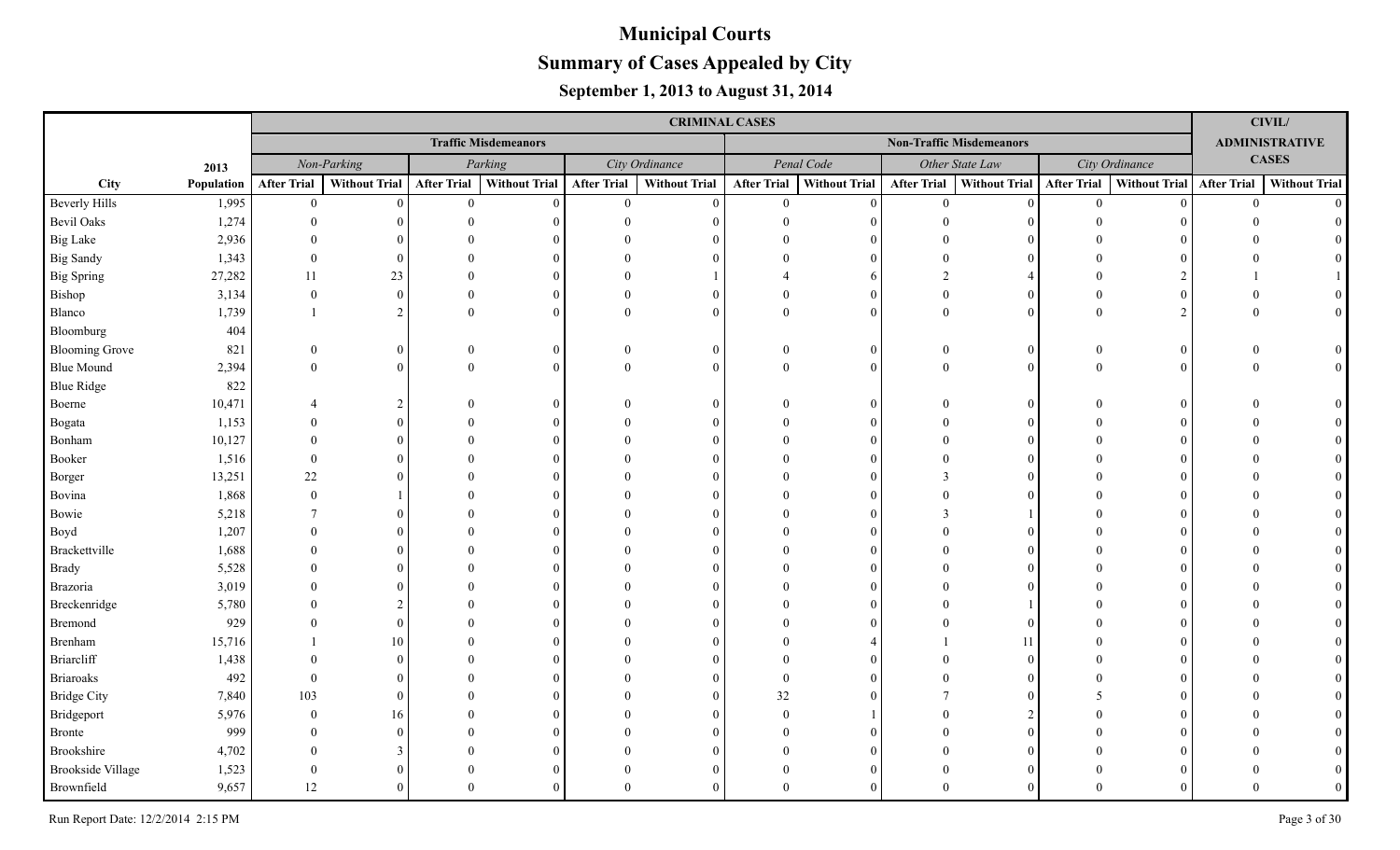# Municipal Courts

## Summary of Cases Appealed by City

### September 1, 2013 to August 31, 2014

| | | CRIMINAL CASES | | | | | | | | | | | | CIVIL/ ADMINISTRATIVE CASES | |
|---|---|---|---|---|---|---|---|---|---|---|---|---|---|---|---|
| | | Traffic Misdemeanors | | | | | | Non-Traffic Misdemeanors | | | | | | | |
| | 2013 | Non-Parking | | Parking | | City Ordinance | | Penal Code | | Other State Law | | City Ordinance | | | |
| City | Population | After Trial | Without Trial | After Trial | Without Trial | After Trial | Without Trial | After Trial | Without Trial | After Trial | Without Trial | After Trial | Without Trial | After Trial | Without Trial |
| Beverly Hills | 1,995 | 0 | 0 | 0 | 0 | 0 | 0 | 0 | 0 | 0 | 0 | 0 | 0 | 0 | 0 |
| Bevil Oaks | 1,274 | 0 | 0 | 0 | 0 | 0 | 0 | 0 | 0 | 0 | 0 | 0 | 0 | 0 | 0 |
| Big Lake | 2,936 | 0 | 0 | 0 | 0 | 0 | 0 | 0 | 0 | 0 | 0 | 0 | 0 | 0 | 0 |
| Big Sandy | 1,343 | 0 | 0 | 0 | 0 | 0 | 0 | 0 | 0 | 0 | 0 | 0 | 0 | 0 | 0 |
| Big Spring | 27,282 | 11 | 23 | 0 | 0 | 0 | 1 | 4 | 6 | 2 | 4 | 0 | 2 | 1 | 1 |
| Bishop | 3,134 | 0 | 0 | 0 | 0 | 0 | 0 | 0 | 0 | 0 | 0 | 0 | 0 | 0 | 0 |
| Blanco | 1,739 | 1 | 2 | 0 | 0 | 0 | 0 | 0 | 0 | 0 | 0 | 0 | 2 | 0 | 0 |
| Bloomburg | 404 | | | | | | | | | | | | | | |
| Blooming Grove | 821 | 0 | 0 | 0 | 0 | 0 | 0 | 0 | 0 | 0 | 0 | 0 | 0 | 0 | 0 |
| Blue Mound | 2,394 | 0 | 0 | 0 | 0 | 0 | 0 | 0 | 0 | 0 | 0 | 0 | 0 | 0 | 0 |
| Blue Ridge | 822 | | | | | | | | | | | | | | |
| Boerne | 10,471 | 4 | 2 | 0 | 0 | 0 | 0 | 0 | 0 | 0 | 0 | 0 | 0 | 0 | 0 |
| Bogata | 1,153 | 0 | 0 | 0 | 0 | 0 | 0 | 0 | 0 | 0 | 0 | 0 | 0 | 0 | 0 |
| Bonham | 10,127 | 0 | 0 | 0 | 0 | 0 | 0 | 0 | 0 | 0 | 0 | 0 | 0 | 0 | 0 |
| Booker | 1,516 | 0 | 0 | 0 | 0 | 0 | 0 | 0 | 0 | 0 | 0 | 0 | 0 | 0 | 0 |
| Borger | 13,251 | 22 | 0 | 0 | 0 | 0 | 0 | 0 | 0 | 3 | 0 | 0 | 0 | 0 | 0 |
| Bovina | 1,868 | 0 | 1 | 0 | 0 | 0 | 0 | 0 | 0 | 0 | 0 | 0 | 0 | 0 | 0 |
| Bowie | 5,218 | 7 | 0 | 0 | 0 | 0 | 0 | 0 | 0 | 3 | 1 | 0 | 0 | 0 | 0 |
| Boyd | 1,207 | 0 | 0 | 0 | 0 | 0 | 0 | 0 | 0 | 0 | 0 | 0 | 0 | 0 | 0 |
| Brackettville | 1,688 | 0 | 0 | 0 | 0 | 0 | 0 | 0 | 0 | 0 | 0 | 0 | 0 | 0 | 0 |
| Brady | 5,528 | 0 | 0 | 0 | 0 | 0 | 0 | 0 | 0 | 0 | 0 | 0 | 0 | 0 | 0 |
| Brazoria | 3,019 | 0 | 0 | 0 | 0 | 0 | 0 | 0 | 0 | 0 | 0 | 0 | 0 | 0 | 0 |
| Breckenridge | 5,780 | 0 | 2 | 0 | 0 | 0 | 0 | 0 | 0 | 0 | 1 | 0 | 0 | 0 | 0 |
| Bremond | 929 | 0 | 0 | 0 | 0 | 0 | 0 | 0 | 0 | 0 | 0 | 0 | 0 | 0 | 0 |
| Brenham | 15,716 | 1 | 10 | 0 | 0 | 0 | 0 | 0 | 4 | 1 | 11 | 0 | 0 | 0 | 0 |
| Briarcliff | 1,438 | 0 | 0 | 0 | 0 | 0 | 0 | 0 | 0 | 0 | 0 | 0 | 0 | 0 | 0 |
| Briaroaks | 492 | 0 | 0 | 0 | 0 | 0 | 0 | 0 | 0 | 0 | 0 | 0 | 0 | 0 | 0 |
| Bridge City | 7,840 | 103 | 0 | 0 | 0 | 0 | 0 | 32 | 0 | 7 | 0 | 5 | 0 | 0 | 0 |
| Bridgeport | 5,976 | 0 | 16 | 0 | 0 | 0 | 0 | 0 | 1 | 0 | 2 | 0 | 0 | 0 | 0 |
| Bronte | 999 | 0 | 0 | 0 | 0 | 0 | 0 | 0 | 0 | 0 | 0 | 0 | 0 | 0 | 0 |
| Brookshire | 4,702 | 0 | 3 | 0 | 0 | 0 | 0 | 0 | 0 | 0 | 0 | 0 | 0 | 0 | 0 |
| Brookside Village | 1,523 | 0 | 0 | 0 | 0 | 0 | 0 | 0 | 0 | 0 | 0 | 0 | 0 | 0 | 0 |
| Brownfield | 9,657 | 12 | 0 | 0 | 0 | 0 | 0 | 0 | 0 | 0 | 0 | 0 | 0 | 0 | 0 |

Run Report Date: 12/2/2014 2:15 PM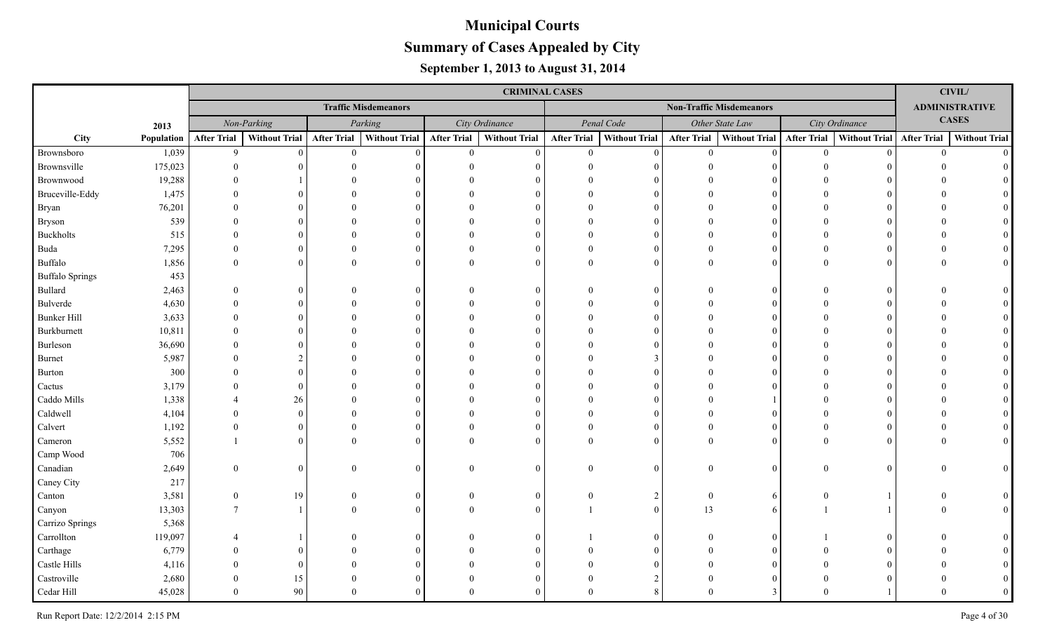# Municipal Courts

## Summary of Cases Appealed by City

### September 1, 2013 to August 31, 2014

| | | CRIMINAL CASES | | | | | | | | | | | | CIVIL/ ADMINISTRATIVE CASES | |
|---|---|---|---|---|---|---|---|---|---|---|---|---|---|---|---|
| | | Traffic Misdemeanors | | | | | | Non-Traffic Misdemeanors | | | | | | | |
| | 2013 | Non-Parking | | Parking | | City Ordinance | | Penal Code | | Other State Law | | City Ordinance | | | |
| City | Population | After Trial | Without Trial | After Trial | Without Trial | After Trial | Without Trial | After Trial | Without Trial | After Trial | Without Trial | After Trial | Without Trial | After Trial | Without Trial |
| Brownsboro | 1,039 | 9 | 0 | 0 | 0 | 0 | 0 | 0 | 0 | 0 | 0 | 0 | 0 | 0 | 0 |
| Brownsville | 175,023 | 0 | 0 | 0 | 0 | 0 | 0 | 0 | 0 | 0 | 0 | 0 | 0 | 0 | 0 |
| Brownwood | 19,288 | 0 | 1 | 0 | 0 | 0 | 0 | 0 | 0 | 0 | 0 | 0 | 0 | 0 | 0 |
| Bruceville-Eddy | 1,475 | 0 | 0 | 0 | 0 | 0 | 0 | 0 | 0 | 0 | 0 | 0 | 0 | 0 | 0 |
| Bryan | 76,201 | 0 | 0 | 0 | 0 | 0 | 0 | 0 | 0 | 0 | 0 | 0 | 0 | 0 | 0 |
| Bryson | 539 | 0 | 0 | 0 | 0 | 0 | 0 | 0 | 0 | 0 | 0 | 0 | 0 | 0 | 0 |
| Buckholts | 515 | 0 | 0 | 0 | 0 | 0 | 0 | 0 | 0 | 0 | 0 | 0 | 0 | 0 | 0 |
| Buda | 7,295 | 0 | 0 | 0 | 0 | 0 | 0 | 0 | 0 | 0 | 0 | 0 | 0 | 0 | 0 |
| Buffalo | 1,856 | 0 | 0 | 0 | 0 | 0 | 0 | 0 | 0 | 0 | 0 | 0 | 0 | 0 | 0 |
| Buffalo Springs | 453 | | | | | | | | | | | | | | |
| Bullard | 2,463 | 0 | 0 | 0 | 0 | 0 | 0 | 0 | 0 | 0 | 0 | 0 | 0 | 0 | 0 |
| Bulverde | 4,630 | 0 | 0 | 0 | 0 | 0 | 0 | 0 | 0 | 0 | 0 | 0 | 0 | 0 | 0 |
| Bunker Hill | 3,633 | 0 | 0 | 0 | 0 | 0 | 0 | 0 | 0 | 0 | 0 | 0 | 0 | 0 | 0 |
| Burkburnett | 10,811 | 0 | 0 | 0 | 0 | 0 | 0 | 0 | 0 | 0 | 0 | 0 | 0 | 0 | 0 |
| Burleson | 36,690 | 0 | 0 | 0 | 0 | 0 | 0 | 0 | 0 | 0 | 0 | 0 | 0 | 0 | 0 |
| Burnet | 5,987 | 0 | 2 | 0 | 0 | 0 | 0 | 0 | 3 | 0 | 0 | 0 | 0 | 0 | 0 |
| Burton | 300 | 0 | 0 | 0 | 0 | 0 | 0 | 0 | 0 | 0 | 0 | 0 | 0 | 0 | 0 |
| Cactus | 3,179 | 0 | 0 | 0 | 0 | 0 | 0 | 0 | 0 | 0 | 0 | 0 | 0 | 0 | 0 |
| Caddo Mills | 1,338 | 4 | 26 | 0 | 0 | 0 | 0 | 0 | 0 | 0 | 1 | 0 | 0 | 0 | 0 |
| Caldwell | 4,104 | 0 | 0 | 0 | 0 | 0 | 0 | 0 | 0 | 0 | 0 | 0 | 0 | 0 | 0 |
| Calvert | 1,192 | 0 | 0 | 0 | 0 | 0 | 0 | 0 | 0 | 0 | 0 | 0 | 0 | 0 | 0 |
| Cameron | 5,552 | 1 | 0 | 0 | 0 | 0 | 0 | 0 | 0 | 0 | 0 | 0 | 0 | 0 | 0 |
| Camp Wood | 706 | | | | | | | | | | | | | | |
| Canadian | 2,649 | 0 | 0 | 0 | 0 | 0 | 0 | 0 | 0 | 0 | 0 | 0 | 0 | 0 | 0 |
| Caney City | 217 | | | | | | | | | | | | | | |
| Canton | 3,581 | 0 | 19 | 0 | 0 | 0 | 0 | 0 | 2 | 0 | 6 | 0 | 1 | 0 | 0 |
| Canyon | 13,303 | 7 | 1 | 0 | 0 | 0 | 0 | 1 | 0 | 13 | 6 | 1 | 1 | 0 | 0 |
| Carrizo Springs | 5,368 | | | | | | | | | | | | | | |
| Carrollton | 119,097 | 4 | 1 | 0 | 0 | 0 | 0 | 1 | 0 | 0 | 0 | 1 | 0 | 0 | 0 |
| Carthage | 6,779 | 0 | 0 | 0 | 0 | 0 | 0 | 0 | 0 | 0 | 0 | 0 | 0 | 0 | 0 |
| Castle Hills | 4,116 | 0 | 0 | 0 | 0 | 0 | 0 | 0 | 0 | 0 | 0 | 0 | 0 | 0 | 0 |
| Castroville | 2,680 | 0 | 15 | 0 | 0 | 0 | 0 | 0 | 2 | 0 | 0 | 0 | 0 | 0 | 0 |
| Cedar Hill | 45,028 | 0 | 90 | 0 | 0 | 0 | 0 | 0 | 8 | 0 | 3 | 0 | 1 | 0 | 0 |

Run Report Date: 12/2/2014 2:15 PM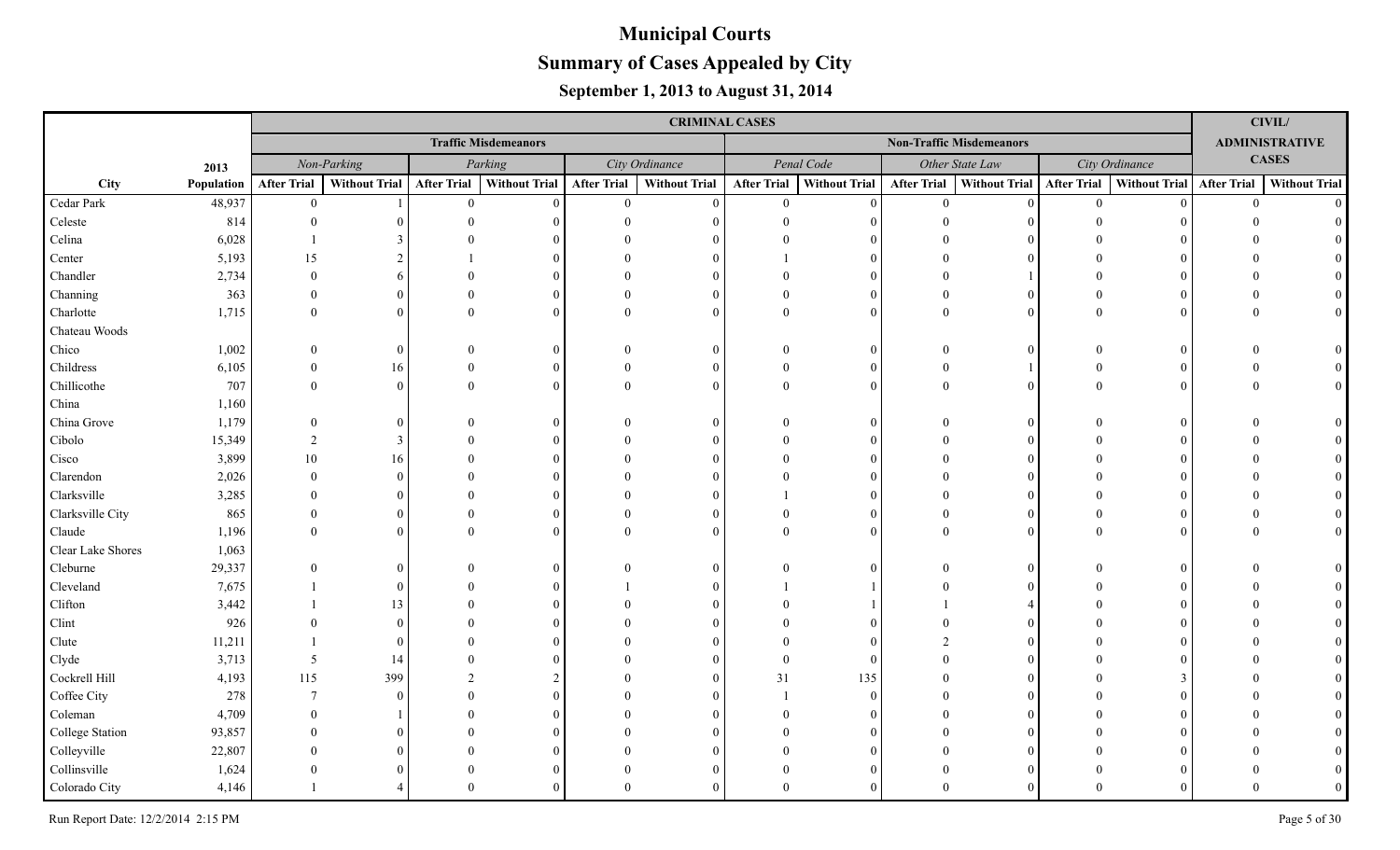# Municipal Courts

## Summary of Cases Appealed by City

### September 1, 2013 to August 31, 2014

| | | CRIMINAL CASES | | | | | | | | | | | | CIVIL/ ADMINISTRATIVE CASES | |
|---|---|---|---|---|---|---|---|---|---|---|---|---|---|---|---|
| | | Traffic Misdemeanors | | | | | | Non-Traffic Misdemeanors | | | | | | | |
| | 2013 | *Non-Parking* | | *Parking* | | *City Ordinance* | | *Penal Code* | | *Other State Law* | | *City Ordinance* | | | |
| City | Population | After Trial | Without Trial | After Trial | Without Trial | After Trial | Without Trial | After Trial | Without Trial | After Trial | Without Trial | After Trial | Without Trial | After Trial | Without Trial |
| Cedar Park | 48,937 | 0 | 1 | 0 | 0 | 0 | 0 | 0 | 0 | 0 | 0 | 0 | 0 | 0 | 0 |
| Celeste | 814 | 0 | 0 | 0 | 0 | 0 | 0 | 0 | 0 | 0 | 0 | 0 | 0 | 0 | 0 |
| Celina | 6,028 | 1 | 3 | 0 | 0 | 0 | 0 | 0 | 0 | 0 | 0 | 0 | 0 | 0 | 0 |
| Center | 5,193 | 15 | 2 | 1 | 0 | 0 | 0 | 1 | 0 | 0 | 0 | 0 | 0 | 0 | 0 |
| Chandler | 2,734 | 0 | 6 | 0 | 0 | 0 | 0 | 0 | 0 | 0 | 1 | 0 | 0 | 0 | 0 |
| Channing | 363 | 0 | 0 | 0 | 0 | 0 | 0 | 0 | 0 | 0 | 0 | 0 | 0 | 0 | 0 |
| Charlotte | 1,715 | 0 | 0 | 0 | 0 | 0 | 0 | 0 | 0 | 0 | 0 | 0 | 0 | 0 | 0 |
| Chateau Woods | | | | | | | | | | | | | | | |
| Chico | 1,002 | 0 | 0 | 0 | 0 | 0 | 0 | 0 | 0 | 0 | 0 | 0 | 0 | 0 | 0 |
| Childress | 6,105 | 0 | 16 | 0 | 0 | 0 | 0 | 0 | 0 | 0 | 1 | 0 | 0 | 0 | 0 |
| Chillicothe | 707 | 0 | 0 | 0 | 0 | 0 | 0 | 0 | 0 | 0 | 0 | 0 | 0 | 0 | 0 |
| China | 1,160 | | | | | | | | | | | | | | |
| China Grove | 1,179 | 0 | 0 | 0 | 0 | 0 | 0 | 0 | 0 | 0 | 0 | 0 | 0 | 0 | 0 |
| Cibolo | 15,349 | 2 | 3 | 0 | 0 | 0 | 0 | 0 | 0 | 0 | 0 | 0 | 0 | 0 | 0 |
| Cisco | 3,899 | 10 | 16 | 0 | 0 | 0 | 0 | 0 | 0 | 0 | 0 | 0 | 0 | 0 | 0 |
| Clarendon | 2,026 | 0 | 0 | 0 | 0 | 0 | 0 | 0 | 0 | 0 | 0 | 0 | 0 | 0 | 0 |
| Clarksville | 3,285 | 0 | 0 | 0 | 0 | 0 | 0 | 1 | 0 | 0 | 0 | 0 | 0 | 0 | 0 |
| Clarksville City | 865 | 0 | 0 | 0 | 0 | 0 | 0 | 0 | 0 | 0 | 0 | 0 | 0 | 0 | 0 |
| Claude | 1,196 | 0 | 0 | 0 | 0 | 0 | 0 | 0 | 0 | 0 | 0 | 0 | 0 | 0 | 0 |
| Clear Lake Shores | 1,063 | | | | | | | | | | | | | | |
| Cleburne | 29,337 | 0 | 0 | 0 | 0 | 0 | 0 | 0 | 0 | 0 | 0 | 0 | 0 | 0 | 0 |
| Cleveland | 7,675 | 1 | 0 | 0 | 0 | 1 | 0 | 1 | 1 | 0 | 0 | 0 | 0 | 0 | 0 |
| Clifton | 3,442 | 1 | 13 | 0 | 0 | 0 | 0 | 0 | 1 | 1 | 4 | 0 | 0 | 0 | 0 |
| Clint | 926 | 0 | 0 | 0 | 0 | 0 | 0 | 0 | 0 | 0 | 0 | 0 | 0 | 0 | 0 |
| Clute | 11,211 | 1 | 0 | 0 | 0 | 0 | 0 | 0 | 0 | 2 | 0 | 0 | 0 | 0 | 0 |
| Clyde | 3,713 | 5 | 14 | 0 | 0 | 0 | 0 | 0 | 0 | 0 | 0 | 0 | 0 | 0 | 0 |
| Cockrell Hill | 4,193 | 115 | 399 | 2 | 2 | 0 | 0 | 31 | 135 | 0 | 0 | 0 | 3 | 0 | 0 |
| Coffee City | 278 | 7 | 0 | 0 | 0 | 0 | 0 | 1 | 0 | 0 | 0 | 0 | 0 | 0 | 0 |
| Coleman | 4,709 | 0 | 1 | 0 | 0 | 0 | 0 | 0 | 0 | 0 | 0 | 0 | 0 | 0 | 0 |
| College Station | 93,857 | 0 | 0 | 0 | 0 | 0 | 0 | 0 | 0 | 0 | 0 | 0 | 0 | 0 | 0 |
| Colleyville | 22,807 | 0 | 0 | 0 | 0 | 0 | 0 | 0 | 0 | 0 | 0 | 0 | 0 | 0 | 0 |
| Collinsville | 1,624 | 0 | 0 | 0 | 0 | 0 | 0 | 0 | 0 | 0 | 0 | 0 | 0 | 0 | 0 |
| Colorado City | 4,146 | 1 | 4 | 0 | 0 | 0 | 0 | 0 | 0 | 0 | 0 | 0 | 0 | 0 | 0 |

Run Report Date: 12/2/2014 2:15 PM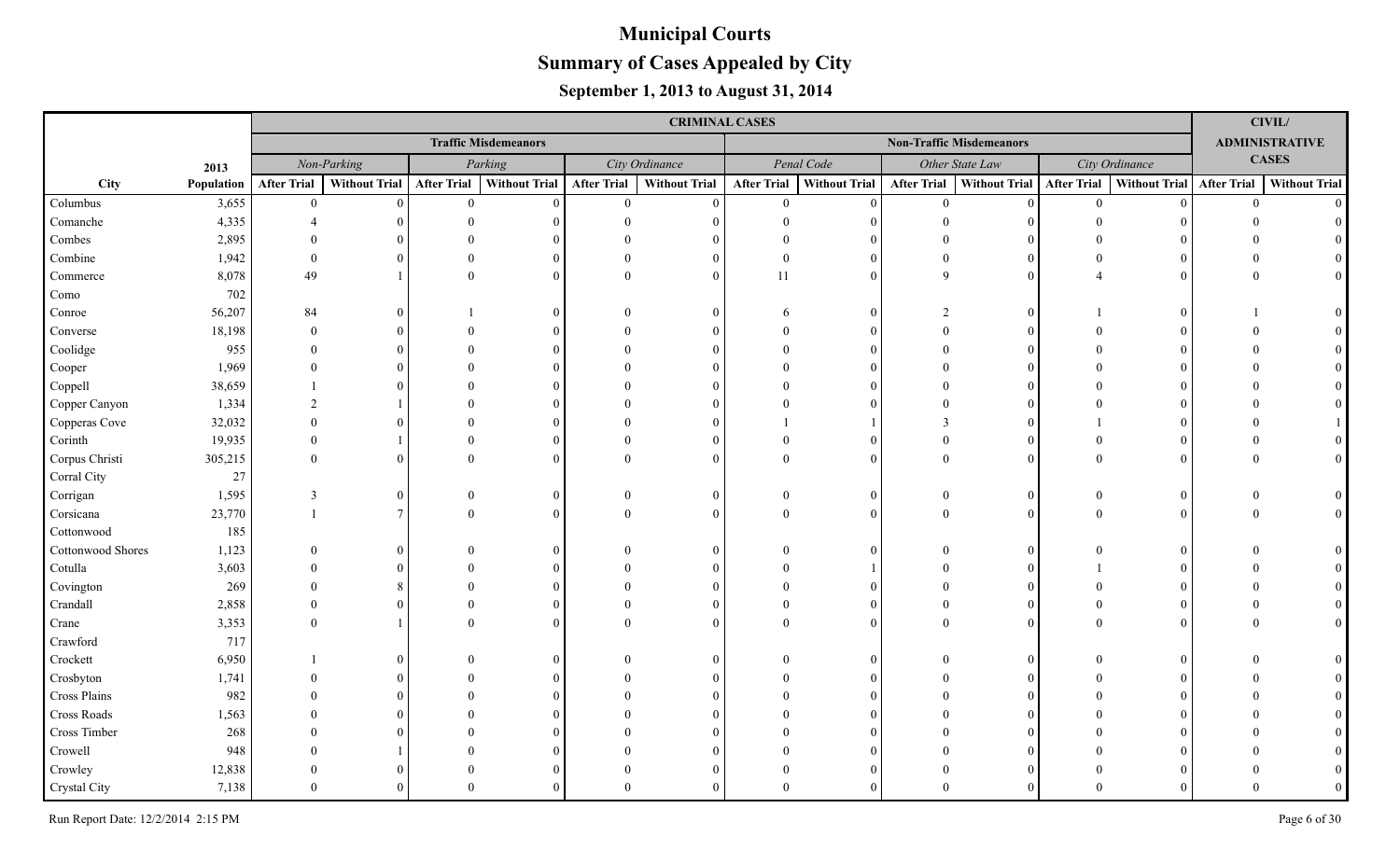# Municipal Courts

## Summary of Cases Appealed by City

### September 1, 2013 to August 31, 2014

| | | CRIMINAL CASES | | | | | | | | | | | | CIVIL/ ADMINISTRATIVE CASES | |
|---|---|---|---|---|---|---|---|---|---|---|---|---|---|---|---|
| | | Traffic Misdemeanors | | | | | | Non-Traffic Misdemeanors | | | | | | | |
| | 2013 | Non-Parking | | Parking | | City Ordinance | | Penal Code | | Other State Law | | City Ordinance | | | |
| City | Population | After Trial | Without Trial | After Trial | Without Trial | After Trial | Without Trial | After Trial | Without Trial | After Trial | Without Trial | After Trial | Without Trial | After Trial | Without Trial |
| Columbus | 3,655 | 0 | 0 | 0 | 0 | 0 | 0 | 0 | 0 | 0 | 0 | 0 | 0 | 0 | 0 |
| Comanche | 4,335 | 4 | 0 | 0 | 0 | 0 | 0 | 0 | 0 | 0 | 0 | 0 | 0 | 0 | 0 |
| Combes | 2,895 | 0 | 0 | 0 | 0 | 0 | 0 | 0 | 0 | 0 | 0 | 0 | 0 | 0 | 0 |
| Combine | 1,942 | 0 | 0 | 0 | 0 | 0 | 0 | 0 | 0 | 0 | 0 | 0 | 0 | 0 | 0 |
| Commerce | 8,078 | 49 | 1 | 0 | 0 | 0 | 0 | 11 | 0 | 9 | 0 | 4 | 0 | 0 | 0 |
| Como | 702 | | | | | | | | | | | | | | |
| Conroe | 56,207 | 84 | 0 | 1 | 0 | 0 | 0 | 6 | 0 | 2 | 0 | 1 | 0 | 1 | 0 |
| Converse | 18,198 | 0 | 0 | 0 | 0 | 0 | 0 | 0 | 0 | 0 | 0 | 0 | 0 | 0 | 0 |
| Coolidge | 955 | 0 | 0 | 0 | 0 | 0 | 0 | 0 | 0 | 0 | 0 | 0 | 0 | 0 | 0 |
| Cooper | 1,969 | 0 | 0 | 0 | 0 | 0 | 0 | 0 | 0 | 0 | 0 | 0 | 0 | 0 | 0 |
| Coppell | 38,659 | 1 | 0 | 0 | 0 | 0 | 0 | 0 | 0 | 0 | 0 | 0 | 0 | 0 | 0 |
| Copper Canyon | 1,334 | 2 | 1 | 0 | 0 | 0 | 0 | 0 | 0 | 0 | 0 | 0 | 0 | 0 | 0 |
| Copperas Cove | 32,032 | 0 | 0 | 0 | 0 | 0 | 0 | 1 | 1 | 3 | 0 | 1 | 0 | 0 | 1 |
| Corinth | 19,935 | 0 | 1 | 0 | 0 | 0 | 0 | 0 | 0 | 0 | 0 | 0 | 0 | 0 | 0 |
| Corpus Christi | 305,215 | 0 | 0 | 0 | 0 | 0 | 0 | 0 | 0 | 0 | 0 | 0 | 0 | 0 | 0 |
| Corral City | 27 | | | | | | | | | | | | | | |
| Corrigan | 1,595 | 3 | 0 | 0 | 0 | 0 | 0 | 0 | 0 | 0 | 0 | 0 | 0 | 0 | 0 |
| Corsicana | 23,770 | 1 | 7 | 0 | 0 | 0 | 0 | 0 | 0 | 0 | 0 | 0 | 0 | 0 | 0 |
| Cottonwood | 185 | | | | | | | | | | | | | | |
| Cottonwood Shores | 1,123 | 0 | 0 | 0 | 0 | 0 | 0 | 0 | 0 | 0 | 0 | 0 | 0 | 0 | 0 |
| Cotulla | 3,603 | 0 | 0 | 0 | 0 | 0 | 0 | 0 | 1 | 0 | 0 | 1 | 0 | 0 | 0 |
| Covington | 269 | 0 | 8 | 0 | 0 | 0 | 0 | 0 | 0 | 0 | 0 | 0 | 0 | 0 | 0 |
| Crandall | 2,858 | 0 | 0 | 0 | 0 | 0 | 0 | 0 | 0 | 0 | 0 | 0 | 0 | 0 | 0 |
| Crane | 3,353 | 0 | 1 | 0 | 0 | 0 | 0 | 0 | 0 | 0 | 0 | 0 | 0 | 0 | 0 |
| Crawford | 717 | | | | | | | | | | | | | | |
| Crockett | 6,950 | 1 | 0 | 0 | 0 | 0 | 0 | 0 | 0 | 0 | 0 | 0 | 0 | 0 | 0 |
| Crosbyton | 1,741 | 0 | 0 | 0 | 0 | 0 | 0 | 0 | 0 | 0 | 0 | 0 | 0 | 0 | 0 |
| Cross Plains | 982 | 0 | 0 | 0 | 0 | 0 | 0 | 0 | 0 | 0 | 0 | 0 | 0 | 0 | 0 |
| Cross Roads | 1,563 | 0 | 0 | 0 | 0 | 0 | 0 | 0 | 0 | 0 | 0 | 0 | 0 | 0 | 0 |
| Cross Timber | 268 | 0 | 0 | 0 | 0 | 0 | 0 | 0 | 0 | 0 | 0 | 0 | 0 | 0 | 0 |
| Crowell | 948 | 0 | 1 | 0 | 0 | 0 | 0 | 0 | 0 | 0 | 0 | 0 | 0 | 0 | 0 |
| Crowley | 12,838 | 0 | 0 | 0 | 0 | 0 | 0 | 0 | 0 | 0 | 0 | 0 | 0 | 0 | 0 |
| Crystal City | 7,138 | 0 | 0 | 0 | 0 | 0 | 0 | 0 | 0 | 0 | 0 | 0 | 0 | 0 | 0 |

Run Report Date: 12/2/2014 2:15 PM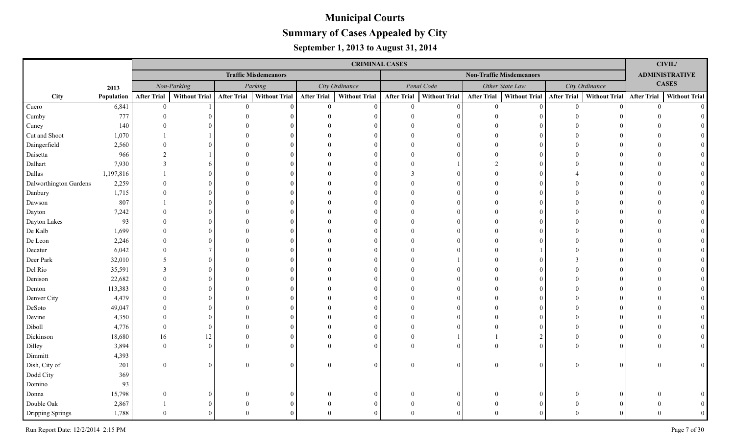# Municipal Courts

## Summary of Cases Appealed by City

### September 1, 2013 to August 31, 2014

| | | CRIMINAL CASES | | | | | | | | | | | | CIVIL/ ADMINISTRATIVE CASES | |
|---|---|---|---|---|---|---|---|---|---|---|---|---|---|---|---|
| | | Traffic Misdemeanors | | | | | | Non-Traffic Misdemeanors | | | | | | | |
| | 2013 | *Non-Parking* | | *Parking* | | *City Ordinance* | | *Penal Code* | | *Other State Law* | | *City Ordinance* | | | |
| City | Population | After Trial | Without Trial | After Trial | Without Trial | After Trial | Without Trial | After Trial | Without Trial | After Trial | Without Trial | After Trial | Without Trial | After Trial | Without Trial |
| Cuero | 6,841 | 0 | 1 | 0 | 0 | 0 | 0 | 0 | 0 | 0 | 0 | 0 | 0 | 0 | 0 |
| Cumby | 777 | 0 | 0 | 0 | 0 | 0 | 0 | 0 | 0 | 0 | 0 | 0 | 0 | 0 | 0 |
| Cuney | 140 | 0 | 0 | 0 | 0 | 0 | 0 | 0 | 0 | 0 | 0 | 0 | 0 | 0 | 0 |
| Cut and Shoot | 1,070 | 1 | 1 | 0 | 0 | 0 | 0 | 0 | 0 | 0 | 0 | 0 | 0 | 0 | 0 |
| Daingerfield | 2,560 | 0 | 0 | 0 | 0 | 0 | 0 | 0 | 0 | 0 | 0 | 0 | 0 | 0 | 0 |
| Daisetta | 966 | 2 | 1 | 0 | 0 | 0 | 0 | 0 | 0 | 0 | 0 | 0 | 0 | 0 | 0 |
| Dalhart | 7,930 | 3 | 6 | 0 | 0 | 0 | 0 | 0 | 1 | 2 | 0 | 0 | 0 | 0 | 0 |
| Dallas | 1,197,816 | 1 | 0 | 0 | 0 | 0 | 0 | 3 | 0 | 0 | 0 | 4 | 0 | 0 | 0 |
| Dalworthington Gardens | 2,259 | 0 | 0 | 0 | 0 | 0 | 0 | 0 | 0 | 0 | 0 | 0 | 0 | 0 | 0 |
| Danbury | 1,715 | 0 | 0 | 0 | 0 | 0 | 0 | 0 | 0 | 0 | 0 | 0 | 0 | 0 | 0 |
| Dawson | 807 | 1 | 0 | 0 | 0 | 0 | 0 | 0 | 0 | 0 | 0 | 0 | 0 | 0 | 0 |
| Dayton | 7,242 | 0 | 0 | 0 | 0 | 0 | 0 | 0 | 0 | 0 | 0 | 0 | 0 | 0 | 0 |
| Dayton Lakes | 93 | 0 | 0 | 0 | 0 | 0 | 0 | 0 | 0 | 0 | 0 | 0 | 0 | 0 | 0 |
| De Kalb | 1,699 | 0 | 0 | 0 | 0 | 0 | 0 | 0 | 0 | 0 | 0 | 0 | 0 | 0 | 0 |
| De Leon | 2,246 | 0 | 0 | 0 | 0 | 0 | 0 | 0 | 0 | 0 | 0 | 0 | 0 | 0 | 0 |
| Decatur | 6,042 | 0 | 7 | 0 | 0 | 0 | 0 | 0 | 0 | 0 | 1 | 0 | 0 | 0 | 0 |
| Deer Park | 32,010 | 5 | 0 | 0 | 0 | 0 | 0 | 0 | 1 | 0 | 0 | 3 | 0 | 0 | 0 |
| Del Rio | 35,591 | 3 | 0 | 0 | 0 | 0 | 0 | 0 | 0 | 0 | 0 | 0 | 0 | 0 | 0 |
| Denison | 22,682 | 0 | 0 | 0 | 0 | 0 | 0 | 0 | 0 | 0 | 0 | 0 | 0 | 0 | 0 |
| Denton | 113,383 | 0 | 0 | 0 | 0 | 0 | 0 | 0 | 0 | 0 | 0 | 0 | 0 | 0 | 0 |
| Denver City | 4,479 | 0 | 0 | 0 | 0 | 0 | 0 | 0 | 0 | 0 | 0 | 0 | 0 | 0 | 0 |
| DeSoto | 49,047 | 0 | 0 | 0 | 0 | 0 | 0 | 0 | 0 | 0 | 0 | 0 | 0 | 0 | 0 |
| Devine | 4,350 | 0 | 0 | 0 | 0 | 0 | 0 | 0 | 0 | 0 | 0 | 0 | 0 | 0 | 0 |
| Diboll | 4,776 | 0 | 0 | 0 | 0 | 0 | 0 | 0 | 0 | 0 | 0 | 0 | 0 | 0 | 0 |
| Dickinson | 18,680 | 16 | 12 | 0 | 0 | 0 | 0 | 0 | 1 | 1 | 2 | 0 | 0 | 0 | 0 |
| Dilley | 3,894 | 0 | 0 | 0 | 0 | 0 | 0 | 0 | 0 | 0 | 0 | 0 | 0 | 0 | 0 |
| Dimmitt | 4,393 | | | | | | | | | | | | | | |
| Dish, City of | 201 | 0 | 0 | 0 | 0 | 0 | 0 | 0 | 0 | 0 | 0 | 0 | 0 | 0 | 0 |
| Dodd City | 369 | | | | | | | | | | | | | | |
| Domino | 93 | | | | | | | | | | | | | | |
| Donna | 15,798 | 0 | 0 | 0 | 0 | 0 | 0 | 0 | 0 | 0 | 0 | 0 | 0 | 0 | 0 |
| Double Oak | 2,867 | 1 | 0 | 0 | 0 | 0 | 0 | 0 | 0 | 0 | 0 | 0 | 0 | 0 | 0 |
| Dripping Springs | 1,788 | 0 | 0 | 0 | 0 | 0 | 0 | 0 | 0 | 0 | 0 | 0 | 0 | 0 | 0 |

Run Report Date: 12/2/2014 2:15 PM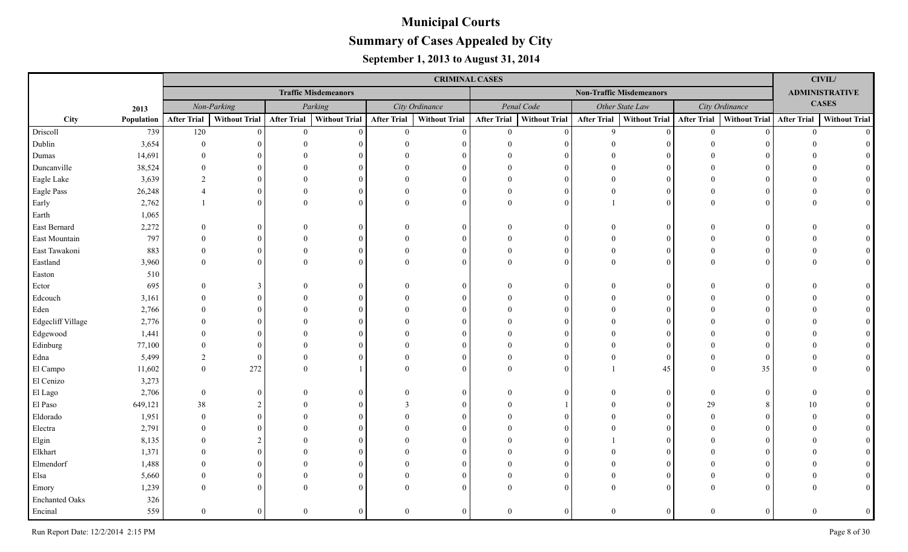# Municipal Courts

## Summary of Cases Appealed by City

### September 1, 2013 to August 31, 2014

| | | CRIMINAL CASES | | | | | | | | | | | | CIVIL/ ADMINISTRATIVE CASES | |
|---|---|---|---|---|---|---|---|---|---|---|---|---|---|---|---|
| | | Traffic Misdemeanors | | | | | | Non-Traffic Misdemeanors | | | | | | | |
| | 2013 | *Non-Parking* | | *Parking* | | *City Ordinance* | | *Penal Code* | | *Other State Law* | | *City Ordinance* | | | |
| City | Population | After Trial | Without Trial | After Trial | Without Trial | After Trial | Without Trial | After Trial | Without Trial | After Trial | Without Trial | After Trial | Without Trial | After Trial | Without Trial |
| Driscoll | 739 | 120 | 0 | 0 | 0 | 0 | 0 | 0 | 0 | 9 | 0 | 0 | 0 | 0 | 0 |
| Dublin | 3,654 | 0 | 0 | 0 | 0 | 0 | 0 | 0 | 0 | 0 | 0 | 0 | 0 | 0 | 0 |
| Dumas | 14,691 | 0 | 0 | 0 | 0 | 0 | 0 | 0 | 0 | 0 | 0 | 0 | 0 | 0 | 0 |
| Duncanville | 38,524 | 0 | 0 | 0 | 0 | 0 | 0 | 0 | 0 | 0 | 0 | 0 | 0 | 0 | 0 |
| Eagle Lake | 3,639 | 2 | 0 | 0 | 0 | 0 | 0 | 0 | 0 | 0 | 0 | 0 | 0 | 0 | 0 |
| Eagle Pass | 26,248 | 4 | 0 | 0 | 0 | 0 | 0 | 0 | 0 | 0 | 0 | 0 | 0 | 0 | 0 |
| Early | 2,762 | 1 | 0 | 0 | 0 | 0 | 0 | 0 | 0 | 1 | 0 | 0 | 0 | 0 | 0 |
| Earth | 1,065 | | | | | | | | | | | | | | |
| East Bernard | 2,272 | 0 | 0 | 0 | 0 | 0 | 0 | 0 | 0 | 0 | 0 | 0 | 0 | 0 | 0 |
| East Mountain | 797 | 0 | 0 | 0 | 0 | 0 | 0 | 0 | 0 | 0 | 0 | 0 | 0 | 0 | 0 |
| East Tawakoni | 883 | 0 | 0 | 0 | 0 | 0 | 0 | 0 | 0 | 0 | 0 | 0 | 0 | 0 | 0 |
| Eastland | 3,960 | 0 | 0 | 0 | 0 | 0 | 0 | 0 | 0 | 0 | 0 | 0 | 0 | 0 | 0 |
| Easton | 510 | | | | | | | | | | | | | | |
| Ector | 695 | 0 | 3 | 0 | 0 | 0 | 0 | 0 | 0 | 0 | 0 | 0 | 0 | 0 | 0 |
| Edcouch | 3,161 | 0 | 0 | 0 | 0 | 0 | 0 | 0 | 0 | 0 | 0 | 0 | 0 | 0 | 0 |
| Eden | 2,766 | 0 | 0 | 0 | 0 | 0 | 0 | 0 | 0 | 0 | 0 | 0 | 0 | 0 | 0 |
| Edgecliff Village | 2,776 | 0 | 0 | 0 | 0 | 0 | 0 | 0 | 0 | 0 | 0 | 0 | 0 | 0 | 0 |
| Edgewood | 1,441 | 0 | 0 | 0 | 0 | 0 | 0 | 0 | 0 | 0 | 0 | 0 | 0 | 0 | 0 |
| Edinburg | 77,100 | 0 | 0 | 0 | 0 | 0 | 0 | 0 | 0 | 0 | 0 | 0 | 0 | 0 | 0 |
| Edna | 5,499 | 2 | 0 | 0 | 0 | 0 | 0 | 0 | 0 | 0 | 0 | 0 | 0 | 0 | 0 |
| El Campo | 11,602 | 0 | 272 | 0 | 1 | 0 | 0 | 0 | 0 | 1 | 45 | 0 | 35 | 0 | 0 |
| El Cenizo | 3,273 | | | | | | | | | | | | | | |
| El Lago | 2,706 | 0 | 0 | 0 | 0 | 0 | 0 | 0 | 0 | 0 | 0 | 0 | 0 | 0 | 0 |
| El Paso | 649,121 | 38 | 2 | 0 | 0 | 3 | 0 | 0 | 1 | 0 | 0 | 29 | 8 | 10 | 0 |
| Eldorado | 1,951 | 0 | 0 | 0 | 0 | 0 | 0 | 0 | 0 | 0 | 0 | 0 | 0 | 0 | 0 |
| Electra | 2,791 | 0 | 0 | 0 | 0 | 0 | 0 | 0 | 0 | 0 | 0 | 0 | 0 | 0 | 0 |
| Elgin | 8,135 | 0 | 2 | 0 | 0 | 0 | 0 | 0 | 0 | 1 | 0 | 0 | 0 | 0 | 0 |
| Elkhart | 1,371 | 0 | 0 | 0 | 0 | 0 | 0 | 0 | 0 | 0 | 0 | 0 | 0 | 0 | 0 |
| Elmendorf | 1,488 | 0 | 0 | 0 | 0 | 0 | 0 | 0 | 0 | 0 | 0 | 0 | 0 | 0 | 0 |
| Elsa | 5,660 | 0 | 0 | 0 | 0 | 0 | 0 | 0 | 0 | 0 | 0 | 0 | 0 | 0 | 0 |
| Emory | 1,239 | 0 | 0 | 0 | 0 | 0 | 0 | 0 | 0 | 0 | 0 | 0 | 0 | 0 | 0 |
| Enchanted Oaks | 326 | | | | | | | | | | | | | | |
| Encinal | 559 | 0 | 0 | 0 | 0 | 0 | 0 | 0 | 0 | 0 | 0 | 0 | 0 | 0 | 0 |

Run Report Date: 12/2/2014 2:15 PM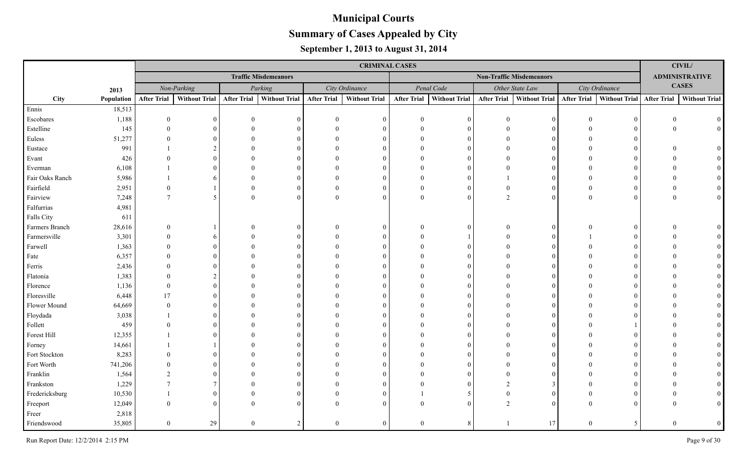# Municipal Courts

## Summary of Cases Appealed by City

### September 1, 2013 to August 31, 2014

| | | CRIMINAL CASES | | | | | | | | | | | | CIVIL/ ADMINISTRATIVE CASES | |
|---|---|---|---|---|---|---|---|---|---|---|---|---|---|---|---|
| | | Traffic Misdemeanors | | | | | | Non-Traffic Misdemeanors | | | | | | | |
| | 2013 | *Non-Parking* | | *Parking* | | *City Ordinance* | | *Penal Code* | | *Other State Law* | | *City Ordinance* | | | |
| City | Population | After Trial | Without Trial | After Trial | Without Trial | After Trial | Without Trial | After Trial | Without Trial | After Trial | Without Trial | After Trial | Without Trial | After Trial | Without Trial |
| Ennis | 18,513 | | | | | | | | | | | | | | |
| Escobares | 1,188 | 0 | 0 | 0 | 0 | 0 | 0 | 0 | 0 | 0 | 0 | 0 | 0 | 0 | 0 |
| Estelline | 145 | 0 | 0 | 0 | 0 | 0 | 0 | 0 | 0 | 0 | 0 | 0 | 0 | 0 | 0 |
| Euless | 51,277 | 0 | 0 | 0 | 0 | 0 | 0 | 0 | 0 | 0 | 0 | 0 | 0 | | |
| Eustace | 991 | 1 | 2 | 0 | 0 | 0 | 0 | 0 | 0 | 0 | 0 | 0 | 0 | 0 | 0 |
| Evant | 426 | 0 | 0 | 0 | 0 | 0 | 0 | 0 | 0 | 0 | 0 | 0 | 0 | 0 | 0 |
| Everman | 6,108 | 1 | 0 | 0 | 0 | 0 | 0 | 0 | 0 | 0 | 0 | 0 | 0 | 0 | 0 |
| Fair Oaks Ranch | 5,986 | 1 | 6 | 0 | 0 | 0 | 0 | 0 | 0 | 1 | 0 | 0 | 0 | 0 | 0 |
| Fairfield | 2,951 | 0 | 1 | 0 | 0 | 0 | 0 | 0 | 0 | 0 | 0 | 0 | 0 | 0 | 0 |
| Fairview | 7,248 | 7 | 5 | 0 | 0 | 0 | 0 | 0 | 0 | 2 | 0 | 0 | 0 | 0 | 0 |
| Falfurrias | 4,981 | | | | | | | | | | | | | | |
| Falls City | 611 | | | | | | | | | | | | | | |
| Farmers Branch | 28,616 | 0 | 1 | 0 | 0 | 0 | 0 | 0 | 0 | 0 | 0 | 0 | 0 | 0 | 0 |
| Farmersville | 3,301 | 0 | 6 | 0 | 0 | 0 | 0 | 0 | 1 | 0 | 0 | 1 | 0 | 0 | 0 |
| Farwell | 1,363 | 0 | 0 | 0 | 0 | 0 | 0 | 0 | 0 | 0 | 0 | 0 | 0 | 0 | 0 |
| Fate | 6,357 | 0 | 0 | 0 | 0 | 0 | 0 | 0 | 0 | 0 | 0 | 0 | 0 | 0 | 0 |
| Ferris | 2,436 | 0 | 0 | 0 | 0 | 0 | 0 | 0 | 0 | 0 | 0 | 0 | 0 | 0 | 0 |
| Flatonia | 1,383 | 0 | 2 | 0 | 0 | 0 | 0 | 0 | 0 | 0 | 0 | 0 | 0 | 0 | 0 |
| Florence | 1,136 | 0 | 0 | 0 | 0 | 0 | 0 | 0 | 0 | 0 | 0 | 0 | 0 | 0 | 0 |
| Floresville | 6,448 | 17 | 0 | 0 | 0 | 0 | 0 | 0 | 0 | 0 | 0 | 0 | 0 | 0 | 0 |
| Flower Mound | 64,669 | 0 | 0 | 0 | 0 | 0 | 0 | 0 | 0 | 0 | 0 | 0 | 0 | 0 | 0 |
| Floydada | 3,038 | 1 | 0 | 0 | 0 | 0 | 0 | 0 | 0 | 0 | 0 | 0 | 0 | 0 | 0 |
| Follett | 459 | 0 | 0 | 0 | 0 | 0 | 0 | 0 | 0 | 0 | 0 | 0 | 1 | 0 | 0 |
| Forest Hill | 12,355 | 1 | 0 | 0 | 0 | 0 | 0 | 0 | 0 | 0 | 0 | 0 | 0 | 0 | 0 |
| Forney | 14,661 | 1 | 1 | 0 | 0 | 0 | 0 | 0 | 0 | 0 | 0 | 0 | 0 | 0 | 0 |
| Fort Stockton | 8,283 | 0 | 0 | 0 | 0 | 0 | 0 | 0 | 0 | 0 | 0 | 0 | 0 | 0 | 0 |
| Fort Worth | 741,206 | 0 | 0 | 0 | 0 | 0 | 0 | 0 | 0 | 0 | 0 | 0 | 0 | 0 | 0 |
| Franklin | 1,564 | 2 | 0 | 0 | 0 | 0 | 0 | 0 | 0 | 0 | 0 | 0 | 0 | 0 | 0 |
| Frankston | 1,229 | 7 | 7 | 0 | 0 | 0 | 0 | 0 | 0 | 2 | 3 | 0 | 0 | 0 | 0 |
| Fredericksburg | 10,530 | 1 | 0 | 0 | 0 | 0 | 0 | 1 | 5 | 0 | 0 | 0 | 0 | 0 | 0 |
| Freeport | 12,049 | 0 | 0 | 0 | 0 | 0 | 0 | 0 | 0 | 2 | 0 | 0 | 0 | 0 | 0 |
| Freer | 2,818 | | | | | | | | | | | | | | |
| Friendswood | 35,805 | 0 | 29 | 0 | 2 | 0 | 0 | 0 | 8 | 1 | 17 | 0 | 5 | 0 | 0 |

Run Report Date: 12/2/2014 2:15 PM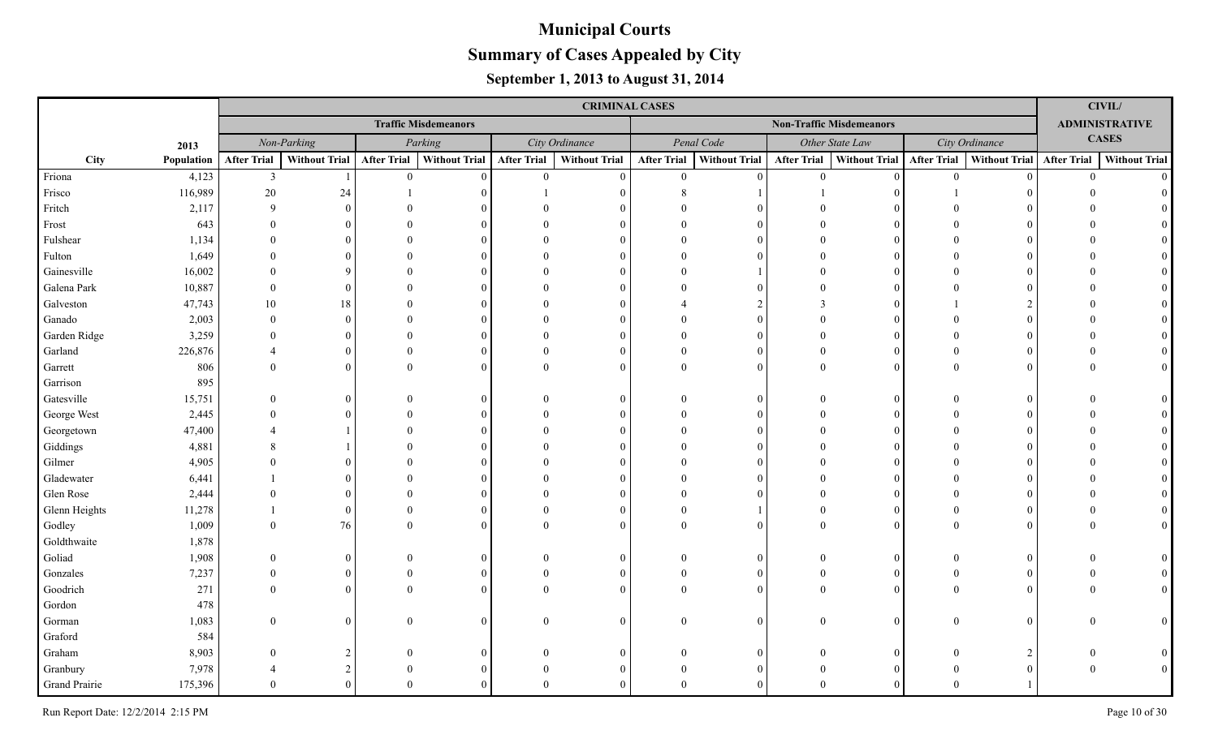# Municipal Courts

## Summary of Cases Appealed by City

### September 1, 2013 to August 31, 2014

| | | CRIMINAL CASES | | | | | | | | | | | | CIVIL/ ADMINISTRATIVE CASES | |
|---|---|---|---|---|---|---|---|---|---|---|---|---|---|---|---|
| | | Traffic Misdemeanors | | | | | | Non-Traffic Misdemeanors | | | | | | | |
| | 2013 | *Non-Parking* | | *Parking* | | *City Ordinance* | | *Penal Code* | | *Other State Law* | | *City Ordinance* | | | |
| City | Population | After Trial | Without Trial | After Trial | Without Trial | After Trial | Without Trial | After Trial | Without Trial | After Trial | Without Trial | After Trial | Without Trial | After Trial | Without Trial |
| Friona | 4,123 | 3 | 1 | 0 | 0 | 0 | 0 | 0 | 0 | 0 | 0 | 0 | 0 | 0 | 0 |
| Frisco | 116,989 | 20 | 24 | 1 | 0 | 1 | 0 | 8 | 1 | 1 | 0 | 1 | 0 | 0 | 0 |
| Fritch | 2,117 | 9 | 0 | 0 | 0 | 0 | 0 | 0 | 0 | 0 | 0 | 0 | 0 | 0 | 0 |
| Frost | 643 | 0 | 0 | 0 | 0 | 0 | 0 | 0 | 0 | 0 | 0 | 0 | 0 | 0 | 0 |
| Fulshear | 1,134 | 0 | 0 | 0 | 0 | 0 | 0 | 0 | 0 | 0 | 0 | 0 | 0 | 0 | 0 |
| Fulton | 1,649 | 0 | 0 | 0 | 0 | 0 | 0 | 0 | 0 | 0 | 0 | 0 | 0 | 0 | 0 |
| Gainesville | 16,002 | 0 | 9 | 0 | 0 | 0 | 0 | 0 | 1 | 0 | 0 | 0 | 0 | 0 | 0 |
| Galena Park | 10,887 | 0 | 0 | 0 | 0 | 0 | 0 | 0 | 0 | 0 | 0 | 0 | 0 | 0 | 0 |
| Galveston | 47,743 | 10 | 18 | 0 | 0 | 0 | 0 | 4 | 2 | 3 | 0 | 1 | 2 | 0 | 0 |
| Ganado | 2,003 | 0 | 0 | 0 | 0 | 0 | 0 | 0 | 0 | 0 | 0 | 0 | 0 | 0 | 0 |
| Garden Ridge | 3,259 | 0 | 0 | 0 | 0 | 0 | 0 | 0 | 0 | 0 | 0 | 0 | 0 | 0 | 0 |
| Garland | 226,876 | 4 | 0 | 0 | 0 | 0 | 0 | 0 | 0 | 0 | 0 | 0 | 0 | 0 | 0 |
| Garrett | 806 | 0 | 0 | 0 | 0 | 0 | 0 | 0 | 0 | 0 | 0 | 0 | 0 | 0 | 0 |
| Garrison | 895 | | | | | | | | | | | | | | |
| Gatesville | 15,751 | 0 | 0 | 0 | 0 | 0 | 0 | 0 | 0 | 0 | 0 | 0 | 0 | 0 | 0 |
| George West | 2,445 | 0 | 0 | 0 | 0 | 0 | 0 | 0 | 0 | 0 | 0 | 0 | 0 | 0 | 0 |
| Georgetown | 47,400 | 4 | 1 | 0 | 0 | 0 | 0 | 0 | 0 | 0 | 0 | 0 | 0 | 0 | 0 |
| Giddings | 4,881 | 8 | 1 | 0 | 0 | 0 | 0 | 0 | 0 | 0 | 0 | 0 | 0 | 0 | 0 |
| Gilmer | 4,905 | 0 | 0 | 0 | 0 | 0 | 0 | 0 | 0 | 0 | 0 | 0 | 0 | 0 | 0 |
| Gladewater | 6,441 | 1 | 0 | 0 | 0 | 0 | 0 | 0 | 0 | 0 | 0 | 0 | 0 | 0 | 0 |
| Glen Rose | 2,444 | 0 | 0 | 0 | 0 | 0 | 0 | 0 | 0 | 0 | 0 | 0 | 0 | 0 | 0 |
| Glenn Heights | 11,278 | 1 | 0 | 0 | 0 | 0 | 0 | 0 | 1 | 0 | 0 | 0 | 0 | 0 | 0 |
| Godley | 1,009 | 0 | 76 | 0 | 0 | 0 | 0 | 0 | 0 | 0 | 0 | 0 | 0 | 0 | 0 |
| Goldthwaite | 1,878 | | | | | | | | | | | | | | |
| Goliad | 1,908 | 0 | 0 | 0 | 0 | 0 | 0 | 0 | 0 | 0 | 0 | 0 | 0 | 0 | 0 |
| Gonzales | 7,237 | 0 | 0 | 0 | 0 | 0 | 0 | 0 | 0 | 0 | 0 | 0 | 0 | 0 | 0 |
| Goodrich | 271 | 0 | 0 | 0 | 0 | 0 | 0 | 0 | 0 | 0 | 0 | 0 | 0 | 0 | 0 |
| Gordon | 478 | | | | | | | | | | | | | | |
| Gorman | 1,083 | 0 | 0 | 0 | 0 | 0 | 0 | 0 | 0 | 0 | 0 | 0 | 0 | 0 | 0 |
| Graford | 584 | | | | | | | | | | | | | | |
| Graham | 8,903 | 0 | 2 | 0 | 0 | 0 | 0 | 0 | 0 | 0 | 0 | 0 | 2 | 0 | 0 |
| Granbury | 7,978 | 4 | 2 | 0 | 0 | 0 | 0 | 0 | 0 | 0 | 0 | 0 | 0 | 0 | 0 |
| Grand Prairie | 175,396 | 0 | 0 | 0 | 0 | 0 | 0 | 0 | 0 | 0 | 0 | 0 | 1 | | |

Run Report Date: 12/2/2014 2:15 PM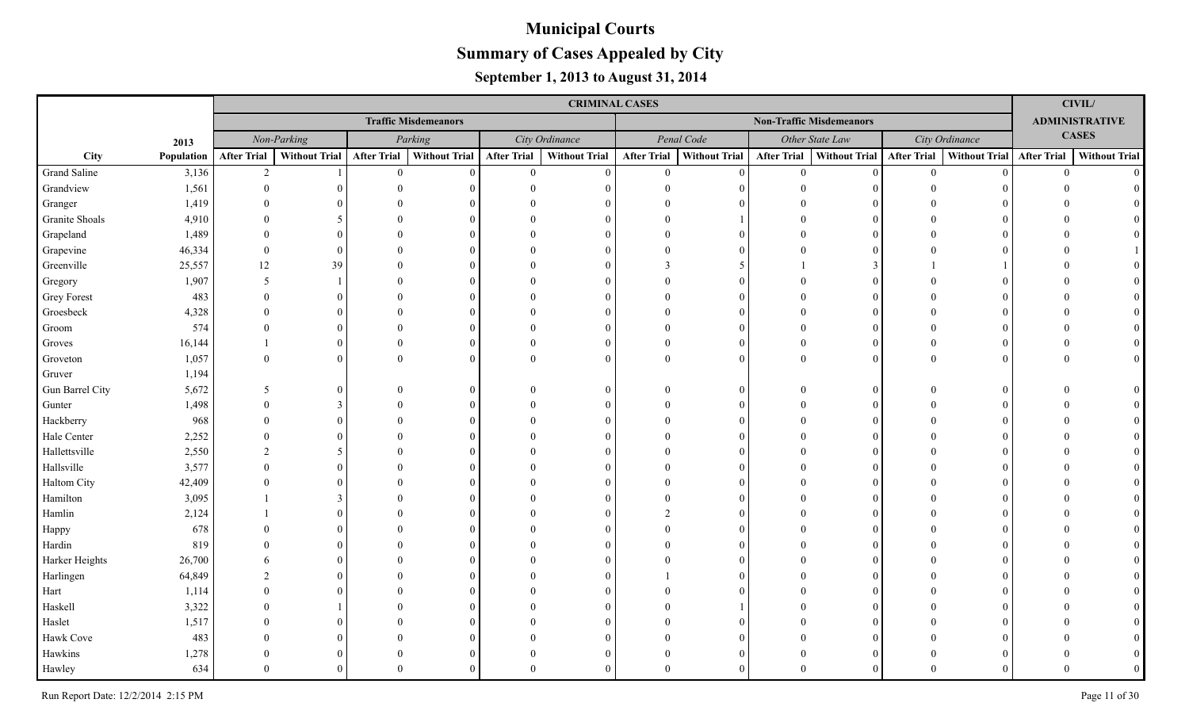# Municipal Courts

## Summary of Cases Appealed by City

### September 1, 2013 to August 31, 2014

| | | CRIMINAL CASES | | | | | | | | | | | | CIVIL/ ADMINISTRATIVE CASES | |
|---|---|---|---|---|---|---|---|---|---|---|---|---|---|---|---|
| | | Traffic Misdemeanors | | | | | | Non-Traffic Misdemeanors | | | | | | | |
| | 2013 | *Non-Parking* | | *Parking* | | *City Ordinance* | | *Penal Code* | | *Other State Law* | | *City Ordinance* | | | |
| City | Population | After Trial | Without Trial | After Trial | Without Trial | After Trial | Without Trial | After Trial | Without Trial | After Trial | Without Trial | After Trial | Without Trial | After Trial | Without Trial |
| Grand Saline | 3,136 | 2 | 1 | 0 | 0 | 0 | 0 | 0 | 0 | 0 | 0 | 0 | 0 | 0 | 0 |
| Grandview | 1,561 | 0 | 0 | 0 | 0 | 0 | 0 | 0 | 0 | 0 | 0 | 0 | 0 | 0 | 0 |
| Granger | 1,419 | 0 | 0 | 0 | 0 | 0 | 0 | 0 | 0 | 0 | 0 | 0 | 0 | 0 | 0 |
| Granite Shoals | 4,910 | 0 | 5 | 0 | 0 | 0 | 0 | 0 | 1 | 0 | 0 | 0 | 0 | 0 | 0 |
| Grapeland | 1,489 | 0 | 0 | 0 | 0 | 0 | 0 | 0 | 0 | 0 | 0 | 0 | 0 | 0 | 0 |
| Grapevine | 46,334 | 0 | 0 | 0 | 0 | 0 | 0 | 0 | 0 | 0 | 0 | 0 | 0 | 0 | 1 |
| Greenville | 25,557 | 12 | 39 | 0 | 0 | 0 | 0 | 3 | 5 | 1 | 3 | 1 | 1 | 0 | 0 |
| Gregory | 1,907 | 5 | 1 | 0 | 0 | 0 | 0 | 0 | 0 | 0 | 0 | 0 | 0 | 0 | 0 |
| Grey Forest | 483 | 0 | 0 | 0 | 0 | 0 | 0 | 0 | 0 | 0 | 0 | 0 | 0 | 0 | 0 |
| Groesbeck | 4,328 | 0 | 0 | 0 | 0 | 0 | 0 | 0 | 0 | 0 | 0 | 0 | 0 | 0 | 0 |
| Groom | 574 | 0 | 0 | 0 | 0 | 0 | 0 | 0 | 0 | 0 | 0 | 0 | 0 | 0 | 0 |
| Groves | 16,144 | 1 | 0 | 0 | 0 | 0 | 0 | 0 | 0 | 0 | 0 | 0 | 0 | 0 | 0 |
| Groveton | 1,057 | 0 | 0 | 0 | 0 | 0 | 0 | 0 | 0 | 0 | 0 | 0 | 0 | 0 | 0 |
| Gruver | 1,194 | | | | | | | | | | | | | | |
| Gun Barrel City | 5,672 | 5 | 0 | 0 | 0 | 0 | 0 | 0 | 0 | 0 | 0 | 0 | 0 | 0 | 0 |
| Gunter | 1,498 | 0 | 3 | 0 | 0 | 0 | 0 | 0 | 0 | 0 | 0 | 0 | 0 | 0 | 0 |
| Hackberry | 968 | 0 | 0 | 0 | 0 | 0 | 0 | 0 | 0 | 0 | 0 | 0 | 0 | 0 | 0 |
| Hale Center | 2,252 | 0 | 0 | 0 | 0 | 0 | 0 | 0 | 0 | 0 | 0 | 0 | 0 | 0 | 0 |
| Hallettsville | 2,550 | 2 | 5 | 0 | 0 | 0 | 0 | 0 | 0 | 0 | 0 | 0 | 0 | 0 | 0 |
| Hallsville | 3,577 | 0 | 0 | 0 | 0 | 0 | 0 | 0 | 0 | 0 | 0 | 0 | 0 | 0 | 0 |
| Haltom City | 42,409 | 0 | 0 | 0 | 0 | 0 | 0 | 0 | 0 | 0 | 0 | 0 | 0 | 0 | 0 |
| Hamilton | 3,095 | 1 | 3 | 0 | 0 | 0 | 0 | 0 | 0 | 0 | 0 | 0 | 0 | 0 | 0 |
| Hamlin | 2,124 | 1 | 0 | 0 | 0 | 0 | 0 | 2 | 0 | 0 | 0 | 0 | 0 | 0 | 0 |
| Happy | 678 | 0 | 0 | 0 | 0 | 0 | 0 | 0 | 0 | 0 | 0 | 0 | 0 | 0 | 0 |
| Hardin | 819 | 0 | 0 | 0 | 0 | 0 | 0 | 0 | 0 | 0 | 0 | 0 | 0 | 0 | 0 |
| Harker Heights | 26,700 | 6 | 0 | 0 | 0 | 0 | 0 | 0 | 0 | 0 | 0 | 0 | 0 | 0 | 0 |
| Harlingen | 64,849 | 2 | 0 | 0 | 0 | 0 | 0 | 1 | 0 | 0 | 0 | 0 | 0 | 0 | 0 |
| Hart | 1,114 | 0 | 0 | 0 | 0 | 0 | 0 | 0 | 0 | 0 | 0 | 0 | 0 | 0 | 0 |
| Haskell | 3,322 | 0 | 1 | 0 | 0 | 0 | 0 | 0 | 1 | 0 | 0 | 0 | 0 | 0 | 0 |
| Haslet | 1,517 | 0 | 0 | 0 | 0 | 0 | 0 | 0 | 0 | 0 | 0 | 0 | 0 | 0 | 0 |
| Hawk Cove | 483 | 0 | 0 | 0 | 0 | 0 | 0 | 0 | 0 | 0 | 0 | 0 | 0 | 0 | 0 |
| Hawkins | 1,278 | 0 | 0 | 0 | 0 | 0 | 0 | 0 | 0 | 0 | 0 | 0 | 0 | 0 | 0 |
| Hawley | 634 | 0 | 0 | 0 | 0 | 0 | 0 | 0 | 0 | 0 | 0 | 0 | 0 | 0 | 0 |

Run Report Date: 12/2/2014 2:15 PM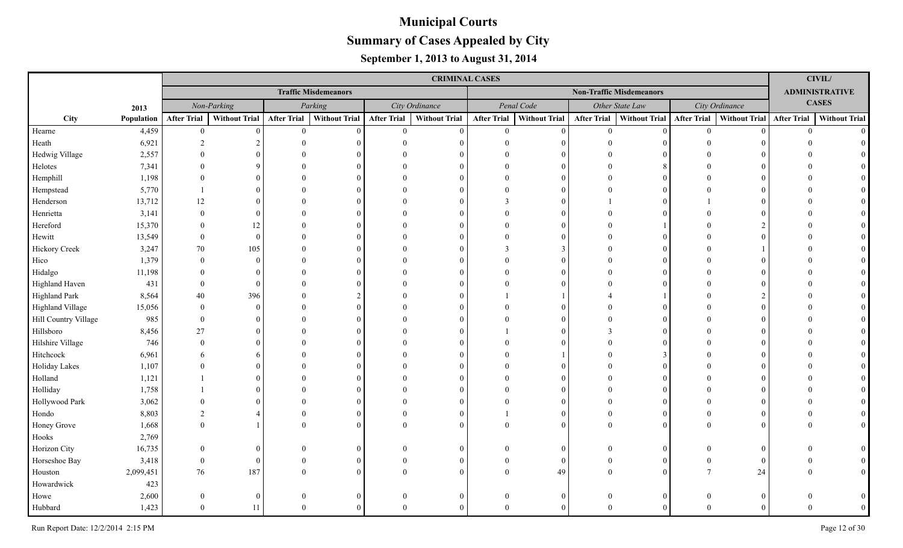# Municipal Courts

## Summary of Cases Appealed by City

### September 1, 2013 to August 31, 2014

| | | CRIMINAL CASES | | | | | | | | | | | | CIVIL/ ADMINISTRATIVE CASES | |
|---|---|---|---|---|---|---|---|---|---|---|---|---|---|---|---|
| | | Traffic Misdemeanors | | | | | | Non-Traffic Misdemeanors | | | | | | | |
| | 2013 | *Non-Parking* | | *Parking* | | *City Ordinance* | | *Penal Code* | | *Other State Law* | | *City Ordinance* | | | |
| City | Population | After Trial | Without Trial | After Trial | Without Trial | After Trial | Without Trial | After Trial | Without Trial | After Trial | Without Trial | After Trial | Without Trial | After Trial | Without Trial |
| Hearne | 4,459 | 0 | 0 | 0 | 0 | 0 | 0 | 0 | 0 | 0 | 0 | 0 | 0 | 0 | 0 |
| Heath | 6,921 | 2 | 2 | 0 | 0 | 0 | 0 | 0 | 0 | 0 | 0 | 0 | 0 | 0 | 0 |
| Hedwig Village | 2,557 | 0 | 0 | 0 | 0 | 0 | 0 | 0 | 0 | 0 | 0 | 0 | 0 | 0 | 0 |
| Helotes | 7,341 | 0 | 9 | 0 | 0 | 0 | 0 | 0 | 0 | 0 | 8 | 0 | 0 | 0 | 0 |
| Hemphill | 1,198 | 0 | 0 | 0 | 0 | 0 | 0 | 0 | 0 | 0 | 0 | 0 | 0 | 0 | 0 |
| Hempstead | 5,770 | 1 | 0 | 0 | 0 | 0 | 0 | 0 | 0 | 0 | 0 | 0 | 0 | 0 | 0 |
| Henderson | 13,712 | 12 | 0 | 0 | 0 | 0 | 0 | 3 | 0 | 1 | 0 | 1 | 0 | 0 | 0 |
| Henrietta | 3,141 | 0 | 0 | 0 | 0 | 0 | 0 | 0 | 0 | 0 | 0 | 0 | 0 | 0 | 0 |
| Hereford | 15,370 | 0 | 12 | 0 | 0 | 0 | 0 | 0 | 0 | 0 | 1 | 0 | 2 | 0 | 0 |
| Hewitt | 13,549 | 0 | 0 | 0 | 0 | 0 | 0 | 0 | 0 | 0 | 0 | 0 | 0 | 0 | 0 |
| Hickory Creek | 3,247 | 70 | 105 | 0 | 0 | 0 | 0 | 3 | 3 | 0 | 0 | 0 | 1 | 0 | 0 |
| Hico | 1,379 | 0 | 0 | 0 | 0 | 0 | 0 | 0 | 0 | 0 | 0 | 0 | 0 | 0 | 0 |
| Hidalgo | 11,198 | 0 | 0 | 0 | 0 | 0 | 0 | 0 | 0 | 0 | 0 | 0 | 0 | 0 | 0 |
| Highland Haven | 431 | 0 | 0 | 0 | 0 | 0 | 0 | 0 | 0 | 0 | 0 | 0 | 0 | 0 | 0 |
| Highland Park | 8,564 | 40 | 396 | 0 | 2 | 0 | 0 | 1 | 1 | 4 | 1 | 0 | 2 | 0 | 0 |
| Highland Village | 15,056 | 0 | 0 | 0 | 0 | 0 | 0 | 0 | 0 | 0 | 0 | 0 | 0 | 0 | 0 |
| Hill Country Village | 985 | 0 | 0 | 0 | 0 | 0 | 0 | 0 | 0 | 0 | 0 | 0 | 0 | 0 | 0 |
| Hillsboro | 8,456 | 27 | 0 | 0 | 0 | 0 | 0 | 1 | 0 | 3 | 0 | 0 | 0 | 0 | 0 |
| Hilshire Village | 746 | 0 | 0 | 0 | 0 | 0 | 0 | 0 | 0 | 0 | 0 | 0 | 0 | 0 | 0 |
| Hitchcock | 6,961 | 6 | 6 | 0 | 0 | 0 | 0 | 0 | 1 | 0 | 3 | 0 | 0 | 0 | 0 |
| Holiday Lakes | 1,107 | 0 | 0 | 0 | 0 | 0 | 0 | 0 | 0 | 0 | 0 | 0 | 0 | 0 | 0 |
| Holland | 1,121 | 1 | 0 | 0 | 0 | 0 | 0 | 0 | 0 | 0 | 0 | 0 | 0 | 0 | 0 |
| Holliday | 1,758 | 1 | 0 | 0 | 0 | 0 | 0 | 0 | 0 | 0 | 0 | 0 | 0 | 0 | 0 |
| Hollywood Park | 3,062 | 0 | 0 | 0 | 0 | 0 | 0 | 0 | 0 | 0 | 0 | 0 | 0 | 0 | 0 |
| Hondo | 8,803 | 2 | 4 | 0 | 0 | 0 | 0 | 1 | 0 | 0 | 0 | 0 | 0 | 0 | 0 |
| Honey Grove | 1,668 | 0 | 1 | 0 | 0 | 0 | 0 | 0 | 0 | 0 | 0 | 0 | 0 | 0 | 0 |
| Hooks | 2,769 | | | | | | | | | | | | | | |
| Horizon City | 16,735 | 0 | 0 | 0 | 0 | 0 | 0 | 0 | 0 | 0 | 0 | 0 | 0 | 0 | 0 |
| Horseshoe Bay | 3,418 | 0 | 0 | 0 | 0 | 0 | 0 | 0 | 0 | 0 | 0 | 0 | 0 | 0 | 0 |
| Houston | 2,099,451 | 76 | 187 | 0 | 0 | 0 | 0 | 0 | 49 | 0 | 0 | 7 | 24 | 0 | 0 |
| Howardwick | 423 | | | | | | | | | | | | | | |
| Howe | 2,600 | 0 | 0 | 0 | 0 | 0 | 0 | 0 | 0 | 0 | 0 | 0 | 0 | 0 | 0 |
| Hubbard | 1,423 | 0 | 11 | 0 | 0 | 0 | 0 | 0 | 0 | 0 | 0 | 0 | 0 | 0 | 0 |

Run Report Date: 12/2/2014 2:15 PM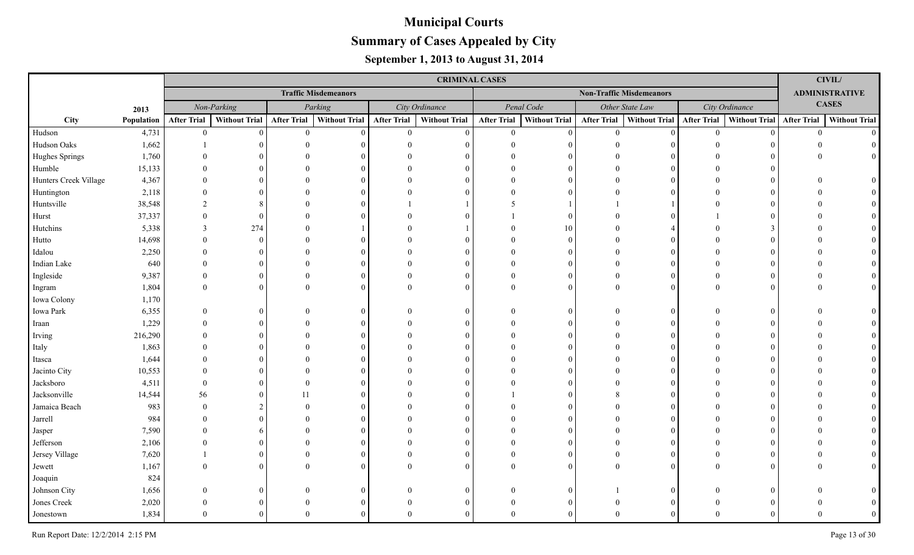# Municipal Courts

## Summary of Cases Appealed by City

### September 1, 2013 to August 31, 2014

| | | CRIMINAL CASES | | | | | | | | | | | | CIVIL/ ADMINISTRATIVE CASES | |
|---|---|---|---|---|---|---|---|---|---|---|---|---|---|---|---|
| | | Traffic Misdemeanors | | | | | | Non-Traffic Misdemeanors | | | | | | | |
| | 2013 | *Non-Parking* | | *Parking* | | *City Ordinance* | | *Penal Code* | | *Other State Law* | | *City Ordinance* | | | |
| City | Population | After Trial | Without Trial | After Trial | Without Trial | After Trial | Without Trial | After Trial | Without Trial | After Trial | Without Trial | After Trial | Without Trial | After Trial | Without Trial |
| Hudson | 4,731 | 0 | 0 | 0 | 0 | 0 | 0 | 0 | 0 | 0 | 0 | 0 | 0 | 0 | 0 |
| Hudson Oaks | 1,662 | 1 | 0 | 0 | 0 | 0 | 0 | 0 | 0 | 0 | 0 | 0 | 0 | 0 | 0 |
| Hughes Springs | 1,760 | 0 | 0 | 0 | 0 | 0 | 0 | 0 | 0 | 0 | 0 | 0 | 0 | 0 | 0 |
| Humble | 15,133 | 0 | 0 | 0 | 0 | 0 | 0 | 0 | 0 | 0 | 0 | 0 | 0 | | |
| Hunters Creek Village | 4,367 | 0 | 0 | 0 | 0 | 0 | 0 | 0 | 0 | 0 | 0 | 0 | 0 | 0 | 0 |
| Huntington | 2,118 | 0 | 0 | 0 | 0 | 0 | 0 | 0 | 0 | 0 | 0 | 0 | 0 | 0 | 0 |
| Huntsville | 38,548 | 2 | 8 | 0 | 0 | 1 | 1 | 5 | 1 | 1 | 1 | 0 | 0 | 0 | 0 |
| Hurst | 37,337 | 0 | 0 | 0 | 0 | 0 | 0 | 1 | 0 | 0 | 0 | 1 | 0 | 0 | 0 |
| Hutchins | 5,338 | 3 | 274 | 0 | 1 | 0 | 1 | 0 | 10 | 0 | 4 | 0 | 3 | 0 | 0 |
| Hutto | 14,698 | 0 | 0 | 0 | 0 | 0 | 0 | 0 | 0 | 0 | 0 | 0 | 0 | 0 | 0 |
| Idalou | 2,250 | 0 | 0 | 0 | 0 | 0 | 0 | 0 | 0 | 0 | 0 | 0 | 0 | 0 | 0 |
| Indian Lake | 640 | 0 | 0 | 0 | 0 | 0 | 0 | 0 | 0 | 0 | 0 | 0 | 0 | 0 | 0 |
| Ingleside | 9,387 | 0 | 0 | 0 | 0 | 0 | 0 | 0 | 0 | 0 | 0 | 0 | 0 | 0 | 0 |
| Ingram | 1,804 | 0 | 0 | 0 | 0 | 0 | 0 | 0 | 0 | 0 | 0 | 0 | 0 | 0 | 0 |
| Iowa Colony | 1,170 | | | | | | | | | | | | | | |
| Iowa Park | 6,355 | 0 | 0 | 0 | 0 | 0 | 0 | 0 | 0 | 0 | 0 | 0 | 0 | 0 | 0 |
| Iraan | 1,229 | 0 | 0 | 0 | 0 | 0 | 0 | 0 | 0 | 0 | 0 | 0 | 0 | 0 | 0 |
| Irving | 216,290 | 0 | 0 | 0 | 0 | 0 | 0 | 0 | 0 | 0 | 0 | 0 | 0 | 0 | 0 |
| Italy | 1,863 | 0 | 0 | 0 | 0 | 0 | 0 | 0 | 0 | 0 | 0 | 0 | 0 | 0 | 0 |
| Itasca | 1,644 | 0 | 0 | 0 | 0 | 0 | 0 | 0 | 0 | 0 | 0 | 0 | 0 | 0 | 0 |
| Jacinto City | 10,553 | 0 | 0 | 0 | 0 | 0 | 0 | 0 | 0 | 0 | 0 | 0 | 0 | 0 | 0 |
| Jacksboro | 4,511 | 0 | 0 | 0 | 0 | 0 | 0 | 0 | 0 | 0 | 0 | 0 | 0 | 0 | 0 |
| Jacksonville | 14,544 | 56 | 0 | 11 | 0 | 0 | 0 | 1 | 0 | 8 | 0 | 0 | 0 | 0 | 0 |
| Jamaica Beach | 983 | 0 | 2 | 0 | 0 | 0 | 0 | 0 | 0 | 0 | 0 | 0 | 0 | 0 | 0 |
| Jarrell | 984 | 0 | 0 | 0 | 0 | 0 | 0 | 0 | 0 | 0 | 0 | 0 | 0 | 0 | 0 |
| Jasper | 7,590 | 0 | 6 | 0 | 0 | 0 | 0 | 0 | 0 | 0 | 0 | 0 | 0 | 0 | 0 |
| Jefferson | 2,106 | 0 | 0 | 0 | 0 | 0 | 0 | 0 | 0 | 0 | 0 | 0 | 0 | 0 | 0 |
| Jersey Village | 7,620 | 1 | 0 | 0 | 0 | 0 | 0 | 0 | 0 | 0 | 0 | 0 | 0 | 0 | 0 |
| Jewett | 1,167 | 0 | 0 | 0 | 0 | 0 | 0 | 0 | 0 | 0 | 0 | 0 | 0 | 0 | 0 |
| Joaquin | 824 | | | | | | | | | | | | | | |
| Johnson City | 1,656 | 0 | 0 | 0 | 0 | 0 | 0 | 0 | 0 | 1 | 0 | 0 | 0 | 0 | 0 |
| Jones Creek | 2,020 | 0 | 0 | 0 | 0 | 0 | 0 | 0 | 0 | 0 | 0 | 0 | 0 | 0 | 0 |
| Jonestown | 1,834 | 0 | 0 | 0 | 0 | 0 | 0 | 0 | 0 | 0 | 0 | 0 | 0 | 0 | 0 |

Run Report Date: 12/2/2014 2:15 PM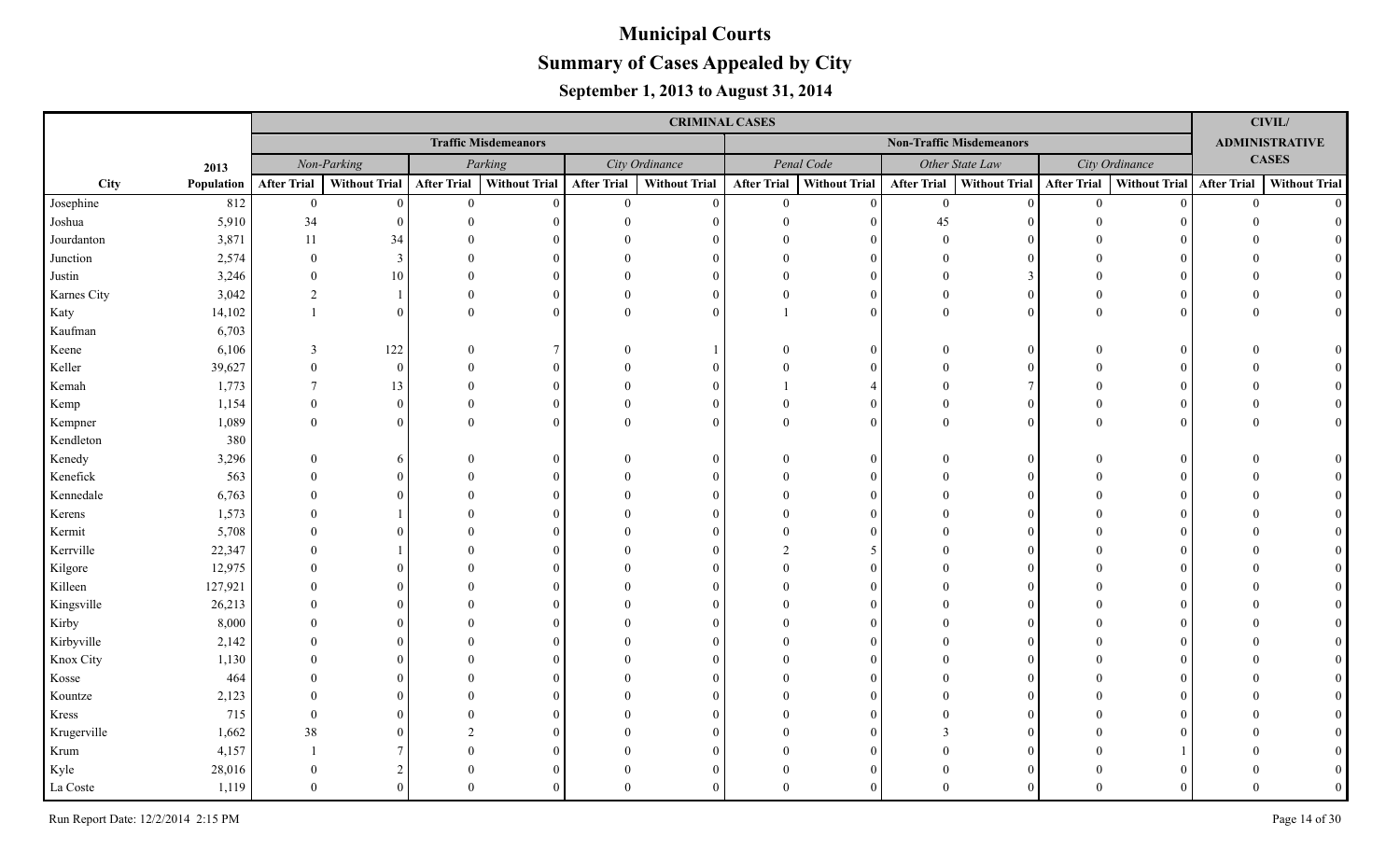# Municipal Courts

## Summary of Cases Appealed by City

### September 1, 2013 to August 31, 2014

| | | CRIMINAL CASES | | | | | | | | | | | | CIVIL/ ADMINISTRATIVE CASES | |
|---|---|---|---|---|---|---|---|---|---|---|---|---|---|---|---|
| | | Traffic Misdemeanors | | | | | | Non-Traffic Misdemeanors | | | | | | | |
| | 2013 | *Non-Parking* | | *Parking* | | *City Ordinance* | | *Penal Code* | | *Other State Law* | | *City Ordinance* | | | |
| City | Population | After Trial | Without Trial | After Trial | Without Trial | After Trial | Without Trial | After Trial | Without Trial | After Trial | Without Trial | After Trial | Without Trial | After Trial | Without Trial |
| Josephine | 812 | 0 | 0 | 0 | 0 | 0 | 0 | 0 | 0 | 0 | 0 | 0 | 0 | 0 | 0 |
| Joshua | 5,910 | 34 | 0 | 0 | 0 | 0 | 0 | 0 | 0 | 45 | 0 | 0 | 0 | 0 | 0 |
| Jourdanton | 3,871 | 11 | 34 | 0 | 0 | 0 | 0 | 0 | 0 | 0 | 0 | 0 | 0 | 0 | 0 |
| Junction | 2,574 | 0 | 3 | 0 | 0 | 0 | 0 | 0 | 0 | 0 | 0 | 0 | 0 | 0 | 0 |
| Justin | 3,246 | 0 | 10 | 0 | 0 | 0 | 0 | 0 | 0 | 0 | 3 | 0 | 0 | 0 | 0 |
| Karnes City | 3,042 | 2 | 1 | 0 | 0 | 0 | 0 | 0 | 0 | 0 | 0 | 0 | 0 | 0 | 0 |
| Katy | 14,102 | 1 | 0 | 0 | 0 | 0 | 0 | 1 | 0 | 0 | 0 | 0 | 0 | 0 | 0 |
| Kaufman | 6,703 | | | | | | | | | | | | | | |
| Keene | 6,106 | 3 | 122 | 0 | 7 | 0 | 1 | 0 | 0 | 0 | 0 | 0 | 0 | 0 | 0 |
| Keller | 39,627 | 0 | 0 | 0 | 0 | 0 | 0 | 0 | 0 | 0 | 0 | 0 | 0 | 0 | 0 |
| Kemah | 1,773 | 7 | 13 | 0 | 0 | 0 | 0 | 1 | 4 | 0 | 7 | 0 | 0 | 0 | 0 |
| Kemp | 1,154 | 0 | 0 | 0 | 0 | 0 | 0 | 0 | 0 | 0 | 0 | 0 | 0 | 0 | 0 |
| Kempner | 1,089 | 0 | 0 | 0 | 0 | 0 | 0 | 0 | 0 | 0 | 0 | 0 | 0 | 0 | 0 |
| Kendleton | 380 | | | | | | | | | | | | | | |
| Kenedy | 3,296 | 0 | 6 | 0 | 0 | 0 | 0 | 0 | 0 | 0 | 0 | 0 | 0 | 0 | 0 |
| Kenefick | 563 | 0 | 0 | 0 | 0 | 0 | 0 | 0 | 0 | 0 | 0 | 0 | 0 | 0 | 0 |
| Kennedale | 6,763 | 0 | 0 | 0 | 0 | 0 | 0 | 0 | 0 | 0 | 0 | 0 | 0 | 0 | 0 |
| Kerens | 1,573 | 0 | 1 | 0 | 0 | 0 | 0 | 0 | 0 | 0 | 0 | 0 | 0 | 0 | 0 |
| Kermit | 5,708 | 0 | 0 | 0 | 0 | 0 | 0 | 0 | 0 | 0 | 0 | 0 | 0 | 0 | 0 |
| Kerrville | 22,347 | 0 | 1 | 0 | 0 | 0 | 0 | 2 | 5 | 0 | 0 | 0 | 0 | 0 | 0 |
| Kilgore | 12,975 | 0 | 0 | 0 | 0 | 0 | 0 | 0 | 0 | 0 | 0 | 0 | 0 | 0 | 0 |
| Killeen | 127,921 | 0 | 0 | 0 | 0 | 0 | 0 | 0 | 0 | 0 | 0 | 0 | 0 | 0 | 0 |
| Kingsville | 26,213 | 0 | 0 | 0 | 0 | 0 | 0 | 0 | 0 | 0 | 0 | 0 | 0 | 0 | 0 |
| Kirby | 8,000 | 0 | 0 | 0 | 0 | 0 | 0 | 0 | 0 | 0 | 0 | 0 | 0 | 0 | 0 |
| Kirbyville | 2,142 | 0 | 0 | 0 | 0 | 0 | 0 | 0 | 0 | 0 | 0 | 0 | 0 | 0 | 0 |
| Knox City | 1,130 | 0 | 0 | 0 | 0 | 0 | 0 | 0 | 0 | 0 | 0 | 0 | 0 | 0 | 0 |
| Kosse | 464 | 0 | 0 | 0 | 0 | 0 | 0 | 0 | 0 | 0 | 0 | 0 | 0 | 0 | 0 |
| Kountze | 2,123 | 0 | 0 | 0 | 0 | 0 | 0 | 0 | 0 | 0 | 0 | 0 | 0 | 0 | 0 |
| Kress | 715 | 0 | 0 | 0 | 0 | 0 | 0 | 0 | 0 | 0 | 0 | 0 | 0 | 0 | 0 |
| Krugerville | 1,662 | 38 | 0 | 2 | 0 | 0 | 0 | 0 | 0 | 3 | 0 | 0 | 0 | 0 | 0 |
| Krum | 4,157 | 1 | 7 | 0 | 0 | 0 | 0 | 0 | 0 | 0 | 0 | 0 | 1 | 0 | 0 |
| Kyle | 28,016 | 0 | 2 | 0 | 0 | 0 | 0 | 0 | 0 | 0 | 0 | 0 | 0 | 0 | 0 |
| La Coste | 1,119 | 0 | 0 | 0 | 0 | 0 | 0 | 0 | 0 | 0 | 0 | 0 | 0 | 0 | 0 |

Run Report Date: 12/2/2014 2:15 PM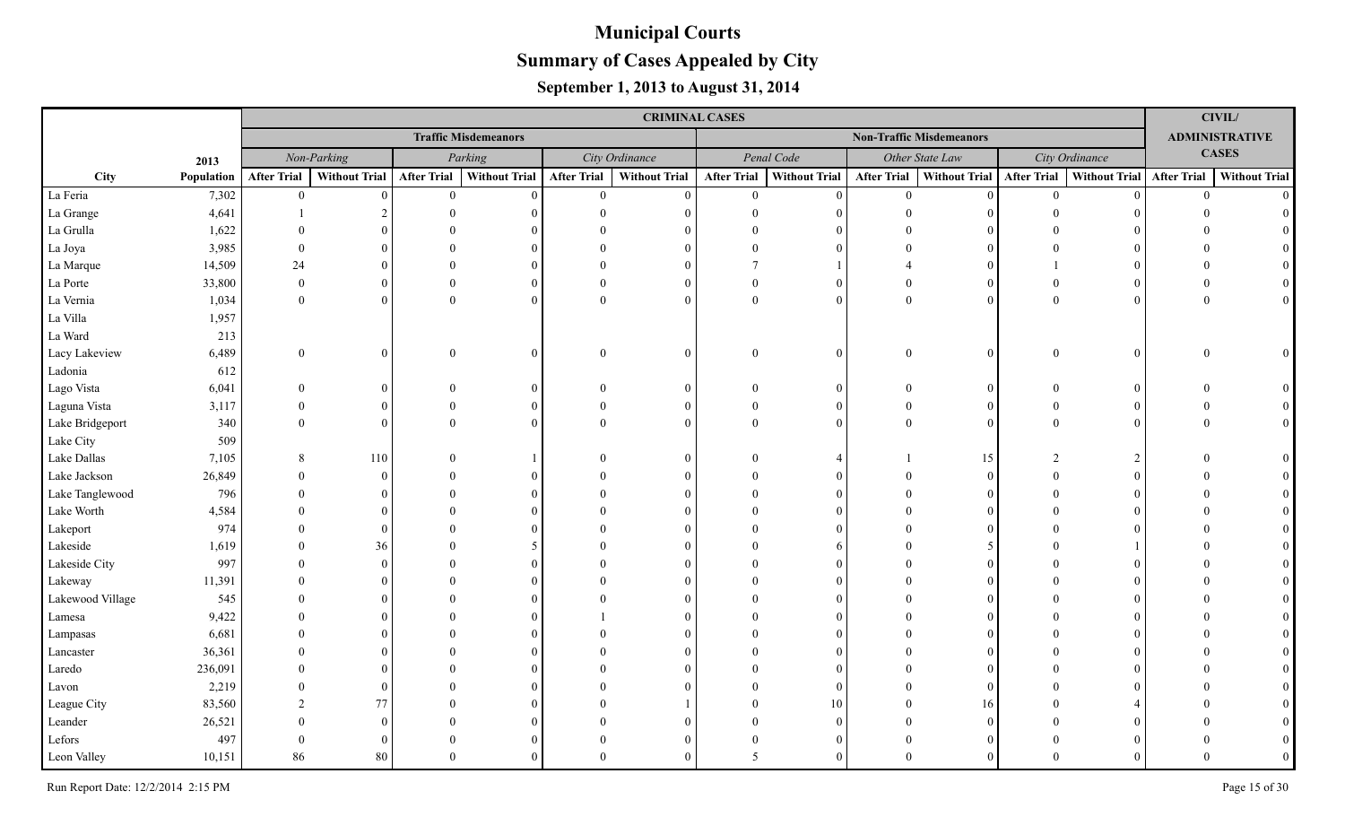# Municipal Courts

## Summary of Cases Appealed by City

### September 1, 2013 to August 31, 2014

| | | CRIMINAL CASES | | | | | | | | | | | | CIVIL/ ADMINISTRATIVE CASES | |
|---|---|---|---|---|---|---|---|---|---|---|---|---|---|---|---|
| | | Traffic Misdemeanors | | | | | | Non-Traffic Misdemeanors | | | | | | | |
| | 2013 | *Non-Parking* | | *Parking* | | *City Ordinance* | | *Penal Code* | | *Other State Law* | | *City Ordinance* | | | |
| City | Population | After Trial | Without Trial | After Trial | Without Trial | After Trial | Without Trial | After Trial | Without Trial | After Trial | Without Trial | After Trial | Without Trial | After Trial | Without Trial |
| La Feria | 7,302 | 0 | 0 | 0 | 0 | 0 | 0 | 0 | 0 | 0 | 0 | 0 | 0 | 0 | 0 |
| La Grange | 4,641 | 1 | 2 | 0 | 0 | 0 | 0 | 0 | 0 | 0 | 0 | 0 | 0 | 0 | 0 |
| La Grulla | 1,622 | 0 | 0 | 0 | 0 | 0 | 0 | 0 | 0 | 0 | 0 | 0 | 0 | 0 | 0 |
| La Joya | 3,985 | 0 | 0 | 0 | 0 | 0 | 0 | 0 | 0 | 0 | 0 | 0 | 0 | 0 | 0 |
| La Marque | 14,509 | 24 | 0 | 0 | 0 | 0 | 0 | 7 | 1 | 4 | 0 | 1 | 0 | 0 | 0 |
| La Porte | 33,800 | 0 | 0 | 0 | 0 | 0 | 0 | 0 | 0 | 0 | 0 | 0 | 0 | 0 | 0 |
| La Vernia | 1,034 | 0 | 0 | 0 | 0 | 0 | 0 | 0 | 0 | 0 | 0 | 0 | 0 | 0 | 0 |
| La Villa | 1,957 | | | | | | | | | | | | | | |
| La Ward | 213 | | | | | | | | | | | | | | |
| Lacy Lakeview | 6,489 | 0 | 0 | 0 | 0 | 0 | 0 | 0 | 0 | 0 | 0 | 0 | 0 | 0 | 0 |
| Ladonia | 612 | | | | | | | | | | | | | | |
| Lago Vista | 6,041 | 0 | 0 | 0 | 0 | 0 | 0 | 0 | 0 | 0 | 0 | 0 | 0 | 0 | 0 |
| Laguna Vista | 3,117 | 0 | 0 | 0 | 0 | 0 | 0 | 0 | 0 | 0 | 0 | 0 | 0 | 0 | 0 |
| Lake Bridgeport | 340 | 0 | 0 | 0 | 0 | 0 | 0 | 0 | 0 | 0 | 0 | 0 | 0 | 0 | 0 |
| Lake City | 509 | | | | | | | | | | | | | | |
| Lake Dallas | 7,105 | 8 | 110 | 0 | 1 | 0 | 0 | 0 | 4 | 1 | 15 | 2 | 2 | 0 | 0 |
| Lake Jackson | 26,849 | 0 | 0 | 0 | 0 | 0 | 0 | 0 | 0 | 0 | 0 | 0 | 0 | 0 | 0 |
| Lake Tanglewood | 796 | 0 | 0 | 0 | 0 | 0 | 0 | 0 | 0 | 0 | 0 | 0 | 0 | 0 | 0 |
| Lake Worth | 4,584 | 0 | 0 | 0 | 0 | 0 | 0 | 0 | 0 | 0 | 0 | 0 | 0 | 0 | 0 |
| Lakeport | 974 | 0 | 0 | 0 | 0 | 0 | 0 | 0 | 0 | 0 | 0 | 0 | 0 | 0 | 0 |
| Lakeside | 1,619 | 0 | 36 | 0 | 5 | 0 | 0 | 0 | 6 | 0 | 5 | 0 | 1 | 0 | 0 |
| Lakeside City | 997 | 0 | 0 | 0 | 0 | 0 | 0 | 0 | 0 | 0 | 0 | 0 | 0 | 0 | 0 |
| Lakeway | 11,391 | 0 | 0 | 0 | 0 | 0 | 0 | 0 | 0 | 0 | 0 | 0 | 0 | 0 | 0 |
| Lakewood Village | 545 | 0 | 0 | 0 | 0 | 0 | 0 | 0 | 0 | 0 | 0 | 0 | 0 | 0 | 0 |
| Lamesa | 9,422 | 0 | 0 | 0 | 0 | 1 | 0 | 0 | 0 | 0 | 0 | 0 | 0 | 0 | 0 |
| Lampasas | 6,681 | 0 | 0 | 0 | 0 | 0 | 0 | 0 | 0 | 0 | 0 | 0 | 0 | 0 | 0 |
| Lancaster | 36,361 | 0 | 0 | 0 | 0 | 0 | 0 | 0 | 0 | 0 | 0 | 0 | 0 | 0 | 0 |
| Laredo | 236,091 | 0 | 0 | 0 | 0 | 0 | 0 | 0 | 0 | 0 | 0 | 0 | 0 | 0 | 0 |
| Lavon | 2,219 | 0 | 0 | 0 | 0 | 0 | 0 | 0 | 0 | 0 | 0 | 0 | 0 | 0 | 0 |
| League City | 83,560 | 2 | 77 | 0 | 0 | 0 | 1 | 0 | 10 | 0 | 16 | 0 | 4 | 0 | 0 |
| Leander | 26,521 | 0 | 0 | 0 | 0 | 0 | 0 | 0 | 0 | 0 | 0 | 0 | 0 | 0 | 0 |
| Lefors | 497 | 0 | 0 | 0 | 0 | 0 | 0 | 0 | 0 | 0 | 0 | 0 | 0 | 0 | 0 |
| Leon Valley | 10,151 | 86 | 80 | 0 | 0 | 0 | 0 | 5 | 0 | 0 | 0 | 0 | 0 | 0 | 0 |

Run Report Date: 12/2/2014 2:15 PM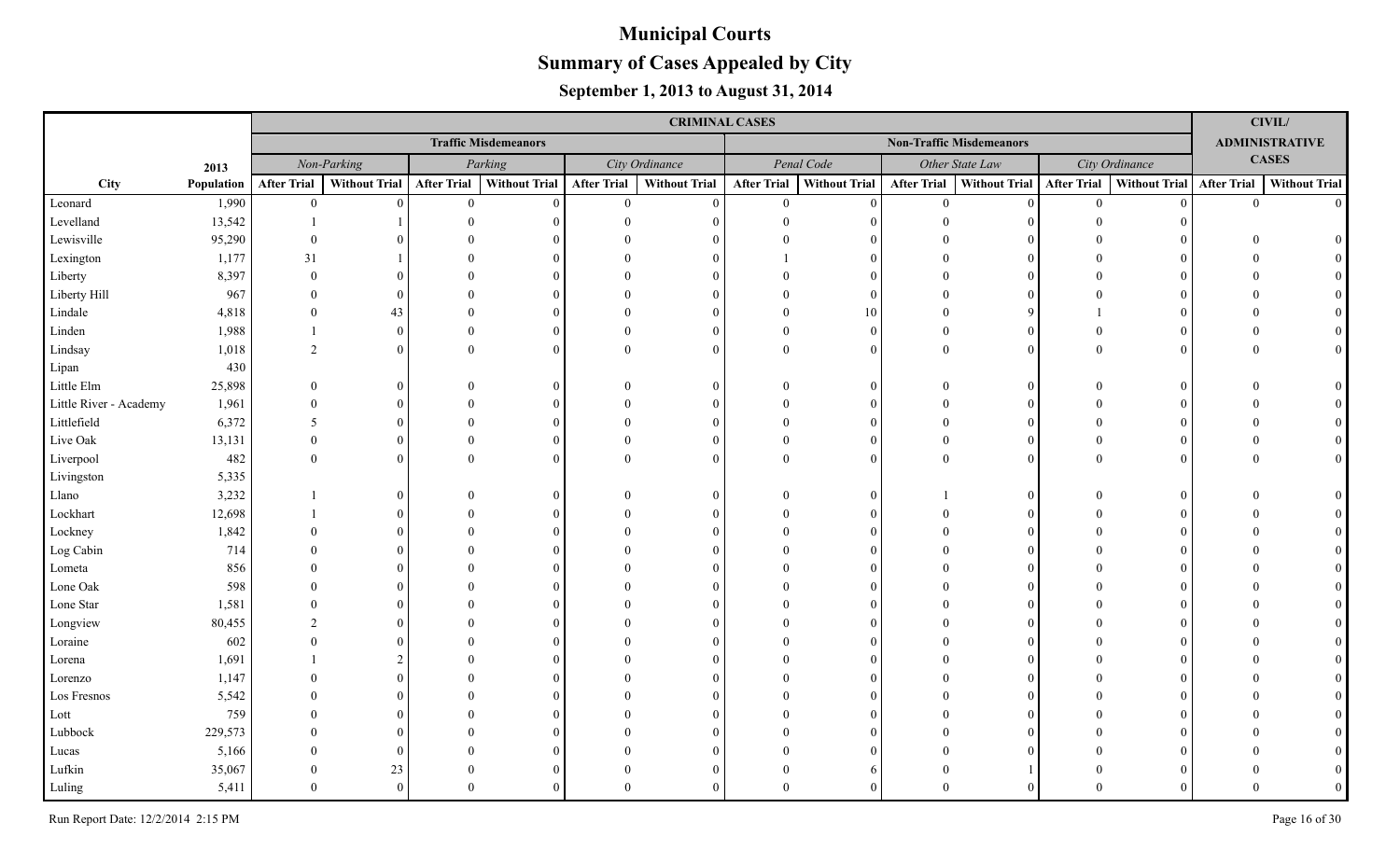# Municipal Courts

## Summary of Cases Appealed by City

### September 1, 2013 to August 31, 2014

| | | CRIMINAL CASES | | | | | | | | | | | | CIVIL/ ADMINISTRATIVE CASES | |
|---|---|---|---|---|---|---|---|---|---|---|---|---|---|---|---|
| | | Traffic Misdemeanors | | | | | | Non-Traffic Misdemeanors | | | | | | | |
| | 2013 | *Non-Parking* | | *Parking* | | *City Ordinance* | | *Penal Code* | | *Other State Law* | | *City Ordinance* | | | |
| City | Population | After Trial | Without Trial | After Trial | Without Trial | After Trial | Without Trial | After Trial | Without Trial | After Trial | Without Trial | After Trial | Without Trial | After Trial | Without Trial |
| Leonard | 1,990 | 0 | 0 | 0 | 0 | 0 | 0 | 0 | 0 | 0 | 0 | 0 | 0 | 0 | 0 |
| Levelland | 13,542 | 1 | 1 | 0 | 0 | 0 | 0 | 0 | 0 | 0 | 0 | 0 | 0 | | |
| Lewisville | 95,290 | 0 | 0 | 0 | 0 | 0 | 0 | 0 | 0 | 0 | 0 | 0 | 0 | 0 | 0 |
| Lexington | 1,177 | 31 | 1 | 0 | 0 | 0 | 0 | 1 | 0 | 0 | 0 | 0 | 0 | 0 | 0 |
| Liberty | 8,397 | 0 | 0 | 0 | 0 | 0 | 0 | 0 | 0 | 0 | 0 | 0 | 0 | 0 | 0 |
| Liberty Hill | 967 | 0 | 0 | 0 | 0 | 0 | 0 | 0 | 0 | 0 | 0 | 0 | 0 | 0 | 0 |
| Lindale | 4,818 | 0 | 43 | 0 | 0 | 0 | 0 | 0 | 10 | 0 | 9 | 1 | 0 | 0 | 0 |
| Linden | 1,988 | 1 | 0 | 0 | 0 | 0 | 0 | 0 | 0 | 0 | 0 | 0 | 0 | 0 | 0 |
| Lindsay | 1,018 | 2 | 0 | 0 | 0 | 0 | 0 | 0 | 0 | 0 | 0 | 0 | 0 | 0 | 0 |
| Lipan | 430 | | | | | | | | | | | | | | |
| Little Elm | 25,898 | 0 | 0 | 0 | 0 | 0 | 0 | 0 | 0 | 0 | 0 | 0 | 0 | 0 | 0 |
| Little River - Academy | 1,961 | 0 | 0 | 0 | 0 | 0 | 0 | 0 | 0 | 0 | 0 | 0 | 0 | 0 | 0 |
| Littlefield | 6,372 | 5 | 0 | 0 | 0 | 0 | 0 | 0 | 0 | 0 | 0 | 0 | 0 | 0 | 0 |
| Live Oak | 13,131 | 0 | 0 | 0 | 0 | 0 | 0 | 0 | 0 | 0 | 0 | 0 | 0 | 0 | 0 |
| Liverpool | 482 | 0 | 0 | 0 | 0 | 0 | 0 | 0 | 0 | 0 | 0 | 0 | 0 | 0 | 0 |
| Livingston | 5,335 | | | | | | | | | | | | | | |
| Llano | 3,232 | 1 | 0 | 0 | 0 | 0 | 0 | 0 | 0 | 1 | 0 | 0 | 0 | 0 | 0 |
| Lockhart | 12,698 | 1 | 0 | 0 | 0 | 0 | 0 | 0 | 0 | 0 | 0 | 0 | 0 | 0 | 0 |
| Lockney | 1,842 | 0 | 0 | 0 | 0 | 0 | 0 | 0 | 0 | 0 | 0 | 0 | 0 | 0 | 0 |
| Log Cabin | 714 | 0 | 0 | 0 | 0 | 0 | 0 | 0 | 0 | 0 | 0 | 0 | 0 | 0 | 0 |
| Lometa | 856 | 0 | 0 | 0 | 0 | 0 | 0 | 0 | 0 | 0 | 0 | 0 | 0 | 0 | 0 |
| Lone Oak | 598 | 0 | 0 | 0 | 0 | 0 | 0 | 0 | 0 | 0 | 0 | 0 | 0 | 0 | 0 |
| Lone Star | 1,581 | 0 | 0 | 0 | 0 | 0 | 0 | 0 | 0 | 0 | 0 | 0 | 0 | 0 | 0 |
| Longview | 80,455 | 2 | 0 | 0 | 0 | 0 | 0 | 0 | 0 | 0 | 0 | 0 | 0 | 0 | 0 |
| Loraine | 602 | 0 | 0 | 0 | 0 | 0 | 0 | 0 | 0 | 0 | 0 | 0 | 0 | 0 | 0 |
| Lorena | 1,691 | 1 | 2 | 0 | 0 | 0 | 0 | 0 | 0 | 0 | 0 | 0 | 0 | 0 | 0 |
| Lorenzo | 1,147 | 0 | 0 | 0 | 0 | 0 | 0 | 0 | 0 | 0 | 0 | 0 | 0 | 0 | 0 |
| Los Fresnos | 5,542 | 0 | 0 | 0 | 0 | 0 | 0 | 0 | 0 | 0 | 0 | 0 | 0 | 0 | 0 |
| Lott | 759 | 0 | 0 | 0 | 0 | 0 | 0 | 0 | 0 | 0 | 0 | 0 | 0 | 0 | 0 |
| Lubbock | 229,573 | 0 | 0 | 0 | 0 | 0 | 0 | 0 | 0 | 0 | 0 | 0 | 0 | 0 | 0 |
| Lucas | 5,166 | 0 | 0 | 0 | 0 | 0 | 0 | 0 | 0 | 0 | 0 | 0 | 0 | 0 | 0 |
| Lufkin | 35,067 | 0 | 23 | 0 | 0 | 0 | 0 | 0 | 6 | 0 | 1 | 0 | 0 | 0 | 0 |
| Luling | 5,411 | 0 | 0 | 0 | 0 | 0 | 0 | 0 | 0 | 0 | 0 | 0 | 0 | 0 | 0 |

Run Report Date: 12/2/2014 2:15 PM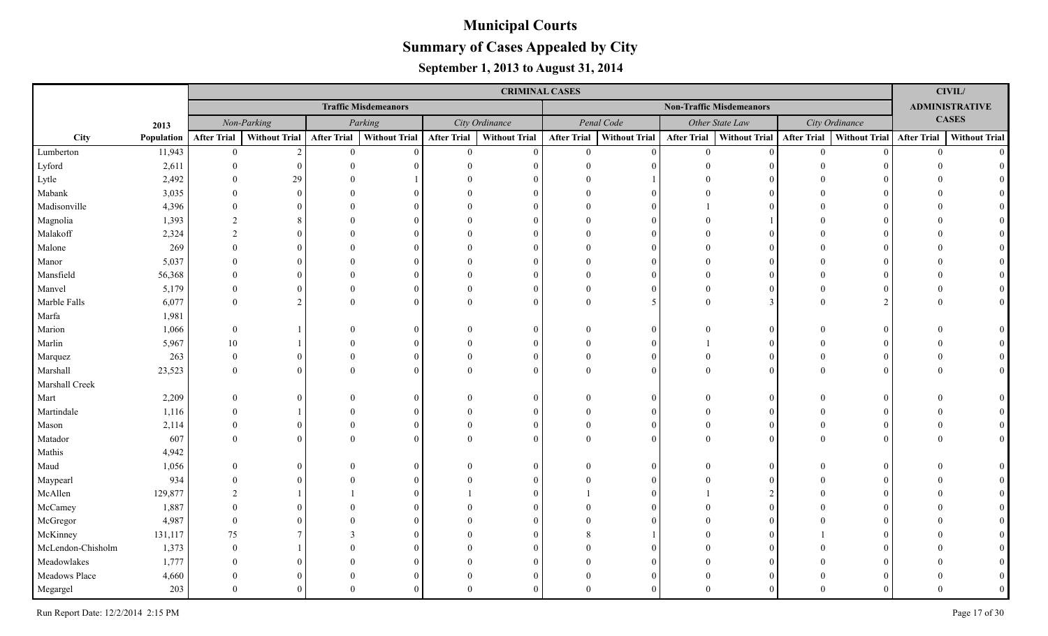# Municipal Courts

## Summary of Cases Appealed by City

### September 1, 2013 to August 31, 2014

| | | CRIMINAL CASES | | | | | | | | | | | | CIVIL/ ADMINISTRATIVE CASES | |
|---|---|---|---|---|---|---|---|---|---|---|---|---|---|---|---|
| | | Traffic Misdemeanors | | | | | | Non-Traffic Misdemeanors | | | | | | | |
| | 2013 | *Non-Parking* | | *Parking* | | *City Ordinance* | | *Penal Code* | | *Other State Law* | | *City Ordinance* | | | |
| City | Population | After Trial | Without Trial | After Trial | Without Trial | After Trial | Without Trial | After Trial | Without Trial | After Trial | Without Trial | After Trial | Without Trial | After Trial | Without Trial |
| Lumberton | 11,943 | 0 | 2 | 0 | 0 | 0 | 0 | 0 | 0 | 0 | 0 | 0 | 0 | 0 | 0 |
| Lyford | 2,611 | 0 | 0 | 0 | 0 | 0 | 0 | 0 | 0 | 0 | 0 | 0 | 0 | 0 | 0 |
| Lytle | 2,492 | 0 | 29 | 0 | 1 | 0 | 0 | 0 | 1 | 0 | 0 | 0 | 0 | 0 | 0 |
| Mabank | 3,035 | 0 | 0 | 0 | 0 | 0 | 0 | 0 | 0 | 0 | 0 | 0 | 0 | 0 | 0 |
| Madisonville | 4,396 | 0 | 0 | 0 | 0 | 0 | 0 | 0 | 0 | 1 | 0 | 0 | 0 | 0 | 0 |
| Magnolia | 1,393 | 2 | 8 | 0 | 0 | 0 | 0 | 0 | 0 | 0 | 1 | 0 | 0 | 0 | 0 |
| Malakoff | 2,324 | 2 | 0 | 0 | 0 | 0 | 0 | 0 | 0 | 0 | 0 | 0 | 0 | 0 | 0 |
| Malone | 269 | 0 | 0 | 0 | 0 | 0 | 0 | 0 | 0 | 0 | 0 | 0 | 0 | 0 | 0 |
| Manor | 5,037 | 0 | 0 | 0 | 0 | 0 | 0 | 0 | 0 | 0 | 0 | 0 | 0 | 0 | 0 |
| Mansfield | 56,368 | 0 | 0 | 0 | 0 | 0 | 0 | 0 | 0 | 0 | 0 | 0 | 0 | 0 | 0 |
| Manvel | 5,179 | 0 | 0 | 0 | 0 | 0 | 0 | 0 | 0 | 0 | 0 | 0 | 0 | 0 | 0 |
| Marble Falls | 6,077 | 0 | 2 | 0 | 0 | 0 | 0 | 0 | 5 | 0 | 3 | 0 | 2 | 0 | 0 |
| Marfa | 1,981 | | | | | | | | | | | | | | |
| Marion | 1,066 | 0 | 1 | 0 | 0 | 0 | 0 | 0 | 0 | 0 | 0 | 0 | 0 | 0 | 0 |
| Marlin | 5,967 | 10 | 1 | 0 | 0 | 0 | 0 | 0 | 0 | 1 | 0 | 0 | 0 | 0 | 0 |
| Marquez | 263 | 0 | 0 | 0 | 0 | 0 | 0 | 0 | 0 | 0 | 0 | 0 | 0 | 0 | 0 |
| Marshall | 23,523 | 0 | 0 | 0 | 0 | 0 | 0 | 0 | 0 | 0 | 0 | 0 | 0 | 0 | 0 |
| Marshall Creek | | | | | | | | | | | | | | | |
| Mart | 2,209 | 0 | 0 | 0 | 0 | 0 | 0 | 0 | 0 | 0 | 0 | 0 | 0 | 0 | 0 |
| Martindale | 1,116 | 0 | 1 | 0 | 0 | 0 | 0 | 0 | 0 | 0 | 0 | 0 | 0 | 0 | 0 |
| Mason | 2,114 | 0 | 0 | 0 | 0 | 0 | 0 | 0 | 0 | 0 | 0 | 0 | 0 | 0 | 0 |
| Matador | 607 | 0 | 0 | 0 | 0 | 0 | 0 | 0 | 0 | 0 | 0 | 0 | 0 | 0 | 0 |
| Mathis | 4,942 | | | | | | | | | | | | | | |
| Maud | 1,056 | 0 | 0 | 0 | 0 | 0 | 0 | 0 | 0 | 0 | 0 | 0 | 0 | 0 | 0 |
| Maypearl | 934 | 0 | 0 | 0 | 0 | 0 | 0 | 0 | 0 | 0 | 0 | 0 | 0 | 0 | 0 |
| McAllen | 129,877 | 2 | 1 | 1 | 0 | 1 | 0 | 1 | 0 | 1 | 2 | 0 | 0 | 0 | 0 |
| McCamey | 1,887 | 0 | 0 | 0 | 0 | 0 | 0 | 0 | 0 | 0 | 0 | 0 | 0 | 0 | 0 |
| McGregor | 4,987 | 0 | 0 | 0 | 0 | 0 | 0 | 0 | 0 | 0 | 0 | 0 | 0 | 0 | 0 |
| McKinney | 131,117 | 75 | 7 | 3 | 0 | 0 | 0 | 8 | 1 | 0 | 0 | 1 | 0 | 0 | 0 |
| McLendon-Chisholm | 1,373 | 0 | 1 | 0 | 0 | 0 | 0 | 0 | 0 | 0 | 0 | 0 | 0 | 0 | 0 |
| Meadowlakes | 1,777 | 0 | 0 | 0 | 0 | 0 | 0 | 0 | 0 | 0 | 0 | 0 | 0 | 0 | 0 |
| Meadows Place | 4,660 | 0 | 0 | 0 | 0 | 0 | 0 | 0 | 0 | 0 | 0 | 0 | 0 | 0 | 0 |
| Megargel | 203 | 0 | 0 | 0 | 0 | 0 | 0 | 0 | 0 | 0 | 0 | 0 | 0 | 0 | 0 |

Run Report Date: 12/2/2014 2:15 PM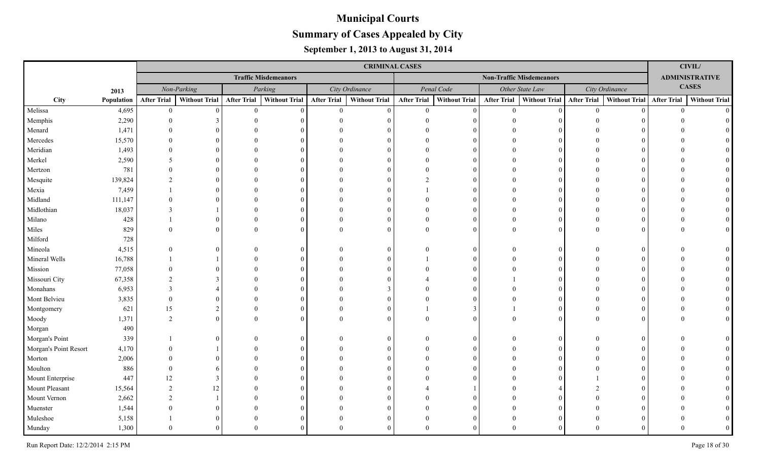# Municipal Courts

## Summary of Cases Appealed by City

### September 1, 2013 to August 31, 2014

| | | CRIMINAL CASES | | | | | | | | | | | | CIVIL/ ADMINISTRATIVE CASES | |
|---|---|---|---|---|---|---|---|---|---|---|---|---|---|---|---|
| | | Traffic Misdemeanors | | | | | | Non-Traffic Misdemeanors | | | | | | | |
| | 2013 | *Non-Parking* | | *Parking* | | *City Ordinance* | | *Penal Code* | | *Other State Law* | | *City Ordinance* | | | |
| City | Population | After Trial | Without Trial | After Trial | Without Trial | After Trial | Without Trial | After Trial | Without Trial | After Trial | Without Trial | After Trial | Without Trial | After Trial | Without Trial |
| Melissa | 4,695 | 0 | 0 | 0 | 0 | 0 | 0 | 0 | 0 | 0 | 0 | 0 | 0 | 0 | 0 |
| Memphis | 2,290 | 0 | 3 | 0 | 0 | 0 | 0 | 0 | 0 | 0 | 0 | 0 | 0 | 0 | 0 |
| Menard | 1,471 | 0 | 0 | 0 | 0 | 0 | 0 | 0 | 0 | 0 | 0 | 0 | 0 | 0 | 0 |
| Mercedes | 15,570 | 0 | 0 | 0 | 0 | 0 | 0 | 0 | 0 | 0 | 0 | 0 | 0 | 0 | 0 |
| Meridian | 1,493 | 0 | 0 | 0 | 0 | 0 | 0 | 0 | 0 | 0 | 0 | 0 | 0 | 0 | 0 |
| Merkel | 2,590 | 5 | 0 | 0 | 0 | 0 | 0 | 0 | 0 | 0 | 0 | 0 | 0 | 0 | 0 |
| Mertzon | 781 | 0 | 0 | 0 | 0 | 0 | 0 | 0 | 0 | 0 | 0 | 0 | 0 | 0 | 0 |
| Mesquite | 139,824 | 2 | 0 | 0 | 0 | 0 | 0 | 2 | 0 | 0 | 0 | 0 | 0 | 0 | 0 |
| Mexia | 7,459 | 1 | 0 | 0 | 0 | 0 | 0 | 1 | 0 | 0 | 0 | 0 | 0 | 0 | 0 |
| Midland | 111,147 | 0 | 0 | 0 | 0 | 0 | 0 | 0 | 0 | 0 | 0 | 0 | 0 | 0 | 0 |
| Midlothian | 18,037 | 3 | 1 | 0 | 0 | 0 | 0 | 0 | 0 | 0 | 0 | 0 | 0 | 0 | 0 |
| Milano | 428 | 1 | 0 | 0 | 0 | 0 | 0 | 0 | 0 | 0 | 0 | 0 | 0 | 0 | 0 |
| Miles | 829 | 0 | 0 | 0 | 0 | 0 | 0 | 0 | 0 | 0 | 0 | 0 | 0 | 0 | 0 |
| Milford | 728 | | | | | | | | | | | | | | |
| Mineola | 4,515 | 0 | 0 | 0 | 0 | 0 | 0 | 0 | 0 | 0 | 0 | 0 | 0 | 0 | 0 |
| Mineral Wells | 16,788 | 1 | 1 | 0 | 0 | 0 | 0 | 1 | 0 | 0 | 0 | 0 | 0 | 0 | 0 |
| Mission | 77,058 | 0 | 0 | 0 | 0 | 0 | 0 | 0 | 0 | 0 | 0 | 0 | 0 | 0 | 0 |
| Missouri City | 67,358 | 2 | 3 | 0 | 0 | 0 | 0 | 4 | 0 | 1 | 0 | 0 | 0 | 0 | 0 |
| Monahans | 6,953 | 3 | 4 | 0 | 0 | 0 | 3 | 0 | 0 | 0 | 0 | 0 | 0 | 0 | 0 |
| Mont Belvieu | 3,835 | 0 | 0 | 0 | 0 | 0 | 0 | 0 | 0 | 0 | 0 | 0 | 0 | 0 | 0 |
| Montgomery | 621 | 15 | 2 | 0 | 0 | 0 | 0 | 1 | 3 | 1 | 0 | 0 | 0 | 0 | 0 |
| Moody | 1,371 | 2 | 0 | 0 | 0 | 0 | 0 | 0 | 0 | 0 | 0 | 0 | 0 | 0 | 0 |
| Morgan | 490 | | | | | | | | | | | | | | |
| Morgan's Point | 339 | 1 | 0 | 0 | 0 | 0 | 0 | 0 | 0 | 0 | 0 | 0 | 0 | 0 | 0 |
| Morgan's Point Resort | 4,170 | 0 | 1 | 0 | 0 | 0 | 0 | 0 | 0 | 0 | 0 | 0 | 0 | 0 | 0 |
| Morton | 2,006 | 0 | 0 | 0 | 0 | 0 | 0 | 0 | 0 | 0 | 0 | 0 | 0 | 0 | 0 |
| Moulton | 886 | 0 | 6 | 0 | 0 | 0 | 0 | 0 | 0 | 0 | 0 | 0 | 0 | 0 | 0 |
| Mount Enterprise | 447 | 12 | 3 | 0 | 0 | 0 | 0 | 0 | 0 | 0 | 0 | 1 | 0 | 0 | 0 |
| Mount Pleasant | 15,564 | 2 | 12 | 0 | 0 | 0 | 0 | 4 | 1 | 0 | 4 | 2 | 0 | 0 | 0 |
| Mount Vernon | 2,662 | 2 | 1 | 0 | 0 | 0 | 0 | 0 | 0 | 0 | 0 | 0 | 0 | 0 | 0 |
| Muenster | 1,544 | 0 | 0 | 0 | 0 | 0 | 0 | 0 | 0 | 0 | 0 | 0 | 0 | 0 | 0 |
| Muleshoe | 5,158 | 1 | 0 | 0 | 0 | 0 | 0 | 0 | 0 | 0 | 0 | 0 | 0 | 0 | 0 |
| Munday | 1,300 | 0 | 0 | 0 | 0 | 0 | 0 | 0 | 0 | 0 | 0 | 0 | 0 | 0 | 0 |

Run Report Date: 12/2/2014 2:15 PM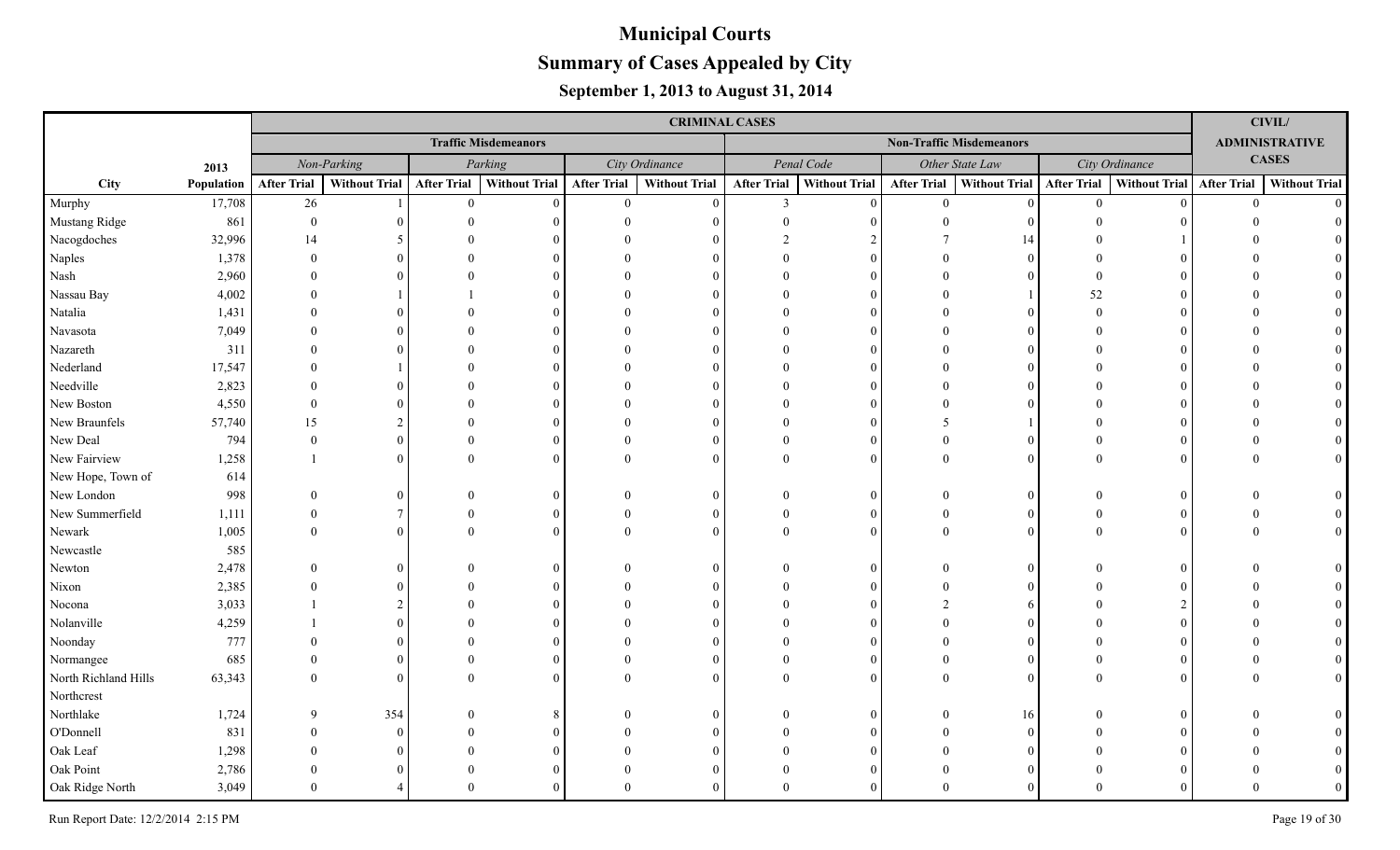# Municipal Courts

## Summary of Cases Appealed by City

### September 1, 2013 to August 31, 2014

| | | CRIMINAL CASES | | | | | | | | | | | | CIVIL/ ADMINISTRATIVE CASES | |
|---|---|---|---|---|---|---|---|---|---|---|---|---|---|---|---|
| | | Traffic Misdemeanors | | | | | | Non-Traffic Misdemeanors | | | | | | | |
| | 2013 | Non-Parking | | Parking | | City Ordinance | | Penal Code | | Other State Law | | City Ordinance | | | |
| City | Population | After Trial | Without Trial | After Trial | Without Trial | After Trial | Without Trial | After Trial | Without Trial | After Trial | Without Trial | After Trial | Without Trial | After Trial | Without Trial |
| Murphy | 17,708 | 26 | 1 | 0 | 0 | 0 | 0 | 3 | 0 | 0 | 0 | 0 | 0 | 0 | 0 |
| Mustang Ridge | 861 | 0 | 0 | 0 | 0 | 0 | 0 | 0 | 0 | 0 | 0 | 0 | 0 | 0 | 0 |
| Nacogdoches | 32,996 | 14 | 5 | 0 | 0 | 0 | 0 | 2 | 2 | 7 | 14 | 0 | 1 | 0 | 0 |
| Naples | 1,378 | 0 | 0 | 0 | 0 | 0 | 0 | 0 | 0 | 0 | 0 | 0 | 0 | 0 | 0 |
| Nash | 2,960 | 0 | 0 | 0 | 0 | 0 | 0 | 0 | 0 | 0 | 0 | 0 | 0 | 0 | 0 |
| Nassau Bay | 4,002 | 0 | 1 | 1 | 0 | 0 | 0 | 0 | 0 | 0 | 1 | 52 | 0 | 0 | 0 |
| Natalia | 1,431 | 0 | 0 | 0 | 0 | 0 | 0 | 0 | 0 | 0 | 0 | 0 | 0 | 0 | 0 |
| Navasota | 7,049 | 0 | 0 | 0 | 0 | 0 | 0 | 0 | 0 | 0 | 0 | 0 | 0 | 0 | 0 |
| Nazareth | 311 | 0 | 0 | 0 | 0 | 0 | 0 | 0 | 0 | 0 | 0 | 0 | 0 | 0 | 0 |
| Nederland | 17,547 | 0 | 1 | 0 | 0 | 0 | 0 | 0 | 0 | 0 | 0 | 0 | 0 | 0 | 0 |
| Needville | 2,823 | 0 | 0 | 0 | 0 | 0 | 0 | 0 | 0 | 0 | 0 | 0 | 0 | 0 | 0 |
| New Boston | 4,550 | 0 | 0 | 0 | 0 | 0 | 0 | 0 | 0 | 0 | 0 | 0 | 0 | 0 | 0 |
| New Braunfels | 57,740 | 15 | 2 | 0 | 0 | 0 | 0 | 0 | 0 | 5 | 1 | 0 | 0 | 0 | 0 |
| New Deal | 794 | 0 | 0 | 0 | 0 | 0 | 0 | 0 | 0 | 0 | 0 | 0 | 0 | 0 | 0 |
| New Fairview | 1,258 | 1 | 0 | 0 | 0 | 0 | 0 | 0 | 0 | 0 | 0 | 0 | 0 | 0 | 0 |
| New Hope, Town of | 614 | | | | | | | | | | | | | | |
| New London | 998 | 0 | 0 | 0 | 0 | 0 | 0 | 0 | 0 | 0 | 0 | 0 | 0 | 0 | 0 |
| New Summerfield | 1,111 | 0 | 7 | 0 | 0 | 0 | 0 | 0 | 0 | 0 | 0 | 0 | 0 | 0 | 0 |
| Newark | 1,005 | 0 | 0 | 0 | 0 | 0 | 0 | 0 | 0 | 0 | 0 | 0 | 0 | 0 | 0 |
| Newcastle | 585 | | | | | | | | | | | | | | |
| Newton | 2,478 | 0 | 0 | 0 | 0 | 0 | 0 | 0 | 0 | 0 | 0 | 0 | 0 | 0 | 0 |
| Nixon | 2,385 | 0 | 0 | 0 | 0 | 0 | 0 | 0 | 0 | 0 | 0 | 0 | 0 | 0 | 0 |
| Nocona | 3,033 | 1 | 2 | 0 | 0 | 0 | 0 | 0 | 0 | 2 | 6 | 0 | 2 | 0 | 0 |
| Nolanville | 4,259 | 1 | 0 | 0 | 0 | 0 | 0 | 0 | 0 | 0 | 0 | 0 | 0 | 0 | 0 |
| Noonday | 777 | 0 | 0 | 0 | 0 | 0 | 0 | 0 | 0 | 0 | 0 | 0 | 0 | 0 | 0 |
| Normangee | 685 | 0 | 0 | 0 | 0 | 0 | 0 | 0 | 0 | 0 | 0 | 0 | 0 | 0 | 0 |
| North Richland Hills | 63,343 | 0 | 0 | 0 | 0 | 0 | 0 | 0 | 0 | 0 | 0 | 0 | 0 | 0 | 0 |
| Northcrest | | | | | | | | | | | | | | | |
| Northlake | 1,724 | 9 | 354 | 0 | 8 | 0 | 0 | 0 | 0 | 0 | 16 | 0 | 0 | 0 | 0 |
| O'Donnell | 831 | 0 | 0 | 0 | 0 | 0 | 0 | 0 | 0 | 0 | 0 | 0 | 0 | 0 | 0 |
| Oak Leaf | 1,298 | 0 | 0 | 0 | 0 | 0 | 0 | 0 | 0 | 0 | 0 | 0 | 0 | 0 | 0 |
| Oak Point | 2,786 | 0 | 0 | 0 | 0 | 0 | 0 | 0 | 0 | 0 | 0 | 0 | 0 | 0 | 0 |
| Oak Ridge North | 3,049 | 0 | 4 | 0 | 0 | 0 | 0 | 0 | 0 | 0 | 0 | 0 | 0 | 0 | 0 |

Run Report Date: 12/2/2014 2:15 PM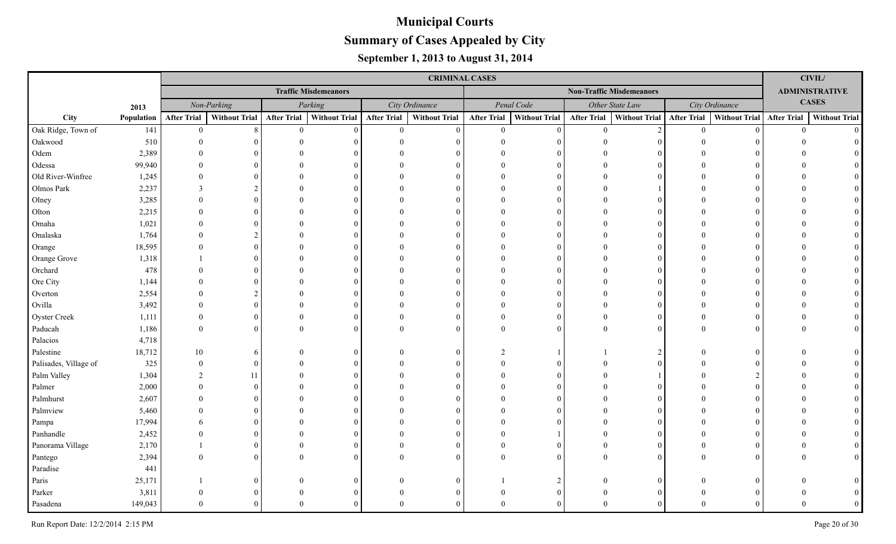# Municipal Courts

## Summary of Cases Appealed by City

### September 1, 2013 to August 31, 2014

| | | CRIMINAL CASES | | | | | | | | | | | | CIVIL/ ADMINISTRATIVE CASES | |
|---|---|---|---|---|---|---|---|---|---|---|---|---|---|---|---|
| | | Traffic Misdemeanors | | | | | | Non-Traffic Misdemeanors | | | | | | | |
| | 2013 | Non-Parking | | Parking | | City Ordinance | | Penal Code | | Other State Law | | City Ordinance | | | |
| City | Population | After Trial | Without Trial | After Trial | Without Trial | After Trial | Without Trial | After Trial | Without Trial | After Trial | Without Trial | After Trial | Without Trial | After Trial | Without Trial |
| Oak Ridge, Town of | 141 | 0 | 8 | 0 | 0 | 0 | 0 | 0 | 0 | 0 | 2 | 0 | 0 | 0 | 0 |
| Oakwood | 510 | 0 | 0 | 0 | 0 | 0 | 0 | 0 | 0 | 0 | 0 | 0 | 0 | 0 | 0 |
| Odem | 2,389 | 0 | 0 | 0 | 0 | 0 | 0 | 0 | 0 | 0 | 0 | 0 | 0 | 0 | 0 |
| Odessa | 99,940 | 0 | 0 | 0 | 0 | 0 | 0 | 0 | 0 | 0 | 0 | 0 | 0 | 0 | 0 |
| Old River-Winfree | 1,245 | 0 | 0 | 0 | 0 | 0 | 0 | 0 | 0 | 0 | 0 | 0 | 0 | 0 | 0 |
| Olmos Park | 2,237 | 3 | 2 | 0 | 0 | 0 | 0 | 0 | 0 | 0 | 1 | 0 | 0 | 0 | 0 |
| Olney | 3,285 | 0 | 0 | 0 | 0 | 0 | 0 | 0 | 0 | 0 | 0 | 0 | 0 | 0 | 0 |
| Olton | 2,215 | 0 | 0 | 0 | 0 | 0 | 0 | 0 | 0 | 0 | 0 | 0 | 0 | 0 | 0 |
| Omaha | 1,021 | 0 | 0 | 0 | 0 | 0 | 0 | 0 | 0 | 0 | 0 | 0 | 0 | 0 | 0 |
| Onalaska | 1,764 | 0 | 2 | 0 | 0 | 0 | 0 | 0 | 0 | 0 | 0 | 0 | 0 | 0 | 0 |
| Orange | 18,595 | 0 | 0 | 0 | 0 | 0 | 0 | 0 | 0 | 0 | 0 | 0 | 0 | 0 | 0 |
| Orange Grove | 1,318 | 1 | 0 | 0 | 0 | 0 | 0 | 0 | 0 | 0 | 0 | 0 | 0 | 0 | 0 |
| Orchard | 478 | 0 | 0 | 0 | 0 | 0 | 0 | 0 | 0 | 0 | 0 | 0 | 0 | 0 | 0 |
| Ore City | 1,144 | 0 | 0 | 0 | 0 | 0 | 0 | 0 | 0 | 0 | 0 | 0 | 0 | 0 | 0 |
| Overton | 2,554 | 0 | 2 | 0 | 0 | 0 | 0 | 0 | 0 | 0 | 0 | 0 | 0 | 0 | 0 |
| Ovilla | 3,492 | 0 | 0 | 0 | 0 | 0 | 0 | 0 | 0 | 0 | 0 | 0 | 0 | 0 | 0 |
| Oyster Creek | 1,111 | 0 | 0 | 0 | 0 | 0 | 0 | 0 | 0 | 0 | 0 | 0 | 0 | 0 | 0 |
| Paducah | 1,186 | 0 | 0 | 0 | 0 | 0 | 0 | 0 | 0 | 0 | 0 | 0 | 0 | 0 | 0 |
| Palacios | 4,718 | | | | | | | | | | | | | | |
| Palestine | 18,712 | 10 | 6 | 0 | 0 | 0 | 0 | 2 | 1 | 1 | 2 | 0 | 0 | 0 | 0 |
| Palisades, Village of | 325 | 0 | 0 | 0 | 0 | 0 | 0 | 0 | 0 | 0 | 0 | 0 | 0 | 0 | 0 |
| Palm Valley | 1,304 | 2 | 11 | 0 | 0 | 0 | 0 | 0 | 0 | 0 | 1 | 0 | 2 | 0 | 0 |
| Palmer | 2,000 | 0 | 0 | 0 | 0 | 0 | 0 | 0 | 0 | 0 | 0 | 0 | 0 | 0 | 0 |
| Palmhurst | 2,607 | 0 | 0 | 0 | 0 | 0 | 0 | 0 | 0 | 0 | 0 | 0 | 0 | 0 | 0 |
| Palmview | 5,460 | 0 | 0 | 0 | 0 | 0 | 0 | 0 | 0 | 0 | 0 | 0 | 0 | 0 | 0 |
| Pampa | 17,994 | 6 | 0 | 0 | 0 | 0 | 0 | 0 | 0 | 0 | 0 | 0 | 0 | 0 | 0 |
| Panhandle | 2,452 | 0 | 0 | 0 | 0 | 0 | 0 | 0 | 1 | 0 | 0 | 0 | 0 | 0 | 0 |
| Panorama Village | 2,170 | 1 | 0 | 0 | 0 | 0 | 0 | 0 | 0 | 0 | 0 | 0 | 0 | 0 | 0 |
| Pantego | 2,394 | 0 | 0 | 0 | 0 | 0 | 0 | 0 | 0 | 0 | 0 | 0 | 0 | 0 | 0 |
| Paradise | 441 | | | | | | | | | | | | | | |
| Paris | 25,171 | 1 | 0 | 0 | 0 | 0 | 0 | 1 | 2 | 0 | 0 | 0 | 0 | 0 | 0 |
| Parker | 3,811 | 0 | 0 | 0 | 0 | 0 | 0 | 0 | 0 | 0 | 0 | 0 | 0 | 0 | 0 |
| Pasadena | 149,043 | 0 | 0 | 0 | 0 | 0 | 0 | 0 | 0 | 0 | 0 | 0 | 0 | 0 | 0 |

Run Report Date: 12/2/2014 2:15 PM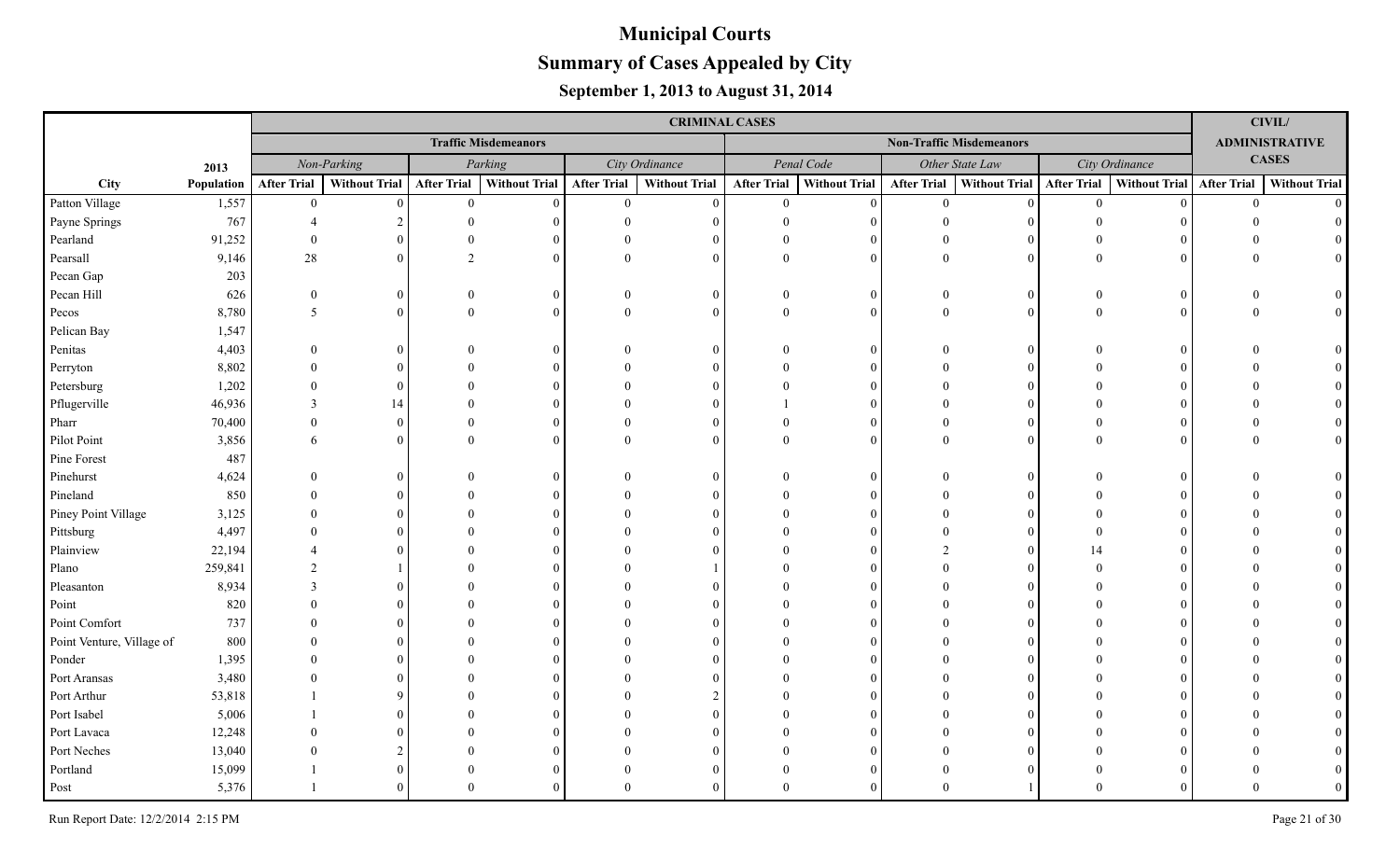# Municipal Courts

## Summary of Cases Appealed by City

### September 1, 2013 to August 31, 2014

| | | CRIMINAL CASES | | | | | | | | | | | | CIVIL/ ADMINISTRATIVE CASES | |
|---|---|---|---|---|---|---|---|---|---|---|---|---|---|---|---|
| | | Traffic Misdemeanors | | | | | | Non-Traffic Misdemeanors | | | | | | | |
| | 2013 | Non-Parking | | Parking | | City Ordinance | | Penal Code | | Other State Law | | City Ordinance | | | |
| City | Population | After Trial | Without Trial | After Trial | Without Trial | After Trial | Without Trial | After Trial | Without Trial | After Trial | Without Trial | After Trial | Without Trial | After Trial | Without Trial |
| Patton Village | 1,557 | 0 | 0 | 0 | 0 | 0 | 0 | 0 | 0 | 0 | 0 | 0 | 0 | 0 | 0 |
| Payne Springs | 767 | 4 | 2 | 0 | 0 | 0 | 0 | 0 | 0 | 0 | 0 | 0 | 0 | 0 | 0 |
| Pearland | 91,252 | 0 | 0 | 0 | 0 | 0 | 0 | 0 | 0 | 0 | 0 | 0 | 0 | 0 | 0 |
| Pearsall | 9,146 | 28 | 0 | 2 | 0 | 0 | 0 | 0 | 0 | 0 | 0 | 0 | 0 | 0 | 0 |
| Pecan Gap | 203 | | | | | | | | | | | | | | |
| Pecan Hill | 626 | 0 | 0 | 0 | 0 | 0 | 0 | 0 | 0 | 0 | 0 | 0 | 0 | 0 | 0 |
| Pecos | 8,780 | 5 | 0 | 0 | 0 | 0 | 0 | 0 | 0 | 0 | 0 | 0 | 0 | 0 | 0 |
| Pelican Bay | 1,547 | | | | | | | | | | | | | | |
| Penitas | 4,403 | 0 | 0 | 0 | 0 | 0 | 0 | 0 | 0 | 0 | 0 | 0 | 0 | 0 | 0 |
| Perryton | 8,802 | 0 | 0 | 0 | 0 | 0 | 0 | 0 | 0 | 0 | 0 | 0 | 0 | 0 | 0 |
| Petersburg | 1,202 | 0 | 0 | 0 | 0 | 0 | 0 | 0 | 0 | 0 | 0 | 0 | 0 | 0 | 0 |
| Pflugerville | 46,936 | 3 | 14 | 0 | 0 | 0 | 0 | 1 | 0 | 0 | 0 | 0 | 0 | 0 | 0 |
| Pharr | 70,400 | 0 | 0 | 0 | 0 | 0 | 0 | 0 | 0 | 0 | 0 | 0 | 0 | 0 | 0 |
| Pilot Point | 3,856 | 6 | 0 | 0 | 0 | 0 | 0 | 0 | 0 | 0 | 0 | 0 | 0 | 0 | 0 |
| Pine Forest | 487 | | | | | | | | | | | | | | |
| Pinehurst | 4,624 | 0 | 0 | 0 | 0 | 0 | 0 | 0 | 0 | 0 | 0 | 0 | 0 | 0 | 0 |
| Pineland | 850 | 0 | 0 | 0 | 0 | 0 | 0 | 0 | 0 | 0 | 0 | 0 | 0 | 0 | 0 |
| Piney Point Village | 3,125 | 0 | 0 | 0 | 0 | 0 | 0 | 0 | 0 | 0 | 0 | 0 | 0 | 0 | 0 |
| Pittsburg | 4,497 | 0 | 0 | 0 | 0 | 0 | 0 | 0 | 0 | 0 | 0 | 0 | 0 | 0 | 0 |
| Plainview | 22,194 | 4 | 0 | 0 | 0 | 0 | 0 | 0 | 0 | 2 | 0 | 14 | 0 | 0 | 0 |
| Plano | 259,841 | 2 | 1 | 0 | 0 | 0 | 1 | 0 | 0 | 0 | 0 | 0 | 0 | 0 | 0 |
| Pleasanton | 8,934 | 3 | 0 | 0 | 0 | 0 | 0 | 0 | 0 | 0 | 0 | 0 | 0 | 0 | 0 |
| Point | 820 | 0 | 0 | 0 | 0 | 0 | 0 | 0 | 0 | 0 | 0 | 0 | 0 | 0 | 0 |
| Point Comfort | 737 | 0 | 0 | 0 | 0 | 0 | 0 | 0 | 0 | 0 | 0 | 0 | 0 | 0 | 0 |
| Point Venture, Village of | 800 | 0 | 0 | 0 | 0 | 0 | 0 | 0 | 0 | 0 | 0 | 0 | 0 | 0 | 0 |
| Ponder | 1,395 | 0 | 0 | 0 | 0 | 0 | 0 | 0 | 0 | 0 | 0 | 0 | 0 | 0 | 0 |
| Port Aransas | 3,480 | 0 | 0 | 0 | 0 | 0 | 0 | 0 | 0 | 0 | 0 | 0 | 0 | 0 | 0 |
| Port Arthur | 53,818 | 1 | 9 | 0 | 0 | 0 | 2 | 0 | 0 | 0 | 0 | 0 | 0 | 0 | 0 |
| Port Isabel | 5,006 | 1 | 0 | 0 | 0 | 0 | 0 | 0 | 0 | 0 | 0 | 0 | 0 | 0 | 0 |
| Port Lavaca | 12,248 | 0 | 0 | 0 | 0 | 0 | 0 | 0 | 0 | 0 | 0 | 0 | 0 | 0 | 0 |
| Port Neches | 13,040 | 0 | 2 | 0 | 0 | 0 | 0 | 0 | 0 | 0 | 0 | 0 | 0 | 0 | 0 |
| Portland | 15,099 | 1 | 0 | 0 | 0 | 0 | 0 | 0 | 0 | 0 | 0 | 0 | 0 | 0 | 0 |
| Post | 5,376 | 1 | 0 | 0 | 0 | 0 | 0 | 0 | 0 | 0 | 1 | 0 | 0 | 0 | 0 |

Run Report Date: 12/2/2014 2:15 PM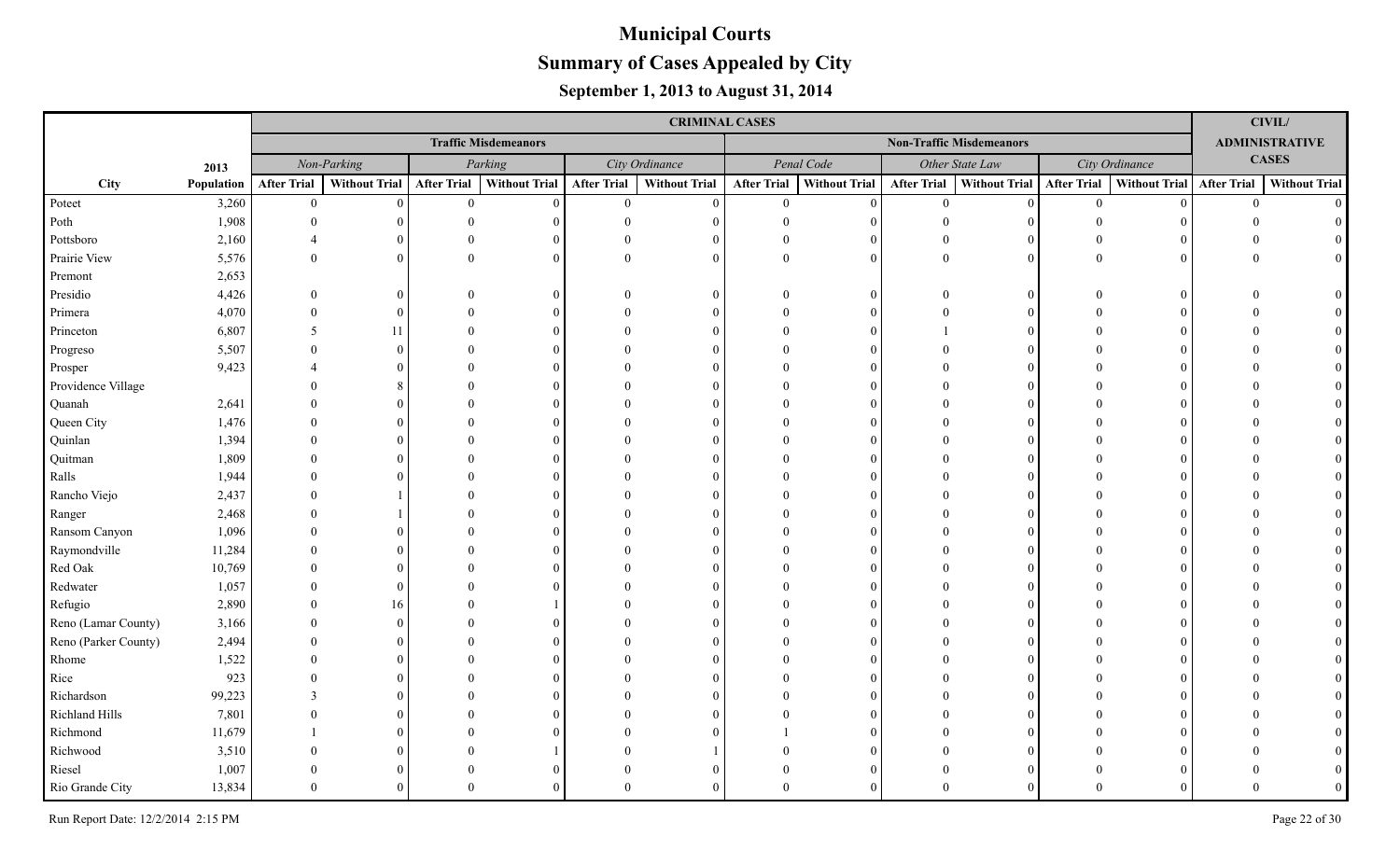# Municipal Courts

## Summary of Cases Appealed by City

### September 1, 2013 to August 31, 2014

| | | CRIMINAL CASES | | | | | | | | | | | | CIVIL/ ADMINISTRATIVE CASES | |
|---|---|---|---|---|---|---|---|---|---|---|---|---|---|---|---|
| | | Traffic Misdemeanors | | | | | | Non-Traffic Misdemeanors | | | | | | | |
| | 2013 | Non-Parking | | Parking | | City Ordinance | | Penal Code | | Other State Law | | City Ordinance | | | |
| City | Population | After Trial | Without Trial | After Trial | Without Trial | After Trial | Without Trial | After Trial | Without Trial | After Trial | Without Trial | After Trial | Without Trial | After Trial | Without Trial |
| Poteet | 3,260 | 0 | 0 | 0 | 0 | 0 | 0 | 0 | 0 | 0 | 0 | 0 | 0 | 0 | 0 |
| Poth | 1,908 | 0 | 0 | 0 | 0 | 0 | 0 | 0 | 0 | 0 | 0 | 0 | 0 | 0 | 0 |
| Pottsboro | 2,160 | 4 | 0 | 0 | 0 | 0 | 0 | 0 | 0 | 0 | 0 | 0 | 0 | 0 | 0 |
| Prairie View | 5,576 | 0 | 0 | 0 | 0 | 0 | 0 | 0 | 0 | 0 | 0 | 0 | 0 | 0 | 0 |
| Premont | 2,653 | | | | | | | | | | | | | | |
| Presidio | 4,426 | 0 | 0 | 0 | 0 | 0 | 0 | 0 | 0 | 0 | 0 | 0 | 0 | 0 | 0 |
| Primera | 4,070 | 0 | 0 | 0 | 0 | 0 | 0 | 0 | 0 | 0 | 0 | 0 | 0 | 0 | 0 |
| Princeton | 6,807 | 5 | 11 | 0 | 0 | 0 | 0 | 0 | 0 | 1 | 0 | 0 | 0 | 0 | 0 |
| Progreso | 5,507 | 0 | 0 | 0 | 0 | 0 | 0 | 0 | 0 | 0 | 0 | 0 | 0 | 0 | 0 |
| Prosper | 9,423 | 4 | 0 | 0 | 0 | 0 | 0 | 0 | 0 | 0 | 0 | 0 | 0 | 0 | 0 |
| Providence Village | | 0 | 8 | 0 | 0 | 0 | 0 | 0 | 0 | 0 | 0 | 0 | 0 | 0 | 0 |
| Quanah | 2,641 | 0 | 0 | 0 | 0 | 0 | 0 | 0 | 0 | 0 | 0 | 0 | 0 | 0 | 0 |
| Queen City | 1,476 | 0 | 0 | 0 | 0 | 0 | 0 | 0 | 0 | 0 | 0 | 0 | 0 | 0 | 0 |
| Quinlan | 1,394 | 0 | 0 | 0 | 0 | 0 | 0 | 0 | 0 | 0 | 0 | 0 | 0 | 0 | 0 |
| Quitman | 1,809 | 0 | 0 | 0 | 0 | 0 | 0 | 0 | 0 | 0 | 0 | 0 | 0 | 0 | 0 |
| Ralls | 1,944 | 0 | 0 | 0 | 0 | 0 | 0 | 0 | 0 | 0 | 0 | 0 | 0 | 0 | 0 |
| Rancho Viejo | 2,437 | 0 | 1 | 0 | 0 | 0 | 0 | 0 | 0 | 0 | 0 | 0 | 0 | 0 | 0 |
| Ranger | 2,468 | 0 | 1 | 0 | 0 | 0 | 0 | 0 | 0 | 0 | 0 | 0 | 0 | 0 | 0 |
| Ransom Canyon | 1,096 | 0 | 0 | 0 | 0 | 0 | 0 | 0 | 0 | 0 | 0 | 0 | 0 | 0 | 0 |
| Raymondville | 11,284 | 0 | 0 | 0 | 0 | 0 | 0 | 0 | 0 | 0 | 0 | 0 | 0 | 0 | 0 |
| Red Oak | 10,769 | 0 | 0 | 0 | 0 | 0 | 0 | 0 | 0 | 0 | 0 | 0 | 0 | 0 | 0 |
| Redwater | 1,057 | 0 | 0 | 0 | 0 | 0 | 0 | 0 | 0 | 0 | 0 | 0 | 0 | 0 | 0 |
| Refugio | 2,890 | 0 | 16 | 0 | 1 | 0 | 0 | 0 | 0 | 0 | 0 | 0 | 0 | 0 | 0 |
| Reno (Lamar County) | 3,166 | 0 | 0 | 0 | 0 | 0 | 0 | 0 | 0 | 0 | 0 | 0 | 0 | 0 | 0 |
| Reno (Parker County) | 2,494 | 0 | 0 | 0 | 0 | 0 | 0 | 0 | 0 | 0 | 0 | 0 | 0 | 0 | 0 |
| Rhome | 1,522 | 0 | 0 | 0 | 0 | 0 | 0 | 0 | 0 | 0 | 0 | 0 | 0 | 0 | 0 |
| Rice | 923 | 0 | 0 | 0 | 0 | 0 | 0 | 0 | 0 | 0 | 0 | 0 | 0 | 0 | 0 |
| Richardson | 99,223 | 3 | 0 | 0 | 0 | 0 | 0 | 0 | 0 | 0 | 0 | 0 | 0 | 0 | 0 |
| Richland Hills | 7,801 | 0 | 0 | 0 | 0 | 0 | 0 | 0 | 0 | 0 | 0 | 0 | 0 | 0 | 0 |
| Richmond | 11,679 | 1 | 0 | 0 | 0 | 0 | 0 | 1 | 0 | 0 | 0 | 0 | 0 | 0 | 0 |
| Richwood | 3,510 | 0 | 0 | 0 | 1 | 0 | 1 | 0 | 0 | 0 | 0 | 0 | 0 | 0 | 0 |
| Riesel | 1,007 | 0 | 0 | 0 | 0 | 0 | 0 | 0 | 0 | 0 | 0 | 0 | 0 | 0 | 0 |
| Rio Grande City | 13,834 | 0 | 0 | 0 | 0 | 0 | 0 | 0 | 0 | 0 | 0 | 0 | 0 | 0 | 0 |

Run Report Date: 12/2/2014 2:15 PM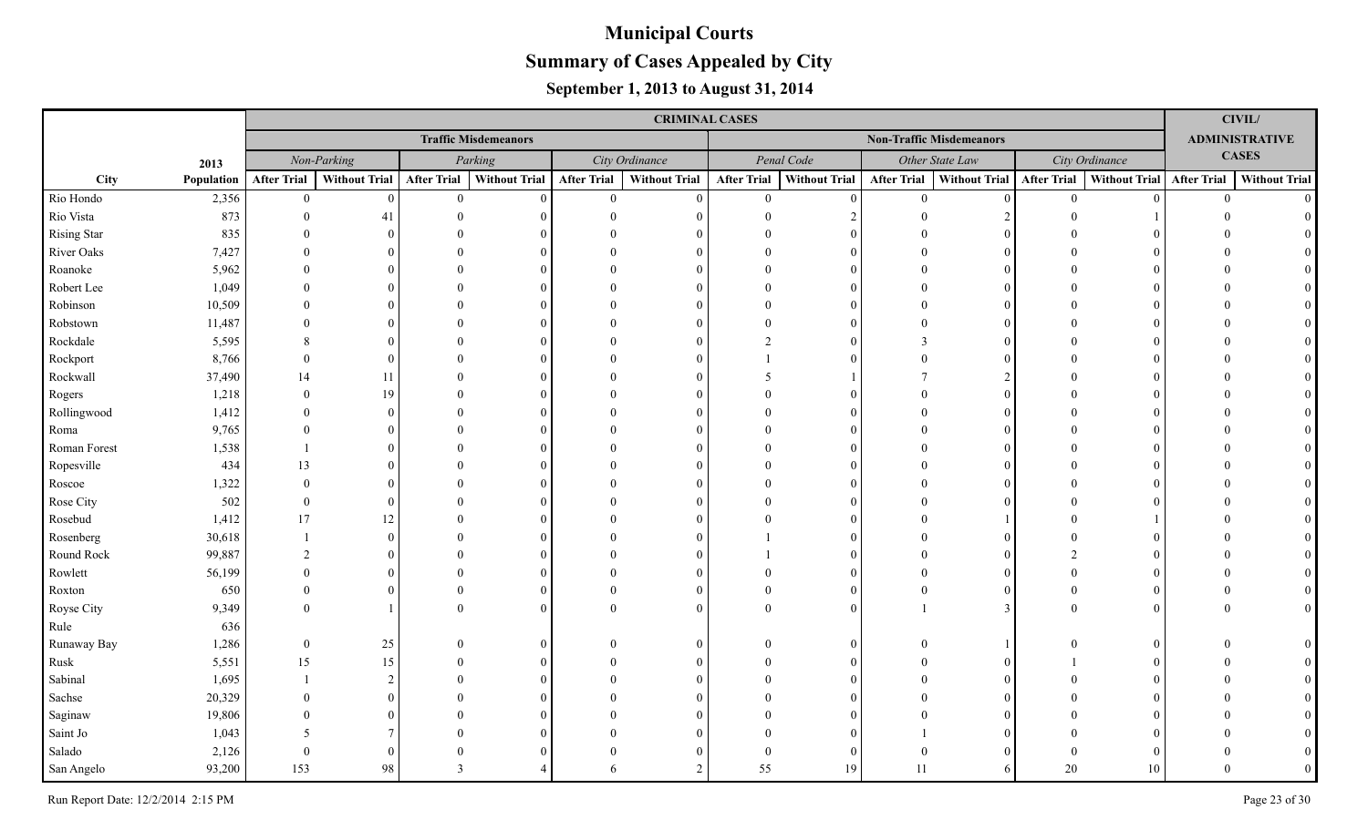# Municipal Courts

## Summary of Cases Appealed by City

### September 1, 2013 to August 31, 2014

| | | CRIMINAL CASES | | | | | | | | | | | | CIVIL/ ADMINISTRATIVE CASES | |
|---|---|---|---|---|---|---|---|---|---|---|---|---|---|---|---|
| | | Traffic Misdemeanors | | | | | | Non-Traffic Misdemeanors | | | | | | | |
| | 2013 | *Non-Parking* | | *Parking* | | *City Ordinance* | | *Penal Code* | | *Other State Law* | | *City Ordinance* | | | |
| City | Population | After Trial | Without Trial | After Trial | Without Trial | After Trial | Without Trial | After Trial | Without Trial | After Trial | Without Trial | After Trial | Without Trial | After Trial | Without Trial |
| Rio Hondo | 2,356 | 0 | 0 | 0 | 0 | 0 | 0 | 0 | 0 | 0 | 0 | 0 | 0 | 0 | 0 |
| Rio Vista | 873 | 0 | 41 | 0 | 0 | 0 | 0 | 0 | 2 | 0 | 2 | 0 | 1 | 0 | 0 |
| Rising Star | 835 | 0 | 0 | 0 | 0 | 0 | 0 | 0 | 0 | 0 | 0 | 0 | 0 | 0 | 0 |
| River Oaks | 7,427 | 0 | 0 | 0 | 0 | 0 | 0 | 0 | 0 | 0 | 0 | 0 | 0 | 0 | 0 |
| Roanoke | 5,962 | 0 | 0 | 0 | 0 | 0 | 0 | 0 | 0 | 0 | 0 | 0 | 0 | 0 | 0 |
| Robert Lee | 1,049 | 0 | 0 | 0 | 0 | 0 | 0 | 0 | 0 | 0 | 0 | 0 | 0 | 0 | 0 |
| Robinson | 10,509 | 0 | 0 | 0 | 0 | 0 | 0 | 0 | 0 | 0 | 0 | 0 | 0 | 0 | 0 |
| Robstown | 11,487 | 0 | 0 | 0 | 0 | 0 | 0 | 0 | 0 | 0 | 0 | 0 | 0 | 0 | 0 |
| Rockdale | 5,595 | 8 | 0 | 0 | 0 | 0 | 0 | 2 | 0 | 3 | 0 | 0 | 0 | 0 | 0 |
| Rockport | 8,766 | 0 | 0 | 0 | 0 | 0 | 0 | 1 | 0 | 0 | 0 | 0 | 0 | 0 | 0 |
| Rockwall | 37,490 | 14 | 11 | 0 | 0 | 0 | 0 | 5 | 1 | 7 | 2 | 0 | 0 | 0 | 0 |
| Rogers | 1,218 | 0 | 19 | 0 | 0 | 0 | 0 | 0 | 0 | 0 | 0 | 0 | 0 | 0 | 0 |
| Rollingwood | 1,412 | 0 | 0 | 0 | 0 | 0 | 0 | 0 | 0 | 0 | 0 | 0 | 0 | 0 | 0 |
| Roma | 9,765 | 0 | 0 | 0 | 0 | 0 | 0 | 0 | 0 | 0 | 0 | 0 | 0 | 0 | 0 |
| Roman Forest | 1,538 | 1 | 0 | 0 | 0 | 0 | 0 | 0 | 0 | 0 | 0 | 0 | 0 | 0 | 0 |
| Ropesville | 434 | 13 | 0 | 0 | 0 | 0 | 0 | 0 | 0 | 0 | 0 | 0 | 0 | 0 | 0 |
| Roscoe | 1,322 | 0 | 0 | 0 | 0 | 0 | 0 | 0 | 0 | 0 | 0 | 0 | 0 | 0 | 0 |
| Rose City | 502 | 0 | 0 | 0 | 0 | 0 | 0 | 0 | 0 | 0 | 0 | 0 | 0 | 0 | 0 |
| Rosebud | 1,412 | 17 | 12 | 0 | 0 | 0 | 0 | 0 | 0 | 0 | 1 | 0 | 1 | 0 | 0 |
| Rosenberg | 30,618 | 1 | 0 | 0 | 0 | 0 | 0 | 1 | 0 | 0 | 0 | 0 | 0 | 0 | 0 |
| Round Rock | 99,887 | 2 | 0 | 0 | 0 | 0 | 0 | 1 | 0 | 0 | 0 | 2 | 0 | 0 | 0 |
| Rowlett | 56,199 | 0 | 0 | 0 | 0 | 0 | 0 | 0 | 0 | 0 | 0 | 0 | 0 | 0 | 0 |
| Roxton | 650 | 0 | 0 | 0 | 0 | 0 | 0 | 0 | 0 | 0 | 0 | 0 | 0 | 0 | 0 |
| Royse City | 9,349 | 0 | 1 | 0 | 0 | 0 | 0 | 0 | 0 | 1 | 3 | 0 | 0 | 0 | 0 |
| Rule | 636 | | | | | | | | | | | | | | |
| Runaway Bay | 1,286 | 0 | 25 | 0 | 0 | 0 | 0 | 0 | 0 | 0 | 1 | 0 | 0 | 0 | 0 |
| Rusk | 5,551 | 15 | 15 | 0 | 0 | 0 | 0 | 0 | 0 | 0 | 0 | 1 | 0 | 0 | 0 |
| Sabinal | 1,695 | 1 | 2 | 0 | 0 | 0 | 0 | 0 | 0 | 0 | 0 | 0 | 0 | 0 | 0 |
| Sachse | 20,329 | 0 | 0 | 0 | 0 | 0 | 0 | 0 | 0 | 0 | 0 | 0 | 0 | 0 | 0 |
| Saginaw | 19,806 | 0 | 0 | 0 | 0 | 0 | 0 | 0 | 0 | 0 | 0 | 0 | 0 | 0 | 0 |
| Saint Jo | 1,043 | 5 | 7 | 0 | 0 | 0 | 0 | 0 | 0 | 1 | 0 | 0 | 0 | 0 | 0 |
| Salado | 2,126 | 0 | 0 | 0 | 0 | 0 | 0 | 0 | 0 | 0 | 0 | 0 | 0 | 0 | 0 |
| San Angelo | 93,200 | 153 | 98 | 3 | 4 | 6 | 2 | 55 | 19 | 11 | 6 | 20 | 10 | 0 | 0 |

Run Report Date: 12/2/2014 2:15 PM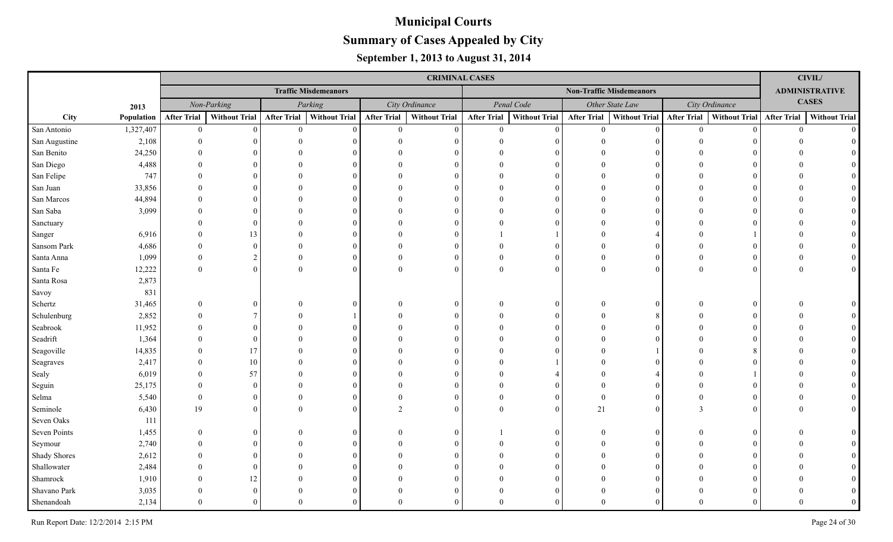# Municipal Courts

## Summary of Cases Appealed by City

### September 1, 2013 to August 31, 2014

| | | CRIMINAL CASES | | | | | | | | | | | | CIVIL/ ADMINISTRATIVE CASES | |
|---|---|---|---|---|---|---|---|---|---|---|---|---|---|---|---|
| | | Traffic Misdemeanors | | | | | | Non-Traffic Misdemeanors | | | | | | | |
| | 2013 | Non-Parking | | Parking | | City Ordinance | | Penal Code | | Other State Law | | City Ordinance | | | |
| City | Population | After Trial | Without Trial | After Trial | Without Trial | After Trial | Without Trial | After Trial | Without Trial | After Trial | Without Trial | After Trial | Without Trial | After Trial | Without Trial |
| San Antonio | 1,327,407 | 0 | 0 | 0 | 0 | 0 | 0 | 0 | 0 | 0 | 0 | 0 | 0 | 0 | 0 |
| San Augustine | 2,108 | 0 | 0 | 0 | 0 | 0 | 0 | 0 | 0 | 0 | 0 | 0 | 0 | 0 | 0 |
| San Benito | 24,250 | 0 | 0 | 0 | 0 | 0 | 0 | 0 | 0 | 0 | 0 | 0 | 0 | 0 | 0 |
| San Diego | 4,488 | 0 | 0 | 0 | 0 | 0 | 0 | 0 | 0 | 0 | 0 | 0 | 0 | 0 | 0 |
| San Felipe | 747 | 0 | 0 | 0 | 0 | 0 | 0 | 0 | 0 | 0 | 0 | 0 | 0 | 0 | 0 |
| San Juan | 33,856 | 0 | 0 | 0 | 0 | 0 | 0 | 0 | 0 | 0 | 0 | 0 | 0 | 0 | 0 |
| San Marcos | 44,894 | 0 | 0 | 0 | 0 | 0 | 0 | 0 | 0 | 0 | 0 | 0 | 0 | 0 | 0 |
| San Saba | 3,099 | 0 | 0 | 0 | 0 | 0 | 0 | 0 | 0 | 0 | 0 | 0 | 0 | 0 | 0 |
| Sanctuary | | 0 | 0 | 0 | 0 | 0 | 0 | 0 | 0 | 0 | 0 | 0 | 0 | 0 | 0 |
| Sanger | 6,916 | 0 | 13 | 0 | 0 | 0 | 0 | 1 | 1 | 0 | 4 | 0 | 1 | 0 | 0 |
| Sansom Park | 4,686 | 0 | 0 | 0 | 0 | 0 | 0 | 0 | 0 | 0 | 0 | 0 | 0 | 0 | 0 |
| Santa Anna | 1,099 | 0 | 2 | 0 | 0 | 0 | 0 | 0 | 0 | 0 | 0 | 0 | 0 | 0 | 0 |
| Santa Fe | 12,222 | 0 | 0 | 0 | 0 | 0 | 0 | 0 | 0 | 0 | 0 | 0 | 0 | 0 | 0 |
| Santa Rosa | 2,873 | | | | | | | | | | | | | | |
| Savoy | 831 | | | | | | | | | | | | | | |
| Schertz | 31,465 | 0 | 0 | 0 | 0 | 0 | 0 | 0 | 0 | 0 | 0 | 0 | 0 | 0 | 0 |
| Schulenburg | 2,852 | 0 | 7 | 0 | 1 | 0 | 0 | 0 | 0 | 0 | 8 | 0 | 0 | 0 | 0 |
| Seabrook | 11,952 | 0 | 0 | 0 | 0 | 0 | 0 | 0 | 0 | 0 | 0 | 0 | 0 | 0 | 0 |
| Seadrift | 1,364 | 0 | 0 | 0 | 0 | 0 | 0 | 0 | 0 | 0 | 0 | 0 | 0 | 0 | 0 |
| Seagoville | 14,835 | 0 | 17 | 0 | 0 | 0 | 0 | 0 | 0 | 0 | 1 | 0 | 8 | 0 | 0 |
| Seagraves | 2,417 | 0 | 10 | 0 | 0 | 0 | 0 | 0 | 1 | 0 | 0 | 0 | 0 | 0 | 0 |
| Sealy | 6,019 | 0 | 57 | 0 | 0 | 0 | 0 | 0 | 4 | 0 | 4 | 0 | 1 | 0 | 0 |
| Seguin | 25,175 | 0 | 0 | 0 | 0 | 0 | 0 | 0 | 0 | 0 | 0 | 0 | 0 | 0 | 0 |
| Selma | 5,540 | 0 | 0 | 0 | 0 | 0 | 0 | 0 | 0 | 0 | 0 | 0 | 0 | 0 | 0 |
| Seminole | 6,430 | 19 | 0 | 0 | 0 | 2 | 0 | 0 | 0 | 21 | 0 | 3 | 0 | 0 | 0 |
| Seven Oaks | 111 | | | | | | | | | | | | | | |
| Seven Points | 1,455 | 0 | 0 | 0 | 0 | 0 | 0 | 1 | 0 | 0 | 0 | 0 | 0 | 0 | 0 |
| Seymour | 2,740 | 0 | 0 | 0 | 0 | 0 | 0 | 0 | 0 | 0 | 0 | 0 | 0 | 0 | 0 |
| Shady Shores | 2,612 | 0 | 0 | 0 | 0 | 0 | 0 | 0 | 0 | 0 | 0 | 0 | 0 | 0 | 0 |
| Shallowater | 2,484 | 0 | 0 | 0 | 0 | 0 | 0 | 0 | 0 | 0 | 0 | 0 | 0 | 0 | 0 |
| Shamrock | 1,910 | 0 | 12 | 0 | 0 | 0 | 0 | 0 | 0 | 0 | 0 | 0 | 0 | 0 | 0 |
| Shavano Park | 3,035 | 0 | 0 | 0 | 0 | 0 | 0 | 0 | 0 | 0 | 0 | 0 | 0 | 0 | 0 |
| Shenandoah | 2,134 | 0 | 0 | 0 | 0 | 0 | 0 | 0 | 0 | 0 | 0 | 0 | 0 | 0 | 0 |

Run Report Date: 12/2/2014 2:15 PM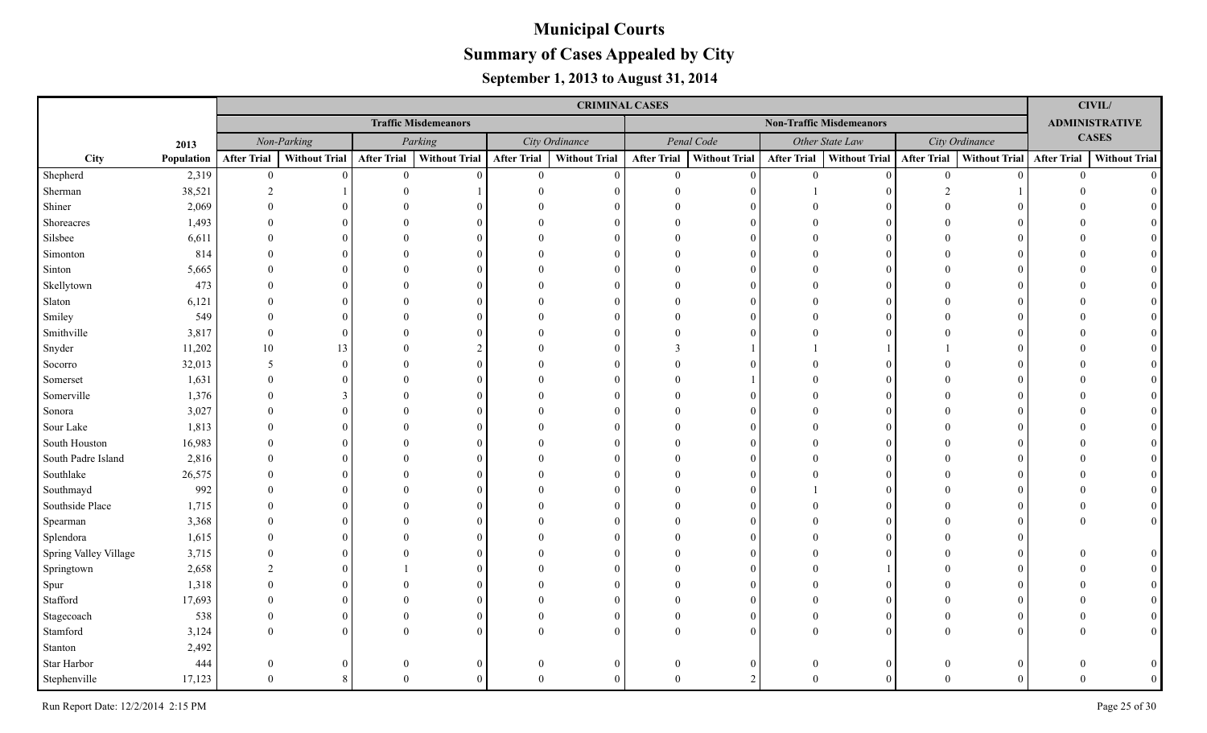# Municipal Courts

## Summary of Cases Appealed by City

### September 1, 2013 to August 31, 2014

| | | CRIMINAL CASES | | | | | | | | | | | | CIVIL/ ADMINISTRATIVE CASES | |
|---|---|---|---|---|---|---|---|---|---|---|---|---|---|---|---|
| | | Traffic Misdemeanors | | | | | | Non-Traffic Misdemeanors | | | | | | | |
| | 2013 | Non-Parking | | Parking | | City Ordinance | | Penal Code | | Other State Law | | City Ordinance | | | |
| City | Population | After Trial | Without Trial | After Trial | Without Trial | After Trial | Without Trial | After Trial | Without Trial | After Trial | Without Trial | After Trial | Without Trial | After Trial | Without Trial |
| Shepherd | 2,319 | 0 | 0 | 0 | 0 | 0 | 0 | 0 | 0 | 0 | 0 | 0 | 0 | 0 | 0 |
| Sherman | 38,521 | 2 | 1 | 0 | 1 | 0 | 0 | 0 | 0 | 1 | 0 | 2 | 1 | 0 | 0 |
| Shiner | 2,069 | 0 | 0 | 0 | 0 | 0 | 0 | 0 | 0 | 0 | 0 | 0 | 0 | 0 | 0 |
| Shoreacres | 1,493 | 0 | 0 | 0 | 0 | 0 | 0 | 0 | 0 | 0 | 0 | 0 | 0 | 0 | 0 |
| Silsbee | 6,611 | 0 | 0 | 0 | 0 | 0 | 0 | 0 | 0 | 0 | 0 | 0 | 0 | 0 | 0 |
| Simonton | 814 | 0 | 0 | 0 | 0 | 0 | 0 | 0 | 0 | 0 | 0 | 0 | 0 | 0 | 0 |
| Sinton | 5,665 | 0 | 0 | 0 | 0 | 0 | 0 | 0 | 0 | 0 | 0 | 0 | 0 | 0 | 0 |
| Skellytown | 473 | 0 | 0 | 0 | 0 | 0 | 0 | 0 | 0 | 0 | 0 | 0 | 0 | 0 | 0 |
| Slaton | 6,121 | 0 | 0 | 0 | 0 | 0 | 0 | 0 | 0 | 0 | 0 | 0 | 0 | 0 | 0 |
| Smiley | 549 | 0 | 0 | 0 | 0 | 0 | 0 | 0 | 0 | 0 | 0 | 0 | 0 | 0 | 0 |
| Smithville | 3,817 | 0 | 0 | 0 | 0 | 0 | 0 | 0 | 0 | 0 | 0 | 0 | 0 | 0 | 0 |
| Snyder | 11,202 | 10 | 13 | 0 | 2 | 0 | 0 | 3 | 1 | 1 | 1 | 1 | 0 | 0 | 0 |
| Socorro | 32,013 | 5 | 0 | 0 | 0 | 0 | 0 | 0 | 0 | 0 | 0 | 0 | 0 | 0 | 0 |
| Somerset | 1,631 | 0 | 0 | 0 | 0 | 0 | 0 | 0 | 1 | 0 | 0 | 0 | 0 | 0 | 0 |
| Somerville | 1,376 | 0 | 3 | 0 | 0 | 0 | 0 | 0 | 0 | 0 | 0 | 0 | 0 | 0 | 0 |
| Sonora | 3,027 | 0 | 0 | 0 | 0 | 0 | 0 | 0 | 0 | 0 | 0 | 0 | 0 | 0 | 0 |
| Sour Lake | 1,813 | 0 | 0 | 0 | 0 | 0 | 0 | 0 | 0 | 0 | 0 | 0 | 0 | 0 | 0 |
| South Houston | 16,983 | 0 | 0 | 0 | 0 | 0 | 0 | 0 | 0 | 0 | 0 | 0 | 0 | 0 | 0 |
| South Padre Island | 2,816 | 0 | 0 | 0 | 0 | 0 | 0 | 0 | 0 | 0 | 0 | 0 | 0 | 0 | 0 |
| Southlake | 26,575 | 0 | 0 | 0 | 0 | 0 | 0 | 0 | 0 | 0 | 0 | 0 | 0 | 0 | 0 |
| Southmayd | 992 | 0 | 0 | 0 | 0 | 0 | 0 | 0 | 0 | 1 | 0 | 0 | 0 | 0 | 0 |
| Southside Place | 1,715 | 0 | 0 | 0 | 0 | 0 | 0 | 0 | 0 | 0 | 0 | 0 | 0 | 0 | 0 |
| Spearman | 3,368 | 0 | 0 | 0 | 0 | 0 | 0 | 0 | 0 | 0 | 0 | 0 | 0 | 0 | 0 |
| Splendora | 1,615 | 0 | 0 | 0 | 0 | 0 | 0 | 0 | 0 | 0 | 0 | 0 | 0 | | |
| Spring Valley Village | 3,715 | 0 | 0 | 0 | 0 | 0 | 0 | 0 | 0 | 0 | 0 | 0 | 0 | 0 | 0 |
| Springtown | 2,658 | 2 | 0 | 1 | 0 | 0 | 0 | 0 | 0 | 0 | 1 | 0 | 0 | 0 | 0 |
| Spur | 1,318 | 0 | 0 | 0 | 0 | 0 | 0 | 0 | 0 | 0 | 0 | 0 | 0 | 0 | 0 |
| Stafford | 17,693 | 0 | 0 | 0 | 0 | 0 | 0 | 0 | 0 | 0 | 0 | 0 | 0 | 0 | 0 |
| Stagecoach | 538 | 0 | 0 | 0 | 0 | 0 | 0 | 0 | 0 | 0 | 0 | 0 | 0 | 0 | 0 |
| Stamford | 3,124 | 0 | 0 | 0 | 0 | 0 | 0 | 0 | 0 | 0 | 0 | 0 | 0 | 0 | 0 |
| Stanton | 2,492 | | | | | | | | | | | | | | |
| Star Harbor | 444 | 0 | 0 | 0 | 0 | 0 | 0 | 0 | 0 | 0 | 0 | 0 | 0 | 0 | 0 |
| Stephenville | 17,123 | 0 | 8 | 0 | 0 | 0 | 0 | 0 | 2 | 0 | 0 | 0 | 0 | 0 | 0 |

Run Report Date: 12/2/2014 2:15 PM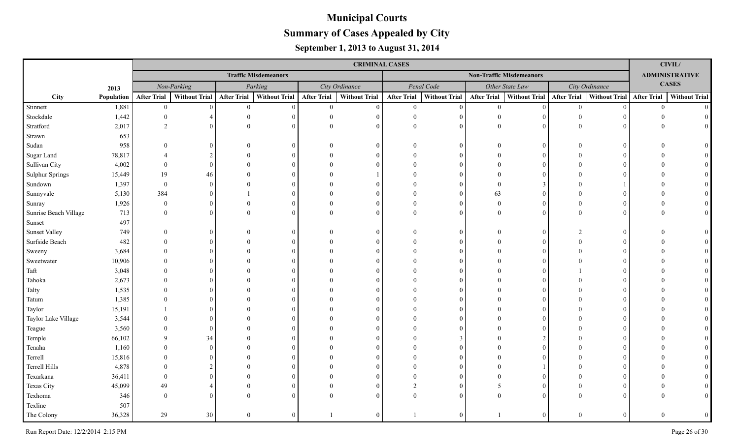# Municipal Courts

## Summary of Cases Appealed by City

### September 1, 2013 to August 31, 2014

| City | 2013 Population | CRIMINAL CASES | | | | | | | | | | | | CIVIL/ ADMINISTRATIVE CASES | |
|---|---|---|---|---|---|---|---|---|---|---|---|---|---|---|---|
| | | Traffic Misdemeanors | | | | | | Non-Traffic Misdemeanors | | | | | | | |
| | | Non-Parking | | Parking | | City Ordinance | | Penal Code | | Other State Law | | City Ordinance | | | |
| | | After Trial | Without Trial | After Trial | Without Trial | After Trial | Without Trial | After Trial | Without Trial | After Trial | Without Trial | After Trial | Without Trial | After Trial | Without Trial |
| Stinnett | 1,881 | 0 | 0 | 0 | 0 | 0 | 0 | 0 | 0 | 0 | 0 | 0 | 0 | 0 | 0 |
| Stockdale | 1,442 | 0 | 4 | 0 | 0 | 0 | 0 | 0 | 0 | 0 | 0 | 0 | 0 | 0 | 0 |
| Stratford | 2,017 | 2 | 0 | 0 | 0 | 0 | 0 | 0 | 0 | 0 | 0 | 0 | 0 | 0 | 0 |
| Strawn | 653 | | | | | | | | | | | | | | |
| Sudan | 958 | 0 | 0 | 0 | 0 | 0 | 0 | 0 | 0 | 0 | 0 | 0 | 0 | 0 | 0 |
| Sugar Land | 78,817 | 4 | 2 | 0 | 0 | 0 | 0 | 0 | 0 | 0 | 0 | 0 | 0 | 0 | 0 |
| Sullivan City | 4,002 | 0 | 0 | 0 | 0 | 0 | 0 | 0 | 0 | 0 | 0 | 0 | 0 | 0 | 0 |
| Sulphur Springs | 15,449 | 19 | 46 | 0 | 0 | 0 | 1 | 0 | 0 | 0 | 0 | 0 | 0 | 0 | 0 |
| Sundown | 1,397 | 0 | 0 | 0 | 0 | 0 | 0 | 0 | 0 | 0 | 3 | 0 | 1 | 0 | 0 |
| Sunnyvale | 5,130 | 384 | 0 | 1 | 0 | 0 | 0 | 0 | 0 | 63 | 0 | 0 | 0 | 0 | 0 |
| Sunray | 1,926 | 0 | 0 | 0 | 0 | 0 | 0 | 0 | 0 | 0 | 0 | 0 | 0 | 0 | 0 |
| Sunrise Beach Village | 713 | 0 | 0 | 0 | 0 | 0 | 0 | 0 | 0 | 0 | 0 | 0 | 0 | 0 | 0 |
| Sunset | 497 | | | | | | | | | | | | | | |
| Sunset Valley | 749 | 0 | 0 | 0 | 0 | 0 | 0 | 0 | 0 | 0 | 0 | 2 | 0 | 0 | 0 |
| Surfside Beach | 482 | 0 | 0 | 0 | 0 | 0 | 0 | 0 | 0 | 0 | 0 | 0 | 0 | 0 | 0 |
| Sweeny | 3,684 | 0 | 0 | 0 | 0 | 0 | 0 | 0 | 0 | 0 | 0 | 0 | 0 | 0 | 0 |
| Sweetwater | 10,906 | 0 | 0 | 0 | 0 | 0 | 0 | 0 | 0 | 0 | 0 | 0 | 0 | 0 | 0 |
| Taft | 3,048 | 0 | 0 | 0 | 0 | 0 | 0 | 0 | 0 | 0 | 0 | 1 | 0 | 0 | 0 |
| Tahoka | 2,673 | 0 | 0 | 0 | 0 | 0 | 0 | 0 | 0 | 0 | 0 | 0 | 0 | 0 | 0 |
| Talty | 1,535 | 0 | 0 | 0 | 0 | 0 | 0 | 0 | 0 | 0 | 0 | 0 | 0 | 0 | 0 |
| Tatum | 1,385 | 0 | 0 | 0 | 0 | 0 | 0 | 0 | 0 | 0 | 0 | 0 | 0 | 0 | 0 |
| Taylor | 15,191 | 1 | 0 | 0 | 0 | 0 | 0 | 0 | 0 | 0 | 0 | 0 | 0 | 0 | 0 |
| Taylor Lake Village | 3,544 | 0 | 0 | 0 | 0 | 0 | 0 | 0 | 0 | 0 | 0 | 0 | 0 | 0 | 0 |
| Teague | 3,560 | 0 | 0 | 0 | 0 | 0 | 0 | 0 | 0 | 0 | 0 | 0 | 0 | 0 | 0 |
| Temple | 66,102 | 9 | 34 | 0 | 0 | 0 | 0 | 0 | 3 | 0 | 2 | 0 | 0 | 0 | 0 |
| Tenaha | 1,160 | 0 | 0 | 0 | 0 | 0 | 0 | 0 | 0 | 0 | 0 | 0 | 0 | 0 | 0 |
| Terrell | 15,816 | 0 | 0 | 0 | 0 | 0 | 0 | 0 | 0 | 0 | 0 | 0 | 0 | 0 | 0 |
| Terrell Hills | 4,878 | 0 | 2 | 0 | 0 | 0 | 0 | 0 | 0 | 0 | 1 | 0 | 0 | 0 | 0 |
| Texarkana | 36,411 | 0 | 0 | 0 | 0 | 0 | 0 | 0 | 0 | 0 | 0 | 0 | 0 | 0 | 0 |
| Texas City | 45,099 | 49 | 4 | 0 | 0 | 0 | 0 | 2 | 0 | 5 | 0 | 0 | 0 | 0 | 0 |
| Texhoma | 346 | 0 | 0 | 0 | 0 | 0 | 0 | 0 | 0 | 0 | 0 | 0 | 0 | 0 | 0 |
| Texline | 507 | | | | | | | | | | | | | | |
| The Colony | 36,328 | 29 | 30 | 0 | 0 | 1 | 0 | 1 | 0 | 1 | 0 | 0 | 0 | 0 | 0 |

Run Report Date: 12/2/2014 2:15 PM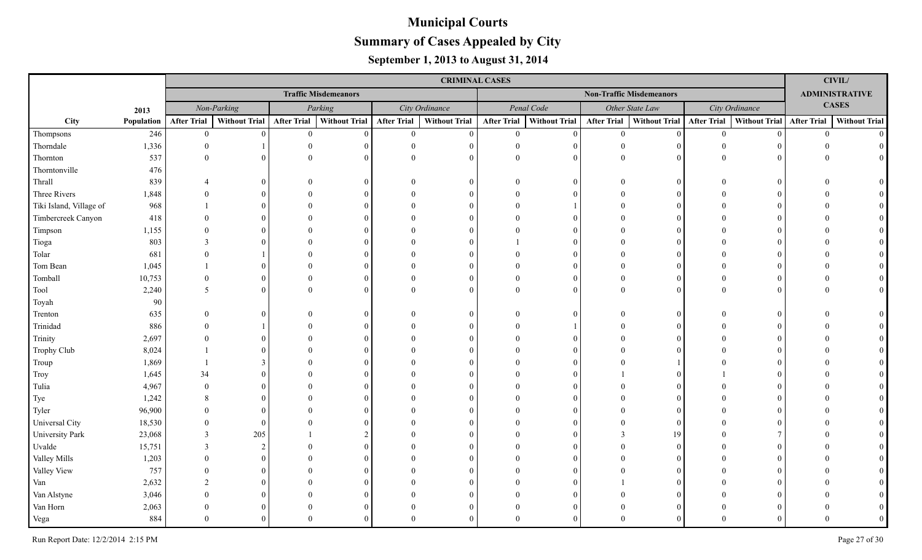# Municipal Courts

## Summary of Cases Appealed by City

### September 1, 2013 to August 31, 2014

| | | CRIMINAL CASES | | | | | | | | | | | | CIVIL/ ADMINISTRATIVE CASES | |
|---|---|---|---|---|---|---|---|---|---|---|---|---|---|---|---|
| | | Traffic Misdemeanors | | | | | | Non-Traffic Misdemeanors | | | | | | | |
| | 2013 | *Non-Parking* | | *Parking* | | *City Ordinance* | | *Penal Code* | | *Other State Law* | | *City Ordinance* | | | |
| City | Population | After Trial | Without Trial | After Trial | Without Trial | After Trial | Without Trial | After Trial | Without Trial | After Trial | Without Trial | After Trial | Without Trial | After Trial | Without Trial |
| Thompsons | 246 | 0 | 0 | 0 | 0 | 0 | 0 | 0 | 0 | 0 | 0 | 0 | 0 | 0 | 0 |
| Thorndale | 1,336 | 0 | 1 | 0 | 0 | 0 | 0 | 0 | 0 | 0 | 0 | 0 | 0 | 0 | 0 |
| Thornton | 537 | 0 | 0 | 0 | 0 | 0 | 0 | 0 | 0 | 0 | 0 | 0 | 0 | 0 | 0 |
| Thorntonville | 476 | | | | | | | | | | | | | | |
| Thrall | 839 | 4 | 0 | 0 | 0 | 0 | 0 | 0 | 0 | 0 | 0 | 0 | 0 | 0 | 0 |
| Three Rivers | 1,848 | 0 | 0 | 0 | 0 | 0 | 0 | 0 | 0 | 0 | 0 | 0 | 0 | 0 | 0 |
| Tiki Island, Village of | 968 | 1 | 0 | 0 | 0 | 0 | 0 | 0 | 1 | 0 | 0 | 0 | 0 | 0 | 0 |
| Timbercreek Canyon | 418 | 0 | 0 | 0 | 0 | 0 | 0 | 0 | 0 | 0 | 0 | 0 | 0 | 0 | 0 |
| Timpson | 1,155 | 0 | 0 | 0 | 0 | 0 | 0 | 0 | 0 | 0 | 0 | 0 | 0 | 0 | 0 |
| Tioga | 803 | 3 | 0 | 0 | 0 | 0 | 0 | 1 | 0 | 0 | 0 | 0 | 0 | 0 | 0 |
| Tolar | 681 | 0 | 1 | 0 | 0 | 0 | 0 | 0 | 0 | 0 | 0 | 0 | 0 | 0 | 0 |
| Tom Bean | 1,045 | 1 | 0 | 0 | 0 | 0 | 0 | 0 | 0 | 0 | 0 | 0 | 0 | 0 | 0 |
| Tomball | 10,753 | 0 | 0 | 0 | 0 | 0 | 0 | 0 | 0 | 0 | 0 | 0 | 0 | 0 | 0 |
| Tool | 2,240 | 5 | 0 | 0 | 0 | 0 | 0 | 0 | 0 | 0 | 0 | 0 | 0 | 0 | 0 |
| Toyah | 90 | | | | | | | | | | | | | | |
| Trenton | 635 | 0 | 0 | 0 | 0 | 0 | 0 | 0 | 0 | 0 | 0 | 0 | 0 | 0 | 0 |
| Trinidad | 886 | 0 | 1 | 0 | 0 | 0 | 0 | 0 | 1 | 0 | 0 | 0 | 0 | 0 | 0 |
| Trinity | 2,697 | 0 | 0 | 0 | 0 | 0 | 0 | 0 | 0 | 0 | 0 | 0 | 0 | 0 | 0 |
| Trophy Club | 8,024 | 1 | 0 | 0 | 0 | 0 | 0 | 0 | 0 | 0 | 0 | 0 | 0 | 0 | 0 |
| Troup | 1,869 | 1 | 3 | 0 | 0 | 0 | 0 | 0 | 0 | 0 | 1 | 0 | 0 | 0 | 0 |
| Troy | 1,645 | 34 | 0 | 0 | 0 | 0 | 0 | 0 | 0 | 1 | 0 | 1 | 0 | 0 | 0 |
| Tulia | 4,967 | 0 | 0 | 0 | 0 | 0 | 0 | 0 | 0 | 0 | 0 | 0 | 0 | 0 | 0 |
| Tye | 1,242 | 8 | 0 | 0 | 0 | 0 | 0 | 0 | 0 | 0 | 0 | 0 | 0 | 0 | 0 |
| Tyler | 96,900 | 0 | 0 | 0 | 0 | 0 | 0 | 0 | 0 | 0 | 0 | 0 | 0 | 0 | 0 |
| Universal City | 18,530 | 0 | 0 | 0 | 0 | 0 | 0 | 0 | 0 | 0 | 0 | 0 | 0 | 0 | 0 |
| University Park | 23,068 | 3 | 205 | 1 | 2 | 0 | 0 | 0 | 0 | 3 | 19 | 0 | 7 | 0 | 0 |
| Uvalde | 15,751 | 3 | 2 | 0 | 0 | 0 | 0 | 0 | 0 | 0 | 0 | 0 | 0 | 0 | 0 |
| Valley Mills | 1,203 | 0 | 0 | 0 | 0 | 0 | 0 | 0 | 0 | 0 | 0 | 0 | 0 | 0 | 0 |
| Valley View | 757 | 0 | 0 | 0 | 0 | 0 | 0 | 0 | 0 | 0 | 0 | 0 | 0 | 0 | 0 |
| Van | 2,632 | 2 | 0 | 0 | 0 | 0 | 0 | 0 | 0 | 1 | 0 | 0 | 0 | 0 | 0 |
| Van Alstyne | 3,046 | 0 | 0 | 0 | 0 | 0 | 0 | 0 | 0 | 0 | 0 | 0 | 0 | 0 | 0 |
| Van Horn | 2,063 | 0 | 0 | 0 | 0 | 0 | 0 | 0 | 0 | 0 | 0 | 0 | 0 | 0 | 0 |
| Vega | 884 | 0 | 0 | 0 | 0 | 0 | 0 | 0 | 0 | 0 | 0 | 0 | 0 | 0 | 0 |

Run Report Date: 12/2/2014 2:15 PM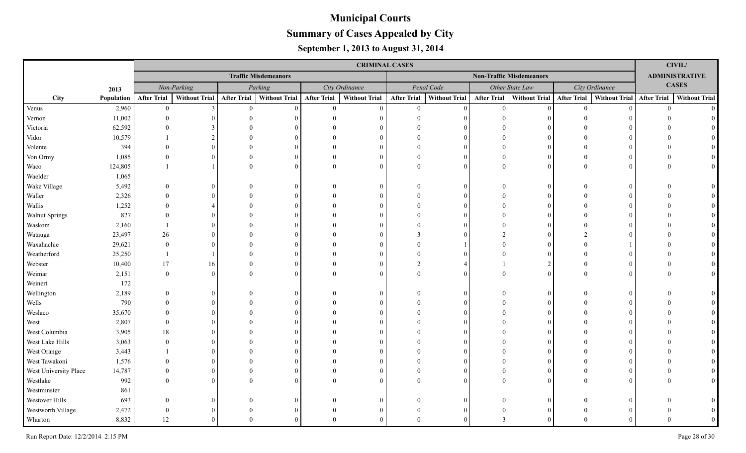# Municipal Courts

## Summary of Cases Appealed by City

### September 1, 2013 to August 31, 2014

| | | CRIMINAL CASES | | | | | | | | | | | | CIVIL/ ADMINISTRATIVE CASES | |
|---|---|---|---|---|---|---|---|---|---|---|---|---|---|---|---|
| | | Traffic Misdemeanors | | | | | | Non-Traffic Misdemeanors | | | | | | | |
| | 2013 | Non-Parking | | Parking | | City Ordinance | | Penal Code | | Other State Law | | City Ordinance | | | |
| City | Population | After Trial | Without Trial | After Trial | Without Trial | After Trial | Without Trial | After Trial | Without Trial | After Trial | Without Trial | After Trial | Without Trial | After Trial | Without Trial |
| Venus | 2,960 | 0 | 3 | 0 | 0 | 0 | 0 | 0 | 0 | 0 | 0 | 0 | 0 | 0 | 0 |
| Vernon | 11,002 | 0 | 0 | 0 | 0 | 0 | 0 | 0 | 0 | 0 | 0 | 0 | 0 | 0 | 0 |
| Victoria | 62,592 | 0 | 3 | 0 | 0 | 0 | 0 | 0 | 0 | 0 | 0 | 0 | 0 | 0 | 0 |
| Vidor | 10,579 | 1 | 2 | 0 | 0 | 0 | 0 | 0 | 0 | 0 | 0 | 0 | 0 | 0 | 0 |
| Volente | 394 | 0 | 0 | 0 | 0 | 0 | 0 | 0 | 0 | 0 | 0 | 0 | 0 | 0 | 0 |
| Von Ormy | 1,085 | 0 | 0 | 0 | 0 | 0 | 0 | 0 | 0 | 0 | 0 | 0 | 0 | 0 | 0 |
| Waco | 124,805 | 1 | 1 | 0 | 0 | 0 | 0 | 0 | 0 | 0 | 0 | 0 | 0 | 0 | 0 |
| Waelder | 1,065 | | | | | | | | | | | | | | |
| Wake Village | 5,492 | 0 | 0 | 0 | 0 | 0 | 0 | 0 | 0 | 0 | 0 | 0 | 0 | 0 | 0 |
| Waller | 2,326 | 0 | 0 | 0 | 0 | 0 | 0 | 0 | 0 | 0 | 0 | 0 | 0 | 0 | 0 |
| Wallis | 1,252 | 0 | 4 | 0 | 0 | 0 | 0 | 0 | 0 | 0 | 0 | 0 | 0 | 0 | 0 |
| Walnut Springs | 827 | 0 | 0 | 0 | 0 | 0 | 0 | 0 | 0 | 0 | 0 | 0 | 0 | 0 | 0 |
| Waskom | 2,160 | 1 | 0 | 0 | 0 | 0 | 0 | 0 | 0 | 0 | 0 | 0 | 0 | 0 | 0 |
| Watauga | 23,497 | 26 | 0 | 0 | 0 | 0 | 0 | 3 | 0 | 2 | 0 | 2 | 0 | 0 | 0 |
| Waxahachie | 29,621 | 0 | 0 | 0 | 0 | 0 | 0 | 0 | 1 | 0 | 0 | 0 | 1 | 0 | 0 |
| Weatherford | 25,250 | 1 | 1 | 0 | 0 | 0 | 0 | 0 | 0 | 0 | 0 | 0 | 0 | 0 | 0 |
| Webster | 10,400 | 17 | 16 | 0 | 0 | 0 | 0 | 2 | 4 | 1 | 2 | 0 | 0 | 0 | 0 |
| Weimar | 2,151 | 0 | 0 | 0 | 0 | 0 | 0 | 0 | 0 | 0 | 0 | 0 | 0 | 0 | 0 |
| Weinert | 172 | | | | | | | | | | | | | | |
| Wellington | 2,189 | 0 | 0 | 0 | 0 | 0 | 0 | 0 | 0 | 0 | 0 | 0 | 0 | 0 | 0 |
| Wells | 790 | 0 | 0 | 0 | 0 | 0 | 0 | 0 | 0 | 0 | 0 | 0 | 0 | 0 | 0 |
| Weslaco | 35,670 | 0 | 0 | 0 | 0 | 0 | 0 | 0 | 0 | 0 | 0 | 0 | 0 | 0 | 0 |
| West | 2,807 | 0 | 0 | 0 | 0 | 0 | 0 | 0 | 0 | 0 | 0 | 0 | 0 | 0 | 0 |
| West Columbia | 3,905 | 18 | 0 | 0 | 0 | 0 | 0 | 0 | 0 | 0 | 0 | 0 | 0 | 0 | 0 |
| West Lake Hills | 3,063 | 0 | 0 | 0 | 0 | 0 | 0 | 0 | 0 | 0 | 0 | 0 | 0 | 0 | 0 |
| West Orange | 3,443 | 1 | 0 | 0 | 0 | 0 | 0 | 0 | 0 | 0 | 0 | 0 | 0 | 0 | 0 |
| West Tawakoni | 1,576 | 0 | 0 | 0 | 0 | 0 | 0 | 0 | 0 | 0 | 0 | 0 | 0 | 0 | 0 |
| West University Place | 14,787 | 0 | 0 | 0 | 0 | 0 | 0 | 0 | 0 | 0 | 0 | 0 | 0 | 0 | 0 |
| Westlake | 992 | 0 | 0 | 0 | 0 | 0 | 0 | 0 | 0 | 0 | 0 | 0 | 0 | 0 | 0 |
| Westminster | 861 | | | | | | | | | | | | | | |
| Westover Hills | 693 | 0 | 0 | 0 | 0 | 0 | 0 | 0 | 0 | 0 | 0 | 0 | 0 | 0 | 0 |
| Westworth Village | 2,472 | 0 | 0 | 0 | 0 | 0 | 0 | 0 | 0 | 0 | 0 | 0 | 0 | 0 | 0 |
| Wharton | 8,832 | 12 | 0 | 0 | 0 | 0 | 0 | 0 | 0 | 3 | 0 | 0 | 0 | 0 | 0 |

Run Report Date: 12/2/2014 2:15 PM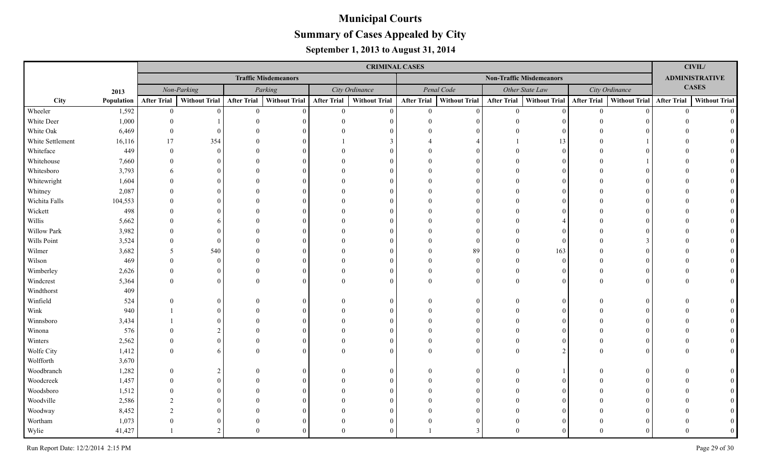# Municipal Courts

## Summary of Cases Appealed by City

### September 1, 2013 to August 31, 2014

| | | CRIMINAL CASES | | | | | | | | | | | | CIVIL/ ADMINISTRATIVE CASES | |
|---|---|---|---|---|---|---|---|---|---|---|---|---|---|---|---|
| | | Traffic Misdemeanors | | | | | | Non-Traffic Misdemeanors | | | | | | | |
| | 2013 | Non-Parking | | Parking | | City Ordinance | | Penal Code | | Other State Law | | City Ordinance | | | |
| City | Population | After Trial | Without Trial | After Trial | Without Trial | After Trial | Without Trial | After Trial | Without Trial | After Trial | Without Trial | After Trial | Without Trial | After Trial | Without Trial |
| Wheeler | 1,592 | 0 | 0 | 0 | 0 | 0 | 0 | 0 | 0 | 0 | 0 | 0 | 0 | 0 | 0 |
| White Deer | 1,000 | 0 | 1 | 0 | 0 | 0 | 0 | 0 | 0 | 0 | 0 | 0 | 0 | 0 | 0 |
| White Oak | 6,469 | 0 | 0 | 0 | 0 | 0 | 0 | 0 | 0 | 0 | 0 | 0 | 0 | 0 | 0 |
| White Settlement | 16,116 | 17 | 354 | 0 | 0 | 1 | 3 | 4 | 4 | 1 | 13 | 0 | 1 | 0 | 0 |
| Whiteface | 449 | 0 | 0 | 0 | 0 | 0 | 0 | 0 | 0 | 0 | 0 | 0 | 0 | 0 | 0 |
| Whitehouse | 7,660 | 0 | 0 | 0 | 0 | 0 | 0 | 0 | 0 | 0 | 0 | 0 | 1 | 0 | 0 |
| Whitesboro | 3,793 | 6 | 0 | 0 | 0 | 0 | 0 | 0 | 0 | 0 | 0 | 0 | 0 | 0 | 0 |
| Whitewright | 1,604 | 0 | 0 | 0 | 0 | 0 | 0 | 0 | 0 | 0 | 0 | 0 | 0 | 0 | 0 |
| Whitney | 2,087 | 0 | 0 | 0 | 0 | 0 | 0 | 0 | 0 | 0 | 0 | 0 | 0 | 0 | 0 |
| Wichita Falls | 104,553 | 0 | 0 | 0 | 0 | 0 | 0 | 0 | 0 | 0 | 0 | 0 | 0 | 0 | 0 |
| Wickett | 498 | 0 | 0 | 0 | 0 | 0 | 0 | 0 | 0 | 0 | 0 | 0 | 0 | 0 | 0 |
| Willis | 5,662 | 0 | 6 | 0 | 0 | 0 | 0 | 0 | 0 | 0 | 4 | 0 | 0 | 0 | 0 |
| Willow Park | 3,982 | 0 | 0 | 0 | 0 | 0 | 0 | 0 | 0 | 0 | 0 | 0 | 0 | 0 | 0 |
| Wills Point | 3,524 | 0 | 0 | 0 | 0 | 0 | 0 | 0 | 0 | 0 | 0 | 0 | 3 | 0 | 0 |
| Wilmer | 3,682 | 5 | 540 | 0 | 0 | 0 | 0 | 0 | 89 | 0 | 163 | 0 | 0 | 0 | 0 |
| Wilson | 469 | 0 | 0 | 0 | 0 | 0 | 0 | 0 | 0 | 0 | 0 | 0 | 0 | 0 | 0 |
| Wimberley | 2,626 | 0 | 0 | 0 | 0 | 0 | 0 | 0 | 0 | 0 | 0 | 0 | 0 | 0 | 0 |
| Windcrest | 5,364 | 0 | 0 | 0 | 0 | 0 | 0 | 0 | 0 | 0 | 0 | 0 | 0 | 0 | 0 |
| Windthorst | 409 | | | | | | | | | | | | | | |
| Winfield | 524 | 0 | 0 | 0 | 0 | 0 | 0 | 0 | 0 | 0 | 0 | 0 | 0 | 0 | 0 |
| Wink | 940 | 1 | 0 | 0 | 0 | 0 | 0 | 0 | 0 | 0 | 0 | 0 | 0 | 0 | 0 |
| Winnsboro | 3,434 | 1 | 0 | 0 | 0 | 0 | 0 | 0 | 0 | 0 | 0 | 0 | 0 | 0 | 0 |
| Winona | 576 | 0 | 2 | 0 | 0 | 0 | 0 | 0 | 0 | 0 | 0 | 0 | 0 | 0 | 0 |
| Winters | 2,562 | 0 | 0 | 0 | 0 | 0 | 0 | 0 | 0 | 0 | 0 | 0 | 0 | 0 | 0 |
| Wolfe City | 1,412 | 0 | 6 | 0 | 0 | 0 | 0 | 0 | 0 | 0 | 2 | 0 | 0 | 0 | 0 |
| Wolfforth | 3,670 | | | | | | | | | | | | | | |
| Woodbranch | 1,282 | 0 | 2 | 0 | 0 | 0 | 0 | 0 | 0 | 0 | 1 | 0 | 0 | 0 | 0 |
| Woodcreek | 1,457 | 0 | 0 | 0 | 0 | 0 | 0 | 0 | 0 | 0 | 0 | 0 | 0 | 0 | 0 |
| Woodsboro | 1,512 | 0 | 0 | 0 | 0 | 0 | 0 | 0 | 0 | 0 | 0 | 0 | 0 | 0 | 0 |
| Woodville | 2,586 | 2 | 0 | 0 | 0 | 0 | 0 | 0 | 0 | 0 | 0 | 0 | 0 | 0 | 0 |
| Woodway | 8,452 | 2 | 0 | 0 | 0 | 0 | 0 | 0 | 0 | 0 | 0 | 0 | 0 | 0 | 0 |
| Wortham | 1,073 | 0 | 0 | 0 | 0 | 0 | 0 | 0 | 0 | 0 | 0 | 0 | 0 | 0 | 0 |
| Wylie | 41,427 | 1 | 2 | 0 | 0 | 0 | 0 | 1 | 3 | 0 | 0 | 0 | 0 | 0 | 0 |

Run Report Date: 12/2/2014 2:15 PM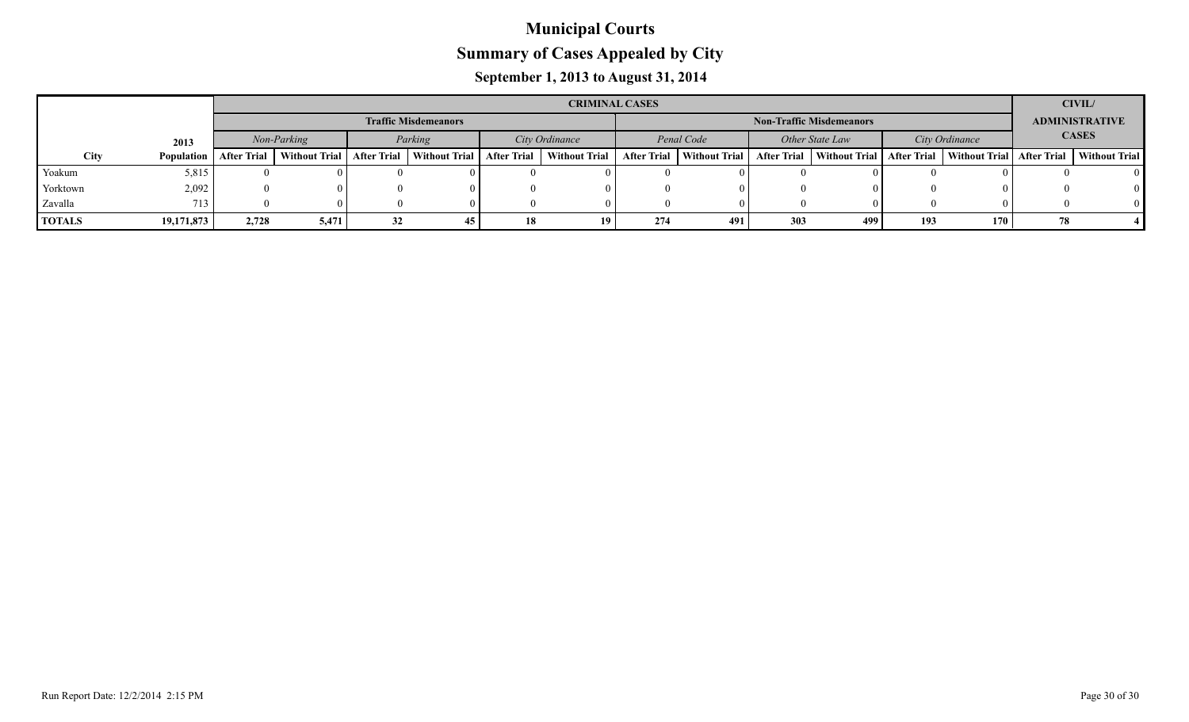# Municipal Courts

## Summary of Cases Appealed by City

### September 1, 2013 to August 31, 2014

| | | CRIMINAL CASES | | | | | | | | | | | | CIVIL/ ADMINISTRATIVE CASES | |
|---|---|---|---|---|---|---|---|---|---|---|---|---|---|---|---|
| | | Traffic Misdemeanors | | | | | | Non-Traffic Misdemeanors | | | | | | | |
| | 2013 | *Non-Parking* | | *Parking* | | *City Ordinance* | | *Penal Code* | | *Other State Law* | | *City Ordinance* | | | |
| City | Population | After Trial | Without Trial | After Trial | Without Trial | After Trial | Without Trial | After Trial | Without Trial | After Trial | Without Trial | After Trial | Without Trial | After Trial | Without Trial |
| Yoakum | 5,815 | 0 | 0 | 0 | 0 | 0 | 0 | 0 | 0 | 0 | 0 | 0 | 0 | 0 | 0 |
| Yorktown | 2,092 | 0 | 0 | 0 | 0 | 0 | 0 | 0 | 0 | 0 | 0 | 0 | 0 | 0 | 0 |
| Zavalla | 713 | 0 | 0 | 0 | 0 | 0 | 0 | 0 | 0 | 0 | 0 | 0 | 0 | 0 | 0 |
| **TOTALS** | **19,171,873** | **2,728** | **5,471** | **32** | **45** | **18** | **19** | **274** | **491** | **303** | **499** | **193** | **170** | **78** | **4** |

Run Report Date: 12/2/2014 2:15 PM